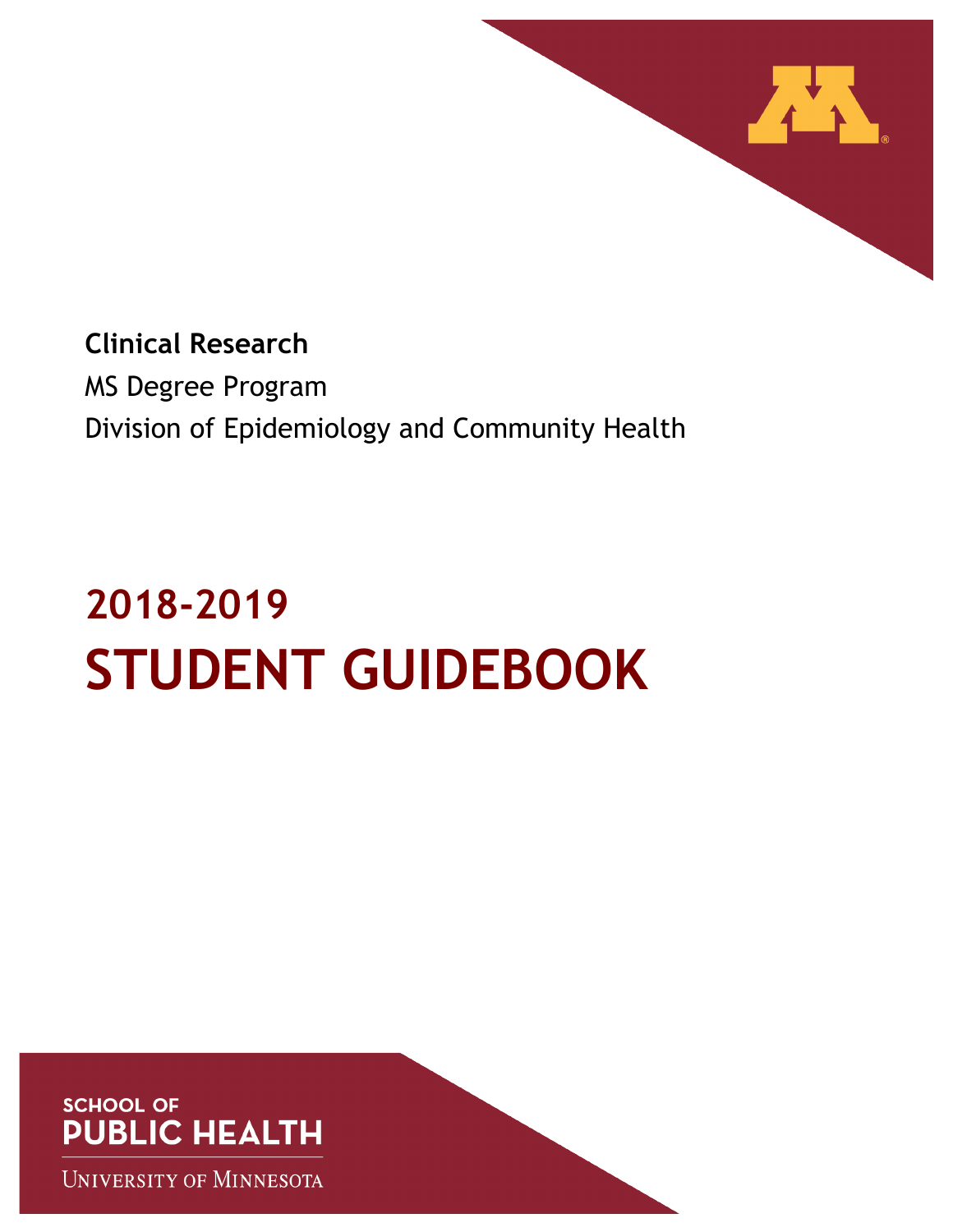**Clinical Research**

MS Degree Program

Division of Epidemiology and Community Health

# 2018-2019
# STUDENT GUIDEBOOK

SCHOOL OF
PUBLIC HEALTH

UNIVERSITY OF MINNESOTA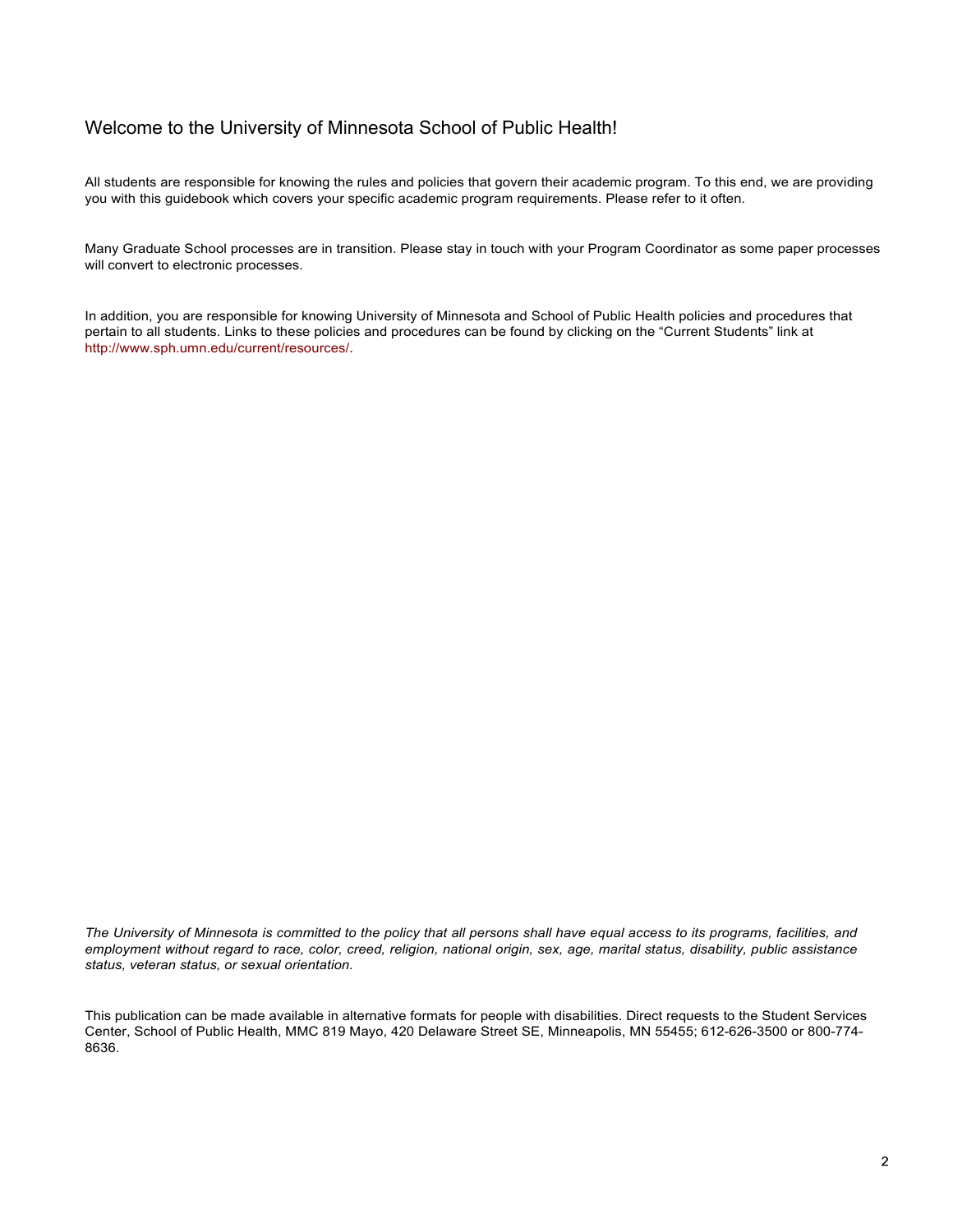# Welcome to the University of Minnesota School of Public Health!

All students are responsible for knowing the rules and policies that govern their academic program. To this end, we are providing you with this guidebook which covers your specific academic program requirements. Please refer to it often.

Many Graduate School processes are in transition. Please stay in touch with your Program Coordinator as some paper processes will convert to electronic processes.

In addition, you are responsible for knowing University of Minnesota and School of Public Health policies and procedures that pertain to all students. Links to these policies and procedures can be found by clicking on the "Current Students" link at http://www.sph.umn.edu/current/resources/.

*The University of Minnesota is committed to the policy that all persons shall have equal access to its programs, facilities, and employment without regard to race, color, creed, religion, national origin, sex, age, marital status, disability, public assistance status, veteran status, or sexual orientation.*

This publication can be made available in alternative formats for people with disabilities. Direct requests to the Student Services Center, School of Public Health, MMC 819 Mayo, 420 Delaware Street SE, Minneapolis, MN 55455; 612-626-3500 or 800-774-8636.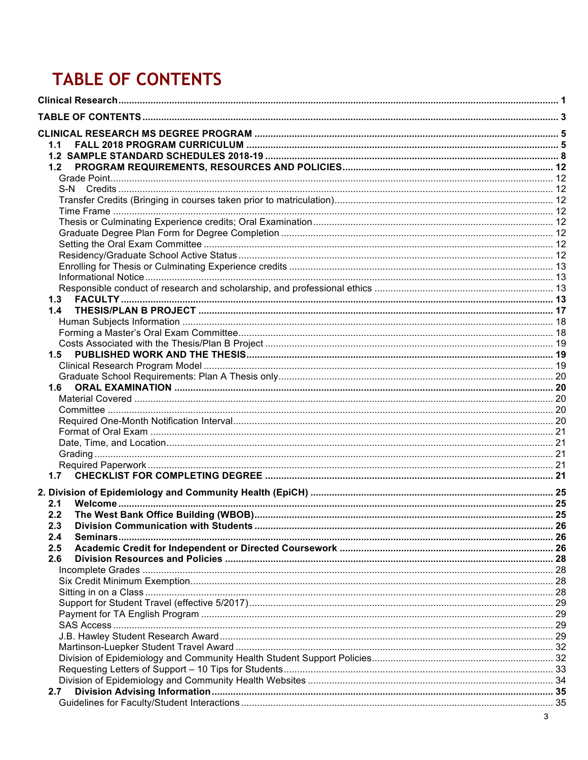# TABLE OF CONTENTS

**Clinical Research** ..... 1

**TABLE OF CONTENTS** ..... 3

**CLINICAL RESEARCH MS DEGREE PROGRAM** ..... 5

- **1.1 FALL 2018 PROGRAM CURRICULUM** ..... 5
- **1.2 SAMPLE STANDARD SCHEDULES 2018-19** ..... 8
- **1.2 PROGRAM REQUIREMENTS, RESOURCES AND POLICIES** ..... 12
  - Grade Point ..... 12
  - S-N Credits ..... 12
  - Transfer Credits (Bringing in courses taken prior to matriculation) ..... 12
  - Time Frame ..... 12
  - Thesis or Culminating Experience credits; Oral Examination ..... 12
  - Graduate Degree Plan Form for Degree Completion ..... 12
  - Setting the Oral Exam Committee ..... 12
  - Residency/Graduate School Active Status ..... 12
  - Enrolling for Thesis or Culminating Experience credits ..... 13
  - Informational Notice ..... 13
  - Responsible conduct of research and scholarship, and professional ethics ..... 13
- **1.3 FACULTY** ..... 13
- **1.4 THESIS/PLAN B PROJECT** ..... 17
  - Human Subjects Information ..... 18
  - Forming a Master's Oral Exam Committee ..... 18
  - Costs Associated with the Thesis/Plan B Project ..... 19
- **1.5 PUBLISHED WORK AND THE THESIS** ..... 19
  - Clinical Research Program Model ..... 19
  - Graduate School Requirements: Plan A Thesis only ..... 20
- **1.6 ORAL EXAMINATION** ..... 20
  - Material Covered ..... 20
  - Committee ..... 20
  - Required One-Month Notification Interval ..... 20
  - Format of Oral Exam ..... 21
  - Date, Time, and Location ..... 21
  - Grading ..... 21
  - Required Paperwork ..... 21
- **1.7 CHECKLIST FOR COMPLETING DEGREE** ..... 21

**2. Division of Epidemiology and Community Health (EpiCH)** ..... 25

- **2.1 Welcome** ..... 25
- **2.2 The West Bank Office Building (WBOB)** ..... 25
- **2.3 Division Communication with Students** ..... 26
- **2.4 Seminars** ..... 26
- **2.5 Academic Credit for Independent or Directed Coursework** ..... 26
- **2.6 Division Resources and Policies** ..... 28
  - Incomplete Grades ..... 28
  - Six Credit Minimum Exemption ..... 28
  - Sitting in on a Class ..... 28
  - Support for Student Travel (effective 5/2017) ..... 29
  - Payment for TA English Program ..... 29
  - SAS Access ..... 29
  - J.B. Hawley Student Research Award ..... 29
  - Martinson-Luepker Student Travel Award ..... 32
  - Division of Epidemiology and Community Health Student Support Policies ..... 32
  - Requesting Letters of Support – 10 Tips for Students ..... 33
  - Division of Epidemiology and Community Health Websites ..... 34
- **2.7 Division Advising Information** ..... 35
  - Guidelines for Faculty/Student Interactions ..... 35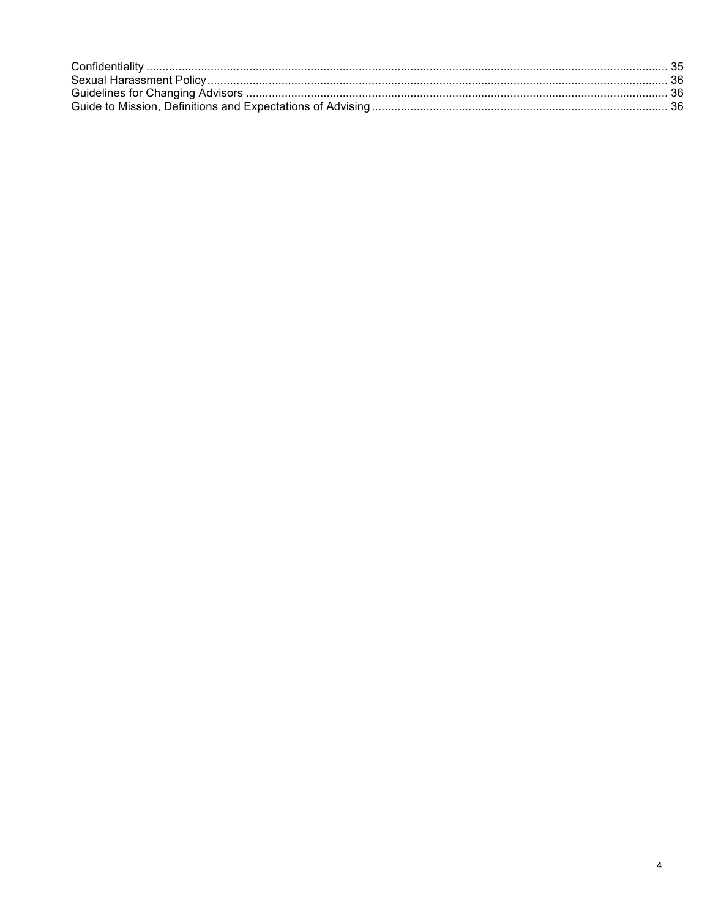Confidentiality ........................................................................................................................................................ 35
Sexual Harassment Policy............................................................................................................................................. 36
Guidelines for Changing Advisors ................................................................................................................................. 36
Guide to Mission, Definitions and Expectations of Advising........................................................................................... 36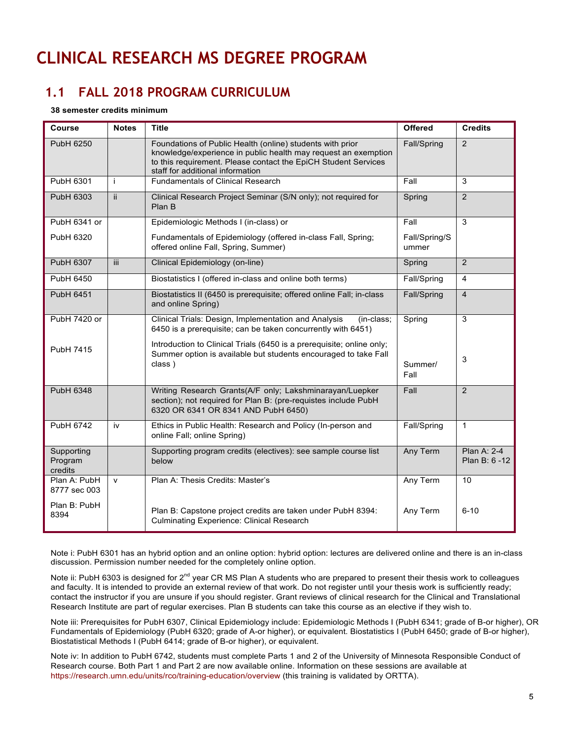# CLINICAL RESEARCH MS DEGREE PROGRAM

## 1.1 FALL 2018 PROGRAM CURRICULUM

**38 semester credits minimum**

| Course | Notes | Title | Offered | Credits |
|---|---|---|---|---|
| PubH 6250 | | Foundations of Public Health (online) students with prior knowledge/experience in public health may request an exemption to this requirement. Please contact the EpiCH Student Services staff for additional information | Fall/Spring | 2 |
| PubH 6301 | i | Fundamentals of Clinical Research | Fall | 3 |
| PubH 6303 | ii | Clinical Research Project Seminar (S/N only); not required for Plan B | Spring | 2 |
| PubH 6341 or<br><br>PubH 6320 | | Epidemiologic Methods I (in-class) or<br><br>Fundamentals of Epidemiology (offered in-class Fall, Spring; offered online Fall, Spring, Summer) | Fall<br><br>Fall/Spring/Summer | 3 |
| PubH 6307 | iii | Clinical Epidemiology (on-line) | Spring | 2 |
| PubH 6450 | | Biostatistics I (offered in-class and online both terms) | Fall/Spring | 4 |
| PubH 6451 | | Biostatistics II (6450 is prerequisite; offered online Fall; in-class and online Spring) | Fall/Spring | 4 |
| PubH 7420 or<br><br>PubH 7415 | | Clinical Trials: Design, Implementation and Analysis (in-class; 6450 is a prerequisite; can be taken concurrently with 6451)<br><br>Introduction to Clinical Trials (6450 is a prerequisite; online only; Summer option is available but students encouraged to take Fall class ) | Spring<br><br>Summer/ Fall | 3<br><br>3 |
| PubH 6348 | | Writing Research Grants(A/F only; Lakshminarayan/Luepker section); not required for Plan B: (pre-requistes include PubH 6320 OR 6341 OR 8341 AND PubH 6450) | Fall | 2 |
| PubH 6742 | iv | Ethics in Public Health: Research and Policy (In-person and online Fall; online Spring) | Fall/Spring | 1 |
| Supporting Program credits | | Supporting program credits (electives): see sample course list below | Any Term | Plan A: 2-4<br>Plan B: 6 -12 |
| Plan A: PubH 8777 sec 003<br><br>Plan B: PubH 8394 | v | Plan A: Thesis Credits: Master's<br><br>Plan B: Capstone project credits are taken under PubH 8394: Culminating Experience: Clinical Research | Any Term<br><br>Any Term | 10<br><br>6-10 |

Note i: PubH 6301 has an hybrid option and an online option: hybrid option: lectures are delivered online and there is an in-class discussion. Permission number needed for the completely online option.

Note ii: PubH 6303 is designed for 2nd year CR MS Plan A students who are prepared to present their thesis work to colleagues and faculty. It is intended to provide an external review of that work. Do not register until your thesis work is sufficiently ready; contact the instructor if you are unsure if you should register. Grant reviews of clinical research for the Clinical and Translational Research Institute are part of regular exercises. Plan B students can take this course as an elective if they wish to.

Note iii: Prerequisites for PubH 6307, Clinical Epidemiology include: Epidemiologic Methods I (PubH 6341; grade of B-or higher), OR Fundamentals of Epidemiology (PubH 6320; grade of A-or higher), or equivalent. Biostatistics I (PubH 6450; grade of B-or higher), Biostatistical Methods I (PubH 6414; grade of B-or higher), or equivalent.

Note iv: In addition to PubH 6742, students must complete Parts 1 and 2 of the University of Minnesota Responsible Conduct of Research course. Both Part 1 and Part 2 are now available online. Information on these sessions are available at https://research.umn.edu/units/rco/training-education/overview (this training is validated by ORTTA).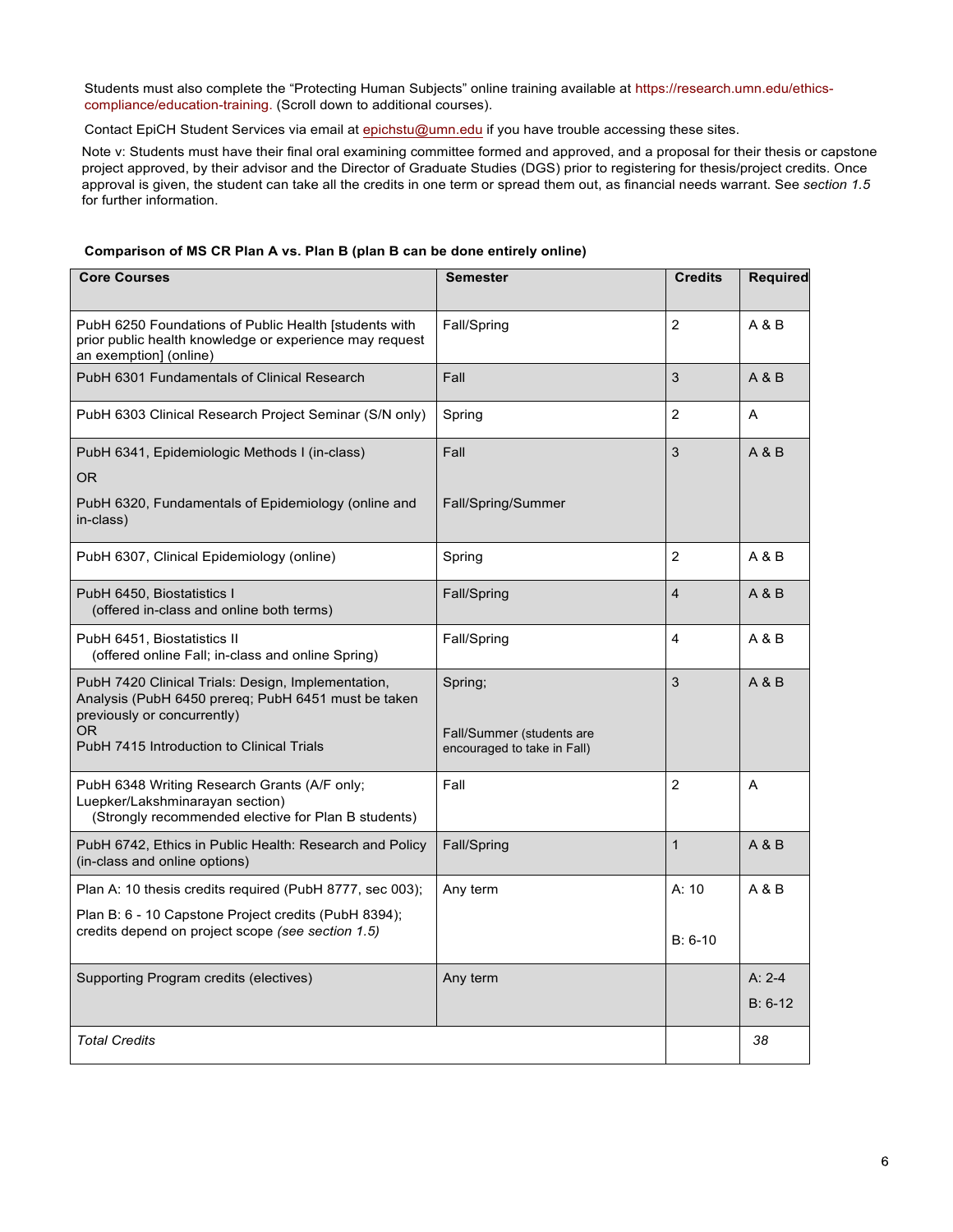Students must also complete the "Protecting Human Subjects" online training available at https://research.umn.edu/ethics-compliance/education-training. (Scroll down to additional courses).

Contact EpiCH Student Services via email at epichstu@umn.edu if you have trouble accessing these sites.

Note v: Students must have their final oral examining committee formed and approved, and a proposal for their thesis or capstone project approved, by their advisor and the Director of Graduate Studies (DGS) prior to registering for thesis/project credits. Once approval is given, the student can take all the credits in one term or spread them out, as financial needs warrant. See *section 1.5* for further information.

**Comparison of MS CR Plan A vs. Plan B (plan B can be done entirely online)**

| Core Courses | Semester | Credits | Required |
|---|---|---|---|
| PubH 6250 Foundations of Public Health [students with prior public health knowledge or experience may request an exemption] (online) | Fall/Spring | 2 | A & B |
| PubH 6301 Fundamentals of Clinical Research | Fall | 3 | A & B |
| PubH 6303 Clinical Research Project Seminar (S/N only) | Spring | 2 | A |
| PubH 6341, Epidemiologic Methods I (in-class)<br>OR<br>PubH 6320, Fundamentals of Epidemiology (online and in-class) | Fall<br><br>Fall/Spring/Summer | 3 | A & B |
| PubH 6307, Clinical Epidemiology (online) | Spring | 2 | A & B |
| PubH 6450, Biostatistics I (offered in-class and online both terms) | Fall/Spring | 4 | A & B |
| PubH 6451, Biostatistics II (offered online Fall; in-class and online Spring) | Fall/Spring | 4 | A & B |
| PubH 7420 Clinical Trials: Design, Implementation, Analysis (PubH 6450 prereq; PubH 6451 must be taken previously or concurrently)<br>OR<br>PubH 7415 Introduction to Clinical Trials | Spring;<br><br>Fall/Summer (students are encouraged to take in Fall) | 3 | A & B |
| PubH 6348 Writing Research Grants (A/F only; Luepker/Lakshminarayan section) (Strongly recommended elective for Plan B students) | Fall | 2 | A |
| PubH 6742, Ethics in Public Health: Research and Policy (in-class and online options) | Fall/Spring | 1 | A & B |
| Plan A: 10 thesis credits required (PubH 8777, sec 003);<br>Plan B: 6 - 10 Capstone Project credits (PubH 8394); credits depend on project scope *(see section 1.5)* | Any term | A: 10<br><br>B: 6-10 | A & B |
| Supporting Program credits (electives) | Any term | | A: 2-4<br>B: 6-12 |
| *Total Credits* | | | *38* |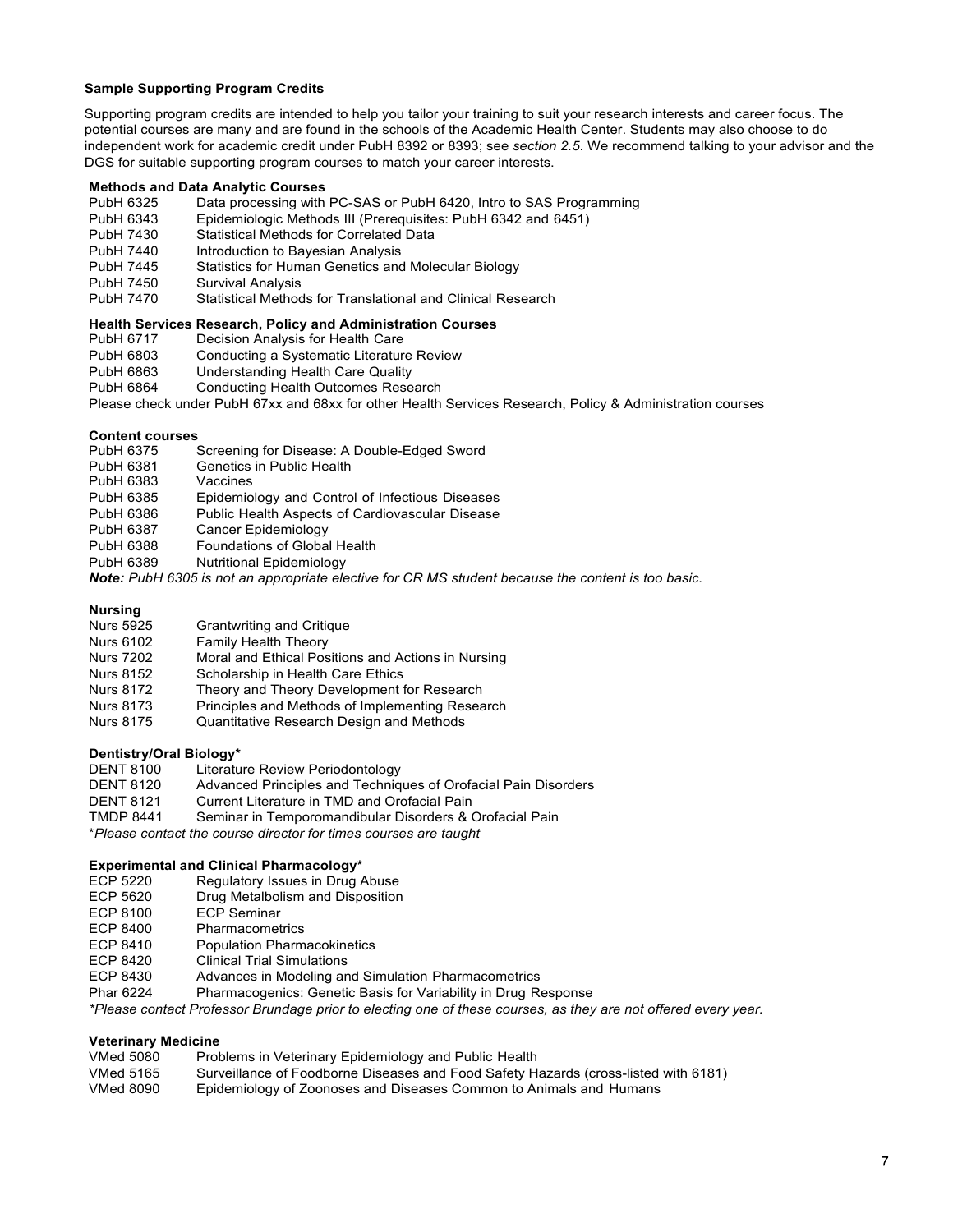### Sample Supporting Program Credits

Supporting program credits are intended to help you tailor your training to suit your research interests and career focus. The potential courses are many and are found in the schools of the Academic Health Center. Students may also choose to do independent work for academic credit under PubH 8392 or 8393; see *section 2.5*. We recommend talking to your advisor and the DGS for suitable supporting program courses to match your career interests.

#### Methods and Data Analytic Courses

| | |
|---|---|
| PubH 6325 | Data processing with PC-SAS or PubH 6420, Intro to SAS Programming |
| PubH 6343 | Epidemiologic Methods III (Prerequisites: PubH 6342 and 6451) |
| PubH 7430 | Statistical Methods for Correlated Data |
| PubH 7440 | Introduction to Bayesian Analysis |
| PubH 7445 | Statistics for Human Genetics and Molecular Biology |
| PubH 7450 | Survival Analysis |
| PubH 7470 | Statistical Methods for Translational and Clinical Research |

#### Health Services Research, Policy and Administration Courses

| | |
|---|---|
| PubH 6717 | Decision Analysis for Health Care |
| PubH 6803 | Conducting a Systematic Literature Review |
| PubH 6863 | Understanding Health Care Quality |
| PubH 6864 | Conducting Health Outcomes Research |

Please check under PubH 67xx and 68xx for other Health Services Research, Policy & Administration courses

#### Content courses

| | |
|---|---|
| PubH 6375 | Screening for Disease: A Double-Edged Sword |
| PubH 6381 | Genetics in Public Health |
| PubH 6383 | Vaccines |
| PubH 6385 | Epidemiology and Control of Infectious Diseases |
| PubH 6386 | Public Health Aspects of Cardiovascular Disease |
| PubH 6387 | Cancer Epidemiology |
| PubH 6388 | Foundations of Global Health |
| PubH 6389 | Nutritional Epidemiology |

***Note:*** *PubH 6305 is not an appropriate elective for CR MS student because the content is too basic.*

#### Nursing

| | |
|---|---|
| Nurs 5925 | Grantwriting and Critique |
| Nurs 6102 | Family Health Theory |
| Nurs 7202 | Moral and Ethical Positions and Actions in Nursing |
| Nurs 8152 | Scholarship in Health Care Ethics |
| Nurs 8172 | Theory and Theory Development for Research |
| Nurs 8173 | Principles and Methods of Implementing Research |
| Nurs 8175 | Quantitative Research Design and Methods |

#### Dentistry/Oral Biology*

| | |
|---|---|
| DENT 8100 | Literature Review Periodontology |
| DENT 8120 | Advanced Principles and Techniques of Orofacial Pain Disorders |
| DENT 8121 | Current Literature in TMD and Orofacial Pain |
| TMDP 8441 | Seminar in Temporomandibular Disorders & Orofacial Pain |

*\*Please contact the course director for times courses are taught*

#### Experimental and Clinical Pharmacology*

| | |
|---|---|
| ECP 5220 | Regulatory Issues in Drug Abuse |
| ECP 5620 | Drug Metalbolism and Disposition |
| ECP 8100 | ECP Seminar |
| ECP 8400 | Pharmacometrics |
| ECP 8410 | Population Pharmacokinetics |
| ECP 8420 | Clinical Trial Simulations |
| ECP 8430 | Advances in Modeling and Simulation Pharmacometrics |
| Phar 6224 | Pharmacogenics: Genetic Basis for Variability in Drug Response |

*\*Please contact Professor Brundage prior to electing one of these courses, as they are not offered every year.*

#### Veterinary Medicine

| | |
|---|---|
| VMed 5080 | Problems in Veterinary Epidemiology and Public Health |
| VMed 5165 | Surveillance of Foodborne Diseases and Food Safety Hazards (cross-listed with 6181) |
| VMed 8090 | Epidemiology of Zoonoses and Diseases Common to Animals and Humans |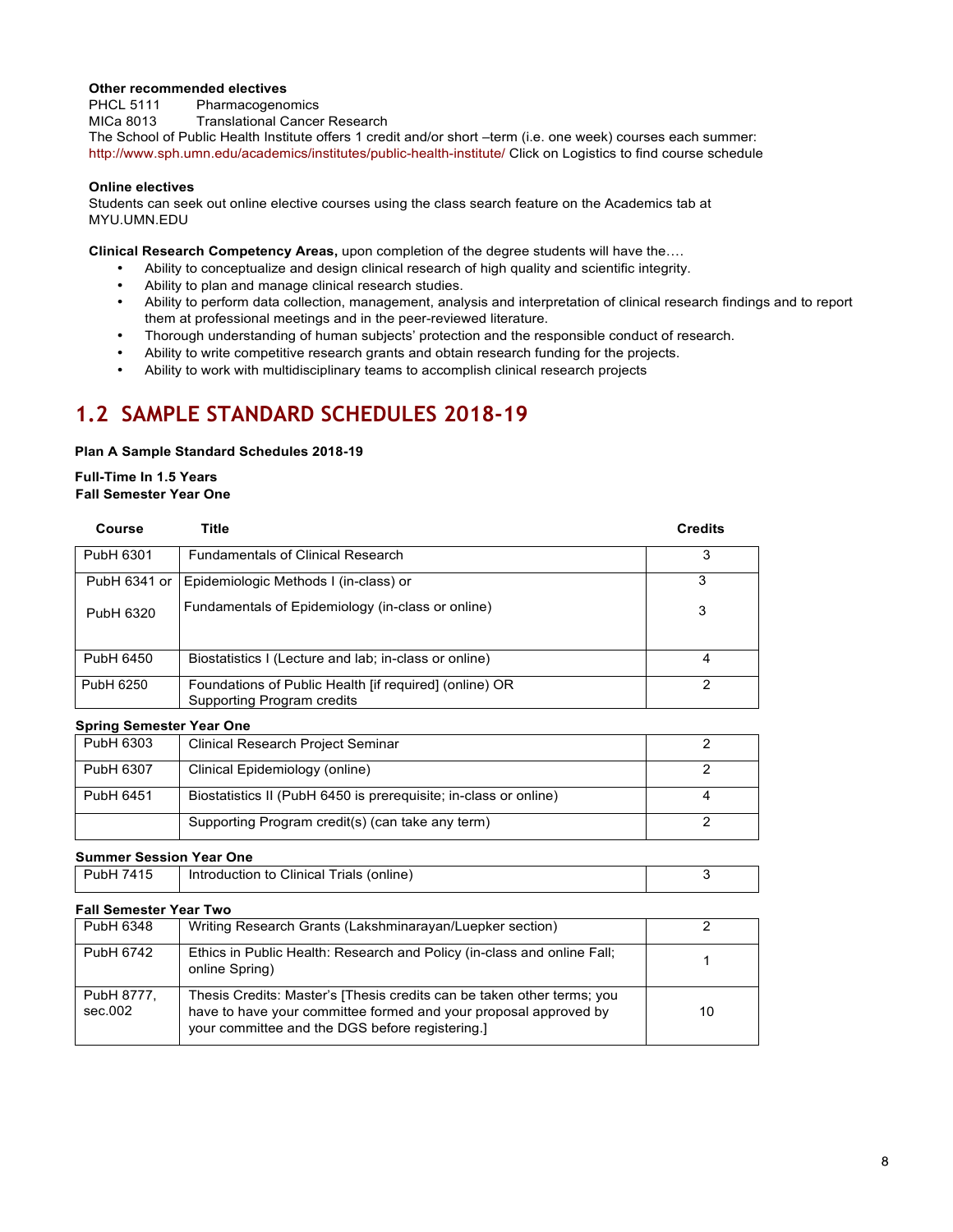**Other recommended electives**

PHCL 5111 Pharmacogenomics
MICa 8013 Translational Cancer Research
The School of Public Health Institute offers 1 credit and/or short –term (i.e. one week) courses each summer: http://www.sph.umn.edu/academics/institutes/public-health-institute/ Click on Logistics to find course schedule

**Online electives**

Students can seek out online elective courses using the class search feature on the Academics tab at MYU.UMN.EDU

**Clinical Research Competency Areas,** upon completion of the degree students will have the….

- Ability to conceptualize and design clinical research of high quality and scientific integrity.
- Ability to plan and manage clinical research studies.
- Ability to perform data collection, management, analysis and interpretation of clinical research findings and to report them at professional meetings and in the peer-reviewed literature.
- Thorough understanding of human subjects' protection and the responsible conduct of research.
- Ability to write competitive research grants and obtain research funding for the projects.
- Ability to work with multidisciplinary teams to accomplish clinical research projects

## 1.2 SAMPLE STANDARD SCHEDULES 2018-19

**Plan A Sample Standard Schedules 2018-19**

**Full-Time In 1.5 Years**
**Fall Semester Year One**

| Course | Title | Credits |
|---|---|---|
| PubH 6301 | Fundamentals of Clinical Research | 3 |
| PubH 6341 or<br>PubH 6320 | Epidemiologic Methods I (in-class) or<br>Fundamentals of Epidemiology (in-class or online) | 3<br>3 |
| PubH 6450 | Biostatistics I (Lecture and lab; in-class or online) | 4 |
| PubH 6250 | Foundations of Public Health [if required] (online) OR Supporting Program credits | 2 |

**Spring Semester Year One**

| Course | Title | Credits |
|---|---|---|
| PubH 6303 | Clinical Research Project Seminar | 2 |
| PubH 6307 | Clinical Epidemiology (online) | 2 |
| PubH 6451 | Biostatistics II (PubH 6450 is prerequisite; in-class or online) | 4 |
| | Supporting Program credit(s) (can take any term) | 2 |

**Summer Session Year One**

| Course | Title | Credits |
|---|---|---|
| PubH 7415 | Introduction to Clinical Trials (online) | 3 |

**Fall Semester Year Two**

| Course | Title | Credits |
|---|---|---|
| PubH 6348 | Writing Research Grants (Lakshminarayan/Luepker section) | 2 |
| PubH 6742 | Ethics in Public Health: Research and Policy (in-class and online Fall; online Spring) | 1 |
| PubH 8777, sec.002 | Thesis Credits: Master's [Thesis credits can be taken other terms; you have to have your committee formed and your proposal approved by your committee and the DGS before registering.] | 10 |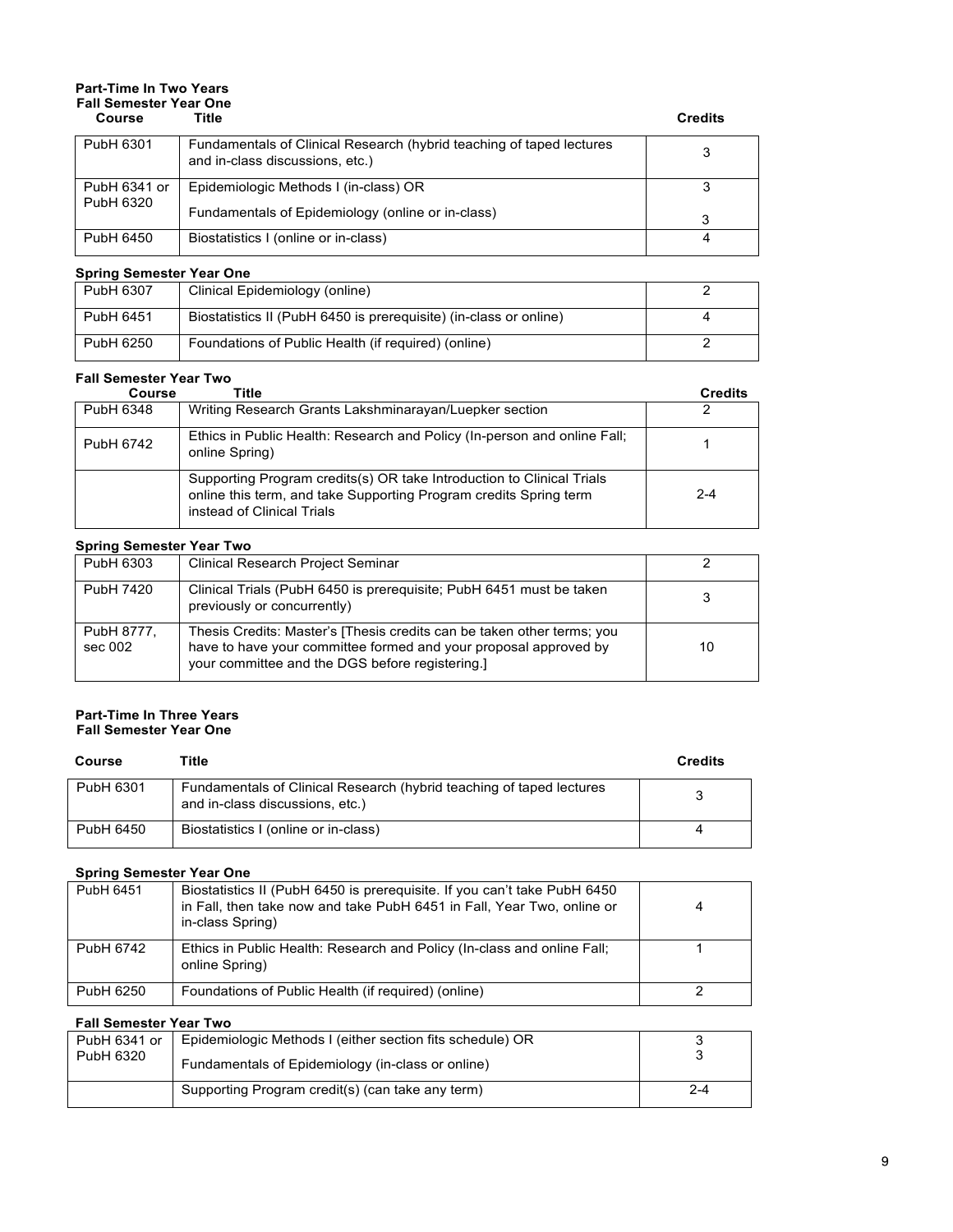### Part-Time In Two Years

#### Fall Semester Year One

| Course | Title | Credits |
|---|---|---|
| PubH 6301 | Fundamentals of Clinical Research (hybrid teaching of taped lectures and in-class discussions, etc.) | 3 |
| PubH 6341 or PubH 6320 | Epidemiologic Methods I (in-class) OR Fundamentals of Epidemiology (online or in-class) | 3 3 |
| PubH 6450 | Biostatistics I (online or in-class) | 4 |

#### Spring Semester Year One

| Course | Title | Credits |
|---|---|---|
| PubH 6307 | Clinical Epidemiology (online) | 2 |
| PubH 6451 | Biostatistics II (PubH 6450 is prerequisite) (in-class or online) | 4 |
| PubH 6250 | Foundations of Public Health (if required) (online) | 2 |

#### Fall Semester Year Two

| Course | Title | Credits |
|---|---|---|
| PubH 6348 | Writing Research Grants Lakshminarayan/Luepker section | 2 |
| PubH 6742 | Ethics in Public Health: Research and Policy (In-person and online Fall; online Spring) | 1 |
| | Supporting Program credits(s) OR take Introduction to Clinical Trials online this term, and take Supporting Program credits Spring term instead of Clinical Trials | 2-4 |

#### Spring Semester Year Two

| Course | Title | Credits |
|---|---|---|
| PubH 6303 | Clinical Research Project Seminar | 2 |
| PubH 7420 | Clinical Trials (PubH 6450 is prerequisite; PubH 6451 must be taken previously or concurrently) | 3 |
| PubH 8777, sec 002 | Thesis Credits: Master's [Thesis credits can be taken other terms; you have to have your committee formed and your proposal approved by your committee and the DGS before registering.] | 10 |

### Part-Time In Three Years

#### Fall Semester Year One

| Course | Title | Credits |
|---|---|---|
| PubH 6301 | Fundamentals of Clinical Research (hybrid teaching of taped lectures and in-class discussions, etc.) | 3 |
| PubH 6450 | Biostatistics I (online or in-class) | 4 |

#### Spring Semester Year One

| Course | Title | Credits |
|---|---|---|
| PubH 6451 | Biostatistics II (PubH 6450 is prerequisite. If you can't take PubH 6450 in Fall, then take now and take PubH 6451 in Fall, Year Two, online or in-class Spring) | 4 |
| PubH 6742 | Ethics in Public Health: Research and Policy (In-class and online Fall; online Spring) | 1 |
| PubH 6250 | Foundations of Public Health (if required) (online) | 2 |

#### Fall Semester Year Two

| Course | Title | Credits |
|---|---|---|
| PubH 6341 or PubH 6320 | Epidemiologic Methods I (either section fits schedule) OR Fundamentals of Epidemiology (in-class or online) | 3 3 |
| | Supporting Program credit(s) (can take any term) | 2-4 |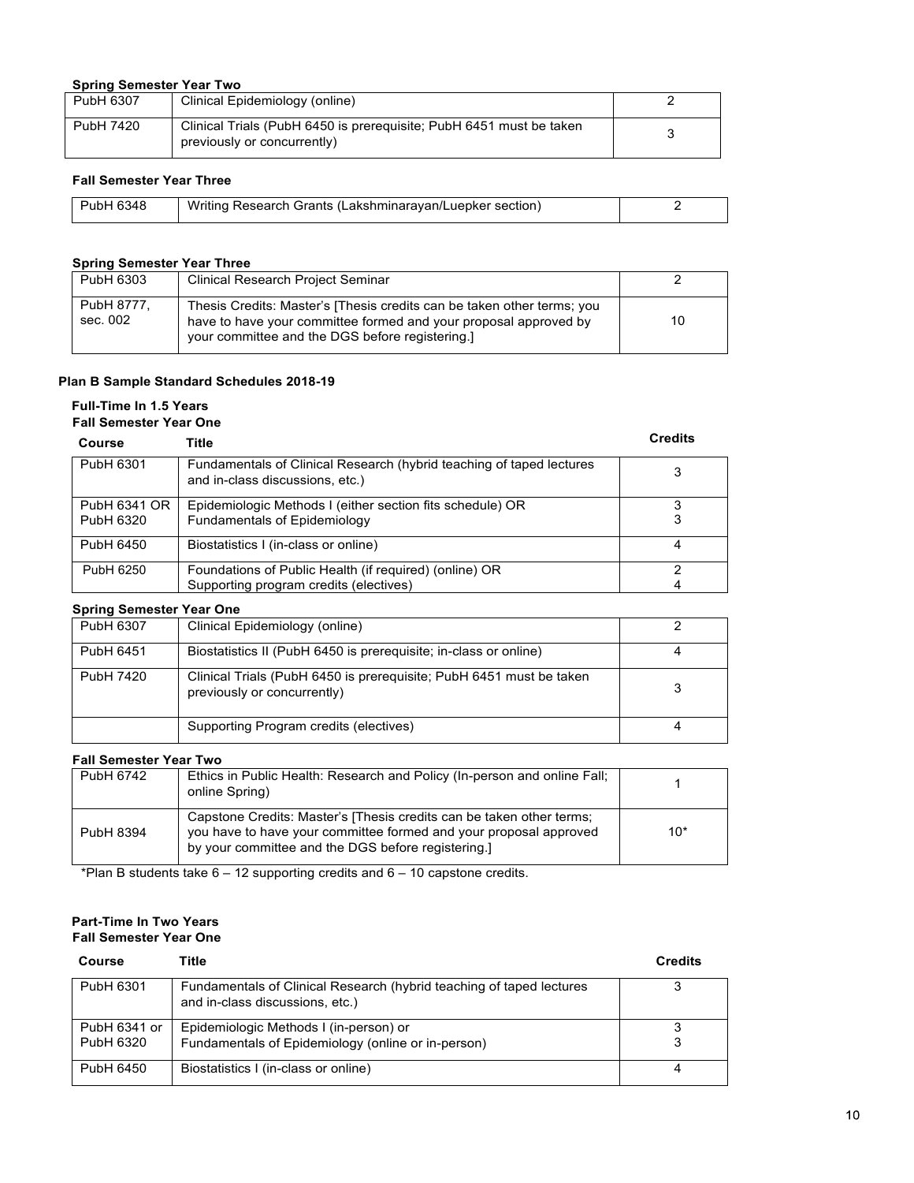**Spring Semester Year Two**

| | | |
|---|---|---|
| PubH 6307 | Clinical Epidemiology (online) | 2 |
| PubH 7420 | Clinical Trials (PubH 6450 is prerequisite; PubH 6451 must be taken previously or concurrently) | 3 |

**Fall Semester Year Three**

| | | |
|---|---|---|
| PubH 6348 | Writing Research Grants (Lakshminarayan/Luepker section) | 2 |

**Spring Semester Year Three**

| | | |
|---|---|---|
| PubH 6303 | Clinical Research Project Seminar | 2 |
| PubH 8777, sec. 002 | Thesis Credits: Master's [Thesis credits can be taken other terms; you have to have your committee formed and your proposal approved by your committee and the DGS before registering.] | 10 |

### Plan B Sample Standard Schedules 2018-19

**Full-Time In 1.5 Years**
**Fall Semester Year One**

| Course | Title | Credits |
|---|---|---|
| PubH 6301 | Fundamentals of Clinical Research (hybrid teaching of taped lectures and in-class discussions, etc.) | 3 |
| PubH 6341 OR<br>PubH 6320 | Epidemiologic Methods I (either section fits schedule) OR<br>Fundamentals of Epidemiology | 3<br>3 |
| PubH 6450 | Biostatistics I (in-class or online) | 4 |
| PubH 6250 | Foundations of Public Health (if required) (online) OR<br>Supporting program credits (electives) | 2<br>4 |

**Spring Semester Year One**

| | | |
|---|---|---|
| PubH 6307 | Clinical Epidemiology (online) | 2 |
| PubH 6451 | Biostatistics II (PubH 6450 is prerequisite; in-class or online) | 4 |
| PubH 7420 | Clinical Trials (PubH 6450 is prerequisite; PubH 6451 must be taken previously or concurrently) | 3 |
| | Supporting Program credits (electives) | 4 |

**Fall Semester Year Two**

| | | |
|---|---|---|
| PubH 6742 | Ethics in Public Health: Research and Policy (In-person and online Fall; online Spring) | 1 |
| PubH 8394 | Capstone Credits: Master's [Thesis credits can be taken other terms; you have to have your committee formed and your proposal approved by your committee and the DGS before registering.] | 10* |

*Plan B students take 6 – 12 supporting credits and 6 – 10 capstone credits.

**Part-Time In Two Years**
**Fall Semester Year One**

| Course | Title | Credits |
|---|---|---|
| PubH 6301 | Fundamentals of Clinical Research (hybrid teaching of taped lectures and in-class discussions, etc.) | 3 |
| PubH 6341 or<br>PubH 6320 | Epidemiologic Methods I (in-person) or<br>Fundamentals of Epidemiology (online or in-person) | 3<br>3 |
| PubH 6450 | Biostatistics I (in-class or online) | 4 |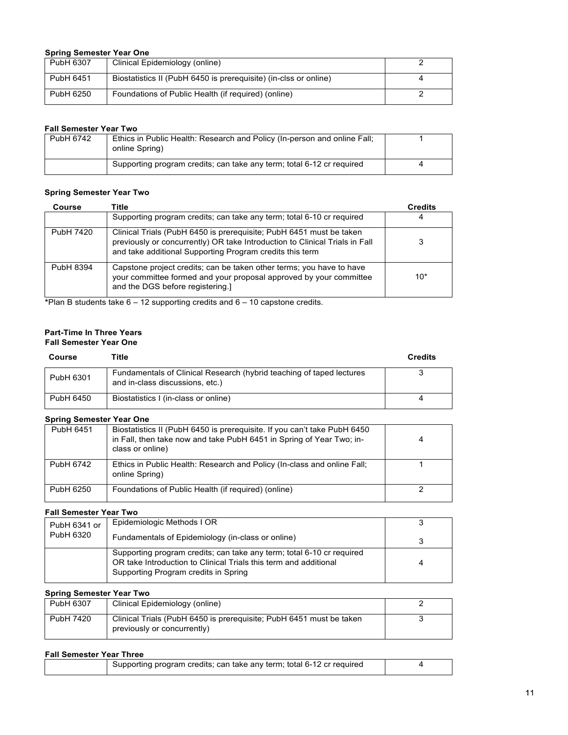**Spring Semester Year One**

| | | |
|---|---|---|
| PubH 6307 | Clinical Epidemiology (online) | 2 |
| PubH 6451 | Biostatistics II (PubH 6450 is prerequisite) (in-clss or online) | 4 |
| PubH 6250 | Foundations of Public Health (if required) (online) | 2 |

**Fall Semester Year Two**

| | | |
|---|---|---|
| PubH 6742 | Ethics in Public Health: Research and Policy (In-person and online Fall; online Spring) | 1 |
| | Supporting program credits; can take any term; total 6-12 cr required | 4 |

**Spring Semester Year Two**

| Course | Title | Credits |
|---|---|---|
| | Supporting program credits; can take any term; total 6-10 cr required | 4 |
| PubH 7420 | Clinical Trials (PubH 6450 is prerequisite; PubH 6451 must be taken previously or concurrently) OR take Introduction to Clinical Trials in Fall and take additional Supporting Program credits this term | 3 |
| PubH 8394 | Capstone project credits; can be taken other terms; you have to have your committee formed and your proposal approved by your committee and the DGS before registering.] | 10* |

*Plan B students take 6 – 12 supporting credits and 6 – 10 capstone credits.

**Part-Time In Three Years**

**Fall Semester Year One**

| Course | Title | Credits |
|---|---|---|
| PubH 6301 | Fundamentals of Clinical Research (hybrid teaching of taped lectures and in-class discussions, etc.) | 3 |
| PubH 6450 | Biostatistics I (in-class or online) | 4 |

**Spring Semester Year One**

| | | |
|---|---|---|
| PubH 6451 | Biostatistics II (PubH 6450 is prerequisite. If you can't take PubH 6450 in Fall, then take now and take PubH 6451 in Spring of Year Two; in-class or online) | 4 |
| PubH 6742 | Ethics in Public Health: Research and Policy (In-class and online Fall; online Spring) | 1 |
| PubH 6250 | Foundations of Public Health (if required) (online) | 2 |

**Fall Semester Year Two**

| | | |
|---|---|---|
| PubH 6341 or PubH 6320 | Epidemiologic Methods I OR Fundamentals of Epidemiology (in-class or online) | 3 / 3 |
| | Supporting program credits; can take any term; total 6-10 cr required OR take Introduction to Clinical Trials this term and additional Supporting Program credits in Spring | 4 |

**Spring Semester Year Two**

| | | |
|---|---|---|
| PubH 6307 | Clinical Epidemiology (online) | 2 |
| PubH 7420 | Clinical Trials (PubH 6450 is prerequisite; PubH 6451 must be taken previously or concurrently) | 3 |

**Fall Semester Year Three**

| | | |
|---|---|---|
| | Supporting program credits; can take any term; total 6-12 cr required | 4 |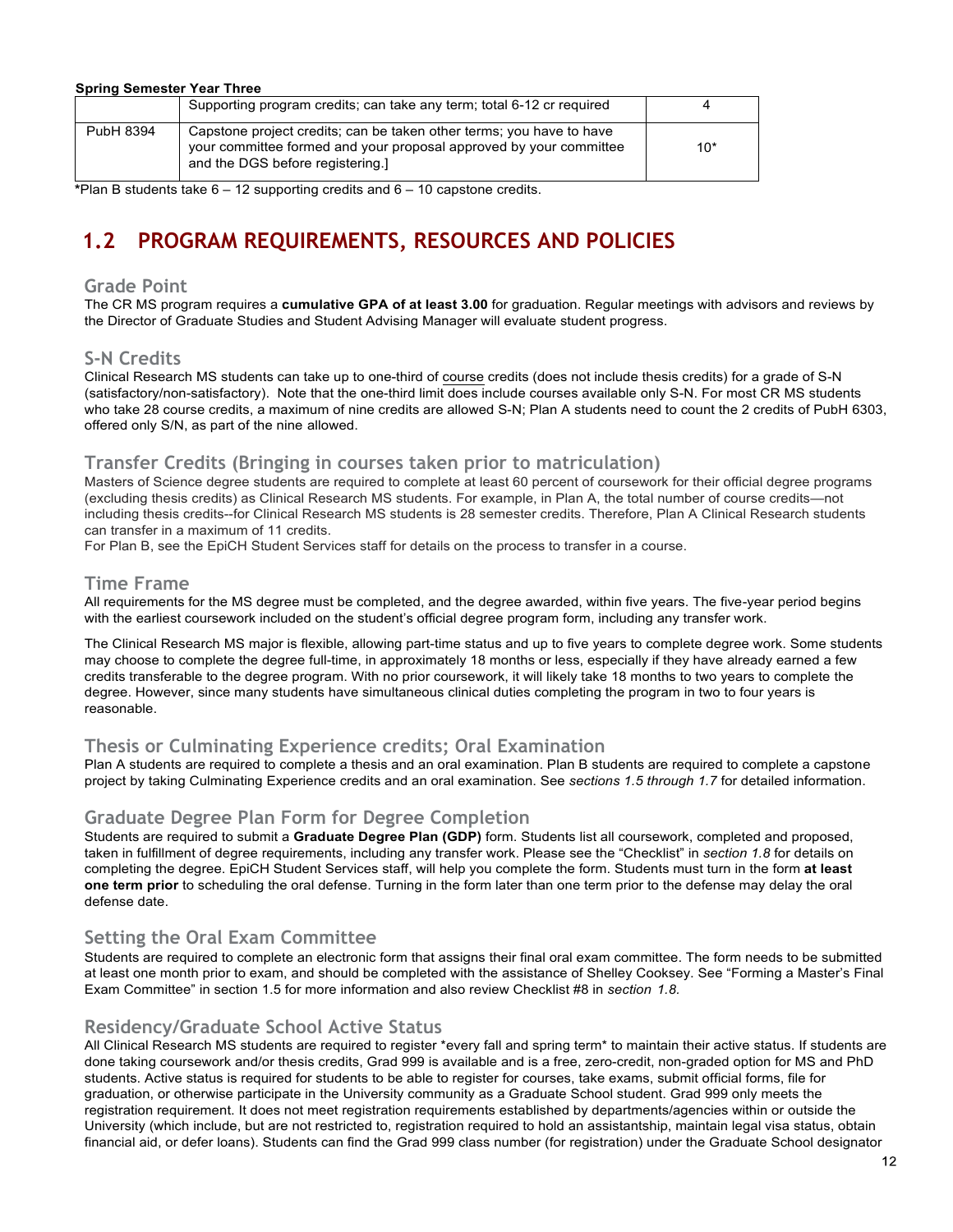**Spring Semester Year Three**

| | | |
|---|---|---|
| | Supporting program credits; can take any term; total 6-12 cr required | 4 |
| PubH 8394 | Capstone project credits; can be taken other terms; you have to have your committee formed and your proposal approved by your committee and the DGS before registering.] | 10* |

***Plan B students take 6 – 12 supporting credits and 6 – 10 capstone credits.

## 1.2 PROGRAM REQUIREMENTS, RESOURCES AND POLICIES

### Grade Point

The CR MS program requires a **cumulative GPA of at least 3.00** for graduation. Regular meetings with advisors and reviews by the Director of Graduate Studies and Student Advising Manager will evaluate student progress.

### S-N Credits

Clinical Research MS students can take up to one-third of course credits (does not include thesis credits) for a grade of S-N (satisfactory/non-satisfactory). Note that the one-third limit does include courses available only S-N. For most CR MS students who take 28 course credits, a maximum of nine credits are allowed S-N; Plan A students need to count the 2 credits of PubH 6303, offered only S/N, as part of the nine allowed.

### Transfer Credits (Bringing in courses taken prior to matriculation)

Masters of Science degree students are required to complete at least 60 percent of coursework for their official degree programs (excluding thesis credits) as Clinical Research MS students. For example, in Plan A, the total number of course credits—not including thesis credits--for Clinical Research MS students is 28 semester credits. Therefore, Plan A Clinical Research students can transfer in a maximum of 11 credits.

For Plan B, see the EpiCH Student Services staff for details on the process to transfer in a course.

### Time Frame

All requirements for the MS degree must be completed, and the degree awarded, within five years. The five-year period begins with the earliest coursework included on the student's official degree program form, including any transfer work.

The Clinical Research MS major is flexible, allowing part-time status and up to five years to complete degree work. Some students may choose to complete the degree full-time, in approximately 18 months or less, especially if they have already earned a few credits transferable to the degree program. With no prior coursework, it will likely take 18 months to two years to complete the degree. However, since many students have simultaneous clinical duties completing the program in two to four years is reasonable.

### Thesis or Culminating Experience credits; Oral Examination

Plan A students are required to complete a thesis and an oral examination. Plan B students are required to complete a capstone project by taking Culminating Experience credits and an oral examination. See *sections 1.5 through 1.7* for detailed information.

### Graduate Degree Plan Form for Degree Completion

Students are required to submit a **Graduate Degree Plan (GDP)** form. Students list all coursework, completed and proposed, taken in fulfillment of degree requirements, including any transfer work. Please see the "Checklist" in *section 1.8* for details on completing the degree. EpiCH Student Services staff, will help you complete the form. Students must turn in the form **at least one term prior** to scheduling the oral defense. Turning in the form later than one term prior to the defense may delay the oral defense date.

### Setting the Oral Exam Committee

Students are required to complete an electronic form that assigns their final oral exam committee. The form needs to be submitted at least one month prior to exam, and should be completed with the assistance of Shelley Cooksey. See "Forming a Master's Final Exam Committee" in section 1.5 for more information and also review Checklist #8 in *section 1.8.*

### Residency/Graduate School Active Status

All Clinical Research MS students are required to register *every fall and spring term* to maintain their active status. If students are done taking coursework and/or thesis credits, Grad 999 is available and is a free, zero-credit, non-graded option for MS and PhD students. Active status is required for students to be able to register for courses, take exams, submit official forms, file for graduation, or otherwise participate in the University community as a Graduate School student. Grad 999 only meets the registration requirement. It does not meet registration requirements established by departments/agencies within or outside the University (which include, but are not restricted to, registration required to hold an assistantship, maintain legal visa status, obtain financial aid, or defer loans). Students can find the Grad 999 class number (for registration) under the Graduate School designator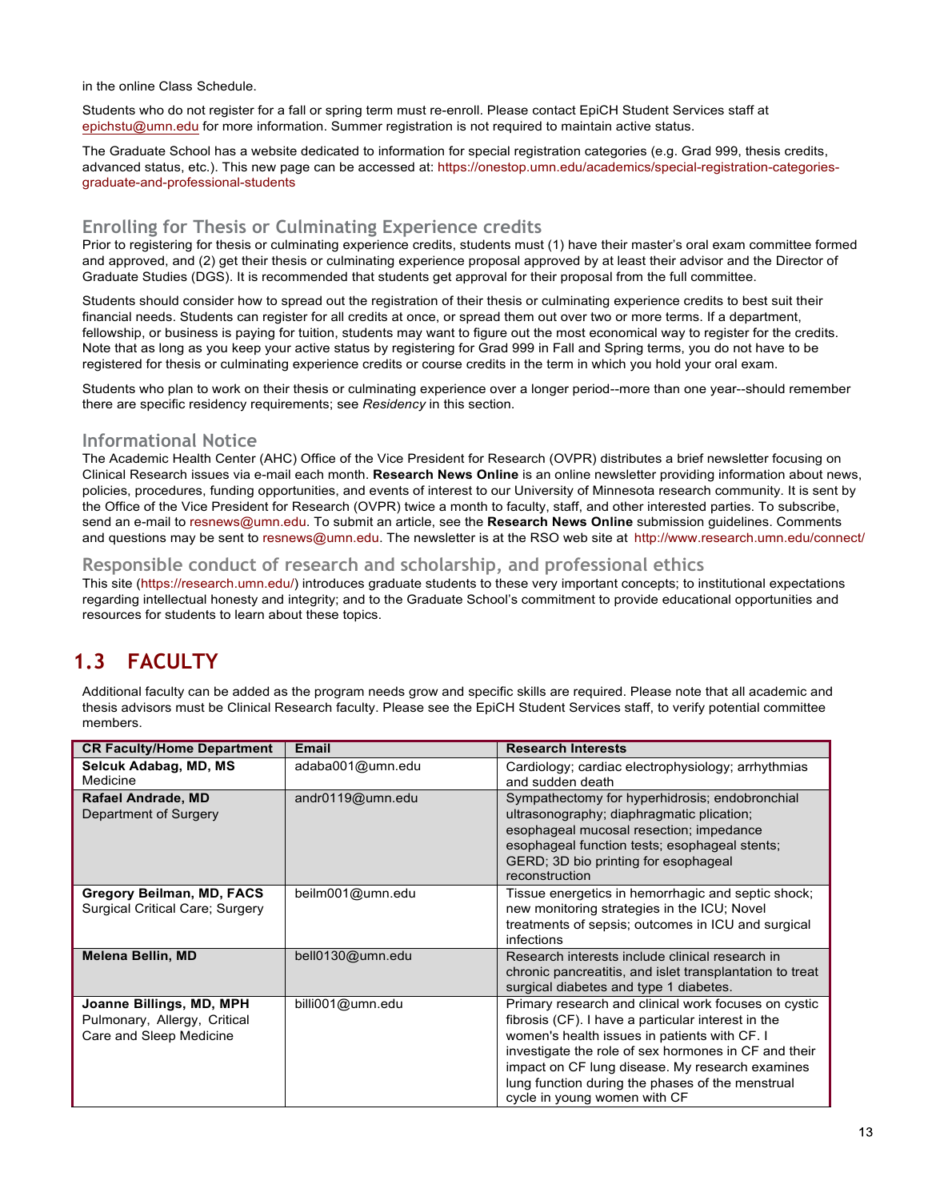in the online Class Schedule.

Students who do not register for a fall or spring term must re-enroll. Please contact EpiCH Student Services staff at epichstu@umn.edu for more information. Summer registration is not required to maintain active status.

The Graduate School has a website dedicated to information for special registration categories (e.g. Grad 999, thesis credits, advanced status, etc.). This new page can be accessed at: https://onestop.umn.edu/academics/special-registration-categories-graduate-and-professional-students

### Enrolling for Thesis or Culminating Experience credits

Prior to registering for thesis or culminating experience credits, students must (1) have their master's oral exam committee formed and approved, and (2) get their thesis or culminating experience proposal approved by at least their advisor and the Director of Graduate Studies (DGS). It is recommended that students get approval for their proposal from the full committee.

Students should consider how to spread out the registration of their thesis or culminating experience credits to best suit their financial needs. Students can register for all credits at once, or spread them out over two or more terms. If a department, fellowship, or business is paying for tuition, students may want to figure out the most economical way to register for the credits. Note that as long as you keep your active status by registering for Grad 999 in Fall and Spring terms, you do not have to be registered for thesis or culminating experience credits or course credits in the term in which you hold your oral exam.

Students who plan to work on their thesis or culminating experience over a longer period--more than one year--should remember there are specific residency requirements; see *Residency* in this section.

### Informational Notice

The Academic Health Center (AHC) Office of the Vice President for Research (OVPR) distributes a brief newsletter focusing on Clinical Research issues via e-mail each month. **Research News Online** is an online newsletter providing information about news, policies, procedures, funding opportunities, and events of interest to our University of Minnesota research community. It is sent by the Office of the Vice President for Research (OVPR) twice a month to faculty, staff, and other interested parties. To subscribe, send an e-mail to resnews@umn.edu. To submit an article, see the **Research News Online** submission guidelines. Comments and questions may be sent to resnews@umn.edu. The newsletter is at the RSO web site at http://www.research.umn.edu/connect/

### Responsible conduct of research and scholarship, and professional ethics

This site (https://research.umn.edu/) introduces graduate students to these very important concepts; to institutional expectations regarding intellectual honesty and integrity; and to the Graduate School's commitment to provide educational opportunities and resources for students to learn about these topics.

## 1.3 FACULTY

Additional faculty can be added as the program needs grow and specific skills are required. Please note that all academic and thesis advisors must be Clinical Research faculty. Please see the EpiCH Student Services staff, to verify potential committee members.

| CR Faculty/Home Department | Email | Research Interests |
|---|---|---|
| **Selcuk Adabag, MD, MS** Medicine | adaba001@umn.edu | Cardiology; cardiac electrophysiology; arrhythmias and sudden death |
| **Rafael Andrade, MD** Department of Surgery | andr0119@umn.edu | Sympathectomy for hyperhidrosis; endobronchial ultrasonography; diaphragmatic plication; esophageal mucosal resection; impedance esophageal function tests; esophageal stents; GERD; 3D bio printing for esophageal reconstruction |
| **Gregory Beilman, MD, FACS** Surgical Critical Care; Surgery | beilm001@umn.edu | Tissue energetics in hemorrhagic and septic shock; new monitoring strategies in the ICU; Novel treatments of sepsis; outcomes in ICU and surgical infections |
| **Melena Bellin, MD** | bell0130@umn.edu | Research interests include clinical research in chronic pancreatitis, and islet transplantation to treat surgical diabetes and type 1 diabetes. |
| **Joanne Billings, MD, MPH** Pulmonary, Allergy, Critical Care and Sleep Medicine | billi001@umn.edu | Primary research and clinical work focuses on cystic fibrosis (CF). I have a particular interest in the women's health issues in patients with CF. I investigate the role of sex hormones in CF and their impact on CF lung disease. My research examines lung function during the phases of the menstrual cycle in young women with CF |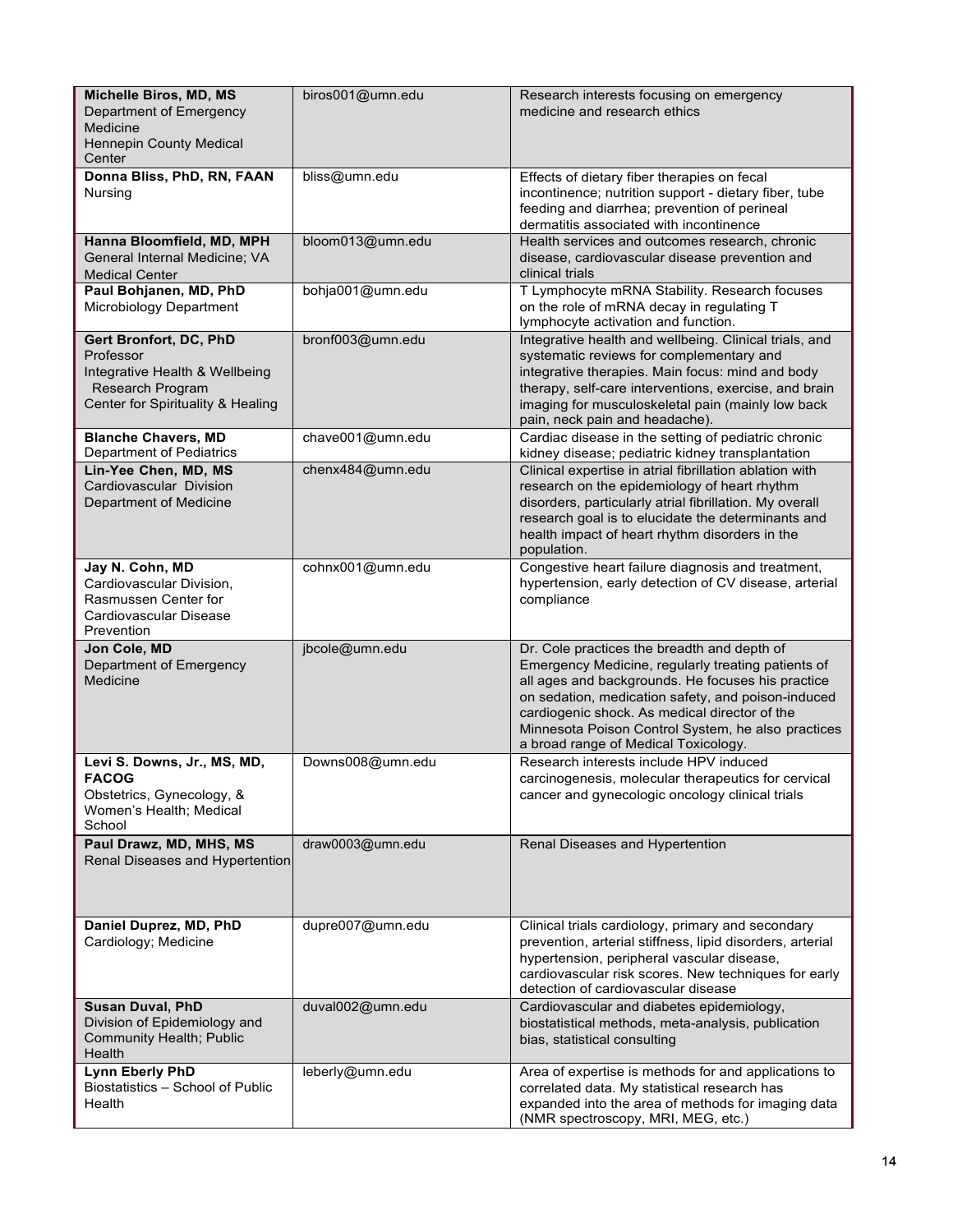| | | |
|---|---|---|
| **Michelle Biros, MD, MS**<br>Department of Emergency Medicine<br>Hennepin County Medical Center | biros001@umn.edu | Research interests focusing on emergency medicine and research ethics |
| **Donna Bliss, PhD, RN, FAAN**<br>Nursing | bliss@umn.edu | Effects of dietary fiber therapies on fecal incontinence; nutrition support - dietary fiber, tube feeding and diarrhea; prevention of perineal dermatitis associated with incontinence |
| **Hanna Bloomfield, MD, MPH**<br>General Internal Medicine; VA Medical Center | bloom013@umn.edu | Health services and outcomes research, chronic disease, cardiovascular disease prevention and clinical trials |
| **Paul Bohjanen, MD, PhD**<br>Microbiology Department | bohja001@umn.edu | T Lymphocyte mRNA Stability. Research focuses on the role of mRNA decay in regulating T lymphocyte activation and function. |
| **Gert Bronfort, DC, PhD**<br>Professor<br>Integrative Health & Wellbeing Research Program<br>Center for Spirituality & Healing | bronf003@umn.edu | Integrative health and wellbeing. Clinical trials, and systematic reviews for complementary and integrative therapies. Main focus: mind and body therapy, self-care interventions, exercise, and brain imaging for musculoskeletal pain (mainly low back pain, neck pain and headache). |
| **Blanche Chavers, MD**<br>Department of Pediatrics | chave001@umn.edu | Cardiac disease in the setting of pediatric chronic kidney disease; pediatric kidney transplantation |
| **Lin-Yee Chen, MD, MS**<br>Cardiovascular Division<br>Department of Medicine | chenx484@umn.edu | Clinical expertise in atrial fibrillation ablation with research on the epidemiology of heart rhythm disorders, particularly atrial fibrillation. My overall research goal is to elucidate the determinants and health impact of heart rhythm disorders in the population. |
| **Jay N. Cohn, MD**<br>Cardiovascular Division, Rasmussen Center for Cardiovascular Disease Prevention | cohnx001@umn.edu | Congestive heart failure diagnosis and treatment, hypertension, early detection of CV disease, arterial compliance |
| **Jon Cole, MD**<br>Department of Emergency Medicine | jbcole@umn.edu | Dr. Cole practices the breadth and depth of Emergency Medicine, regularly treating patients of all ages and backgrounds. He focuses his practice on sedation, medication safety, and poison-induced cardiogenic shock. As medical director of the Minnesota Poison Control System, he also practices a broad range of Medical Toxicology. |
| **Levi S. Downs, Jr., MS, MD, FACOG**<br>Obstetrics, Gynecology, & Women's Health; Medical School | Downs008@umn.edu | Research interests include HPV induced carcinogenesis, molecular therapeutics for cervical cancer and gynecologic oncology clinical trials |
| **Paul Drawz, MD, MHS, MS**<br>Renal Diseases and Hypertention | draw0003@umn.edu | Renal Diseases and Hypertention |
| **Daniel Duprez, MD, PhD**<br>Cardiology; Medicine | dupre007@umn.edu | Clinical trials cardiology, primary and secondary prevention, arterial stiffness, lipid disorders, arterial hypertension, peripheral vascular disease, cardiovascular risk scores. New techniques for early detection of cardiovascular disease |
| **Susan Duval, PhD**<br>Division of Epidemiology and Community Health; Public Health | duval002@umn.edu | Cardiovascular and diabetes epidemiology, biostatistical methods, meta-analysis, publication bias, statistical consulting |
| **Lynn Eberly PhD**<br>Biostatistics – School of Public Health | leberly@umn.edu | Area of expertise is methods for and applications to correlated data. My statistical research has expanded into the area of methods for imaging data (NMR spectroscopy, MRI, MEG, etc.) |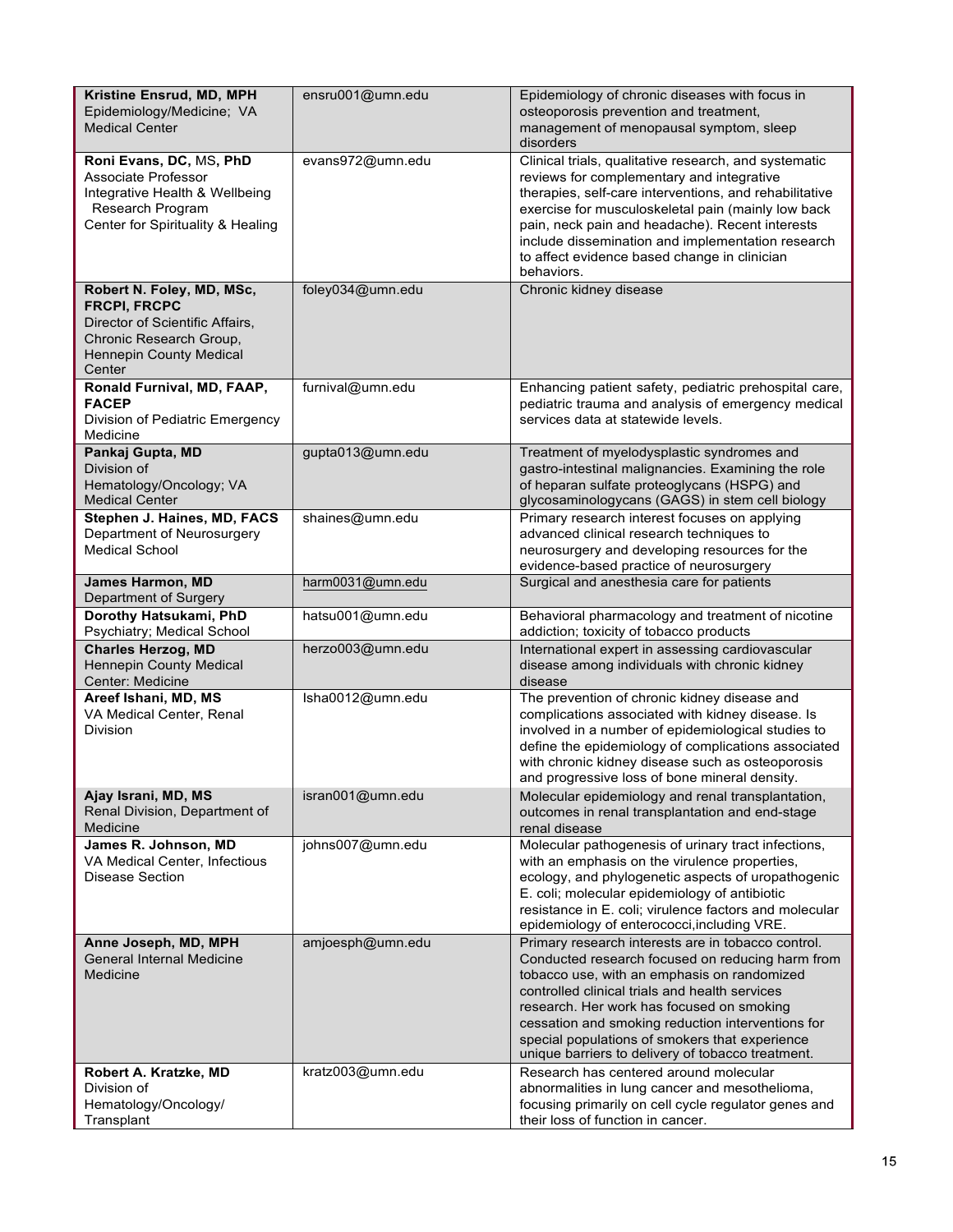| | | |
|---|---|---|
| **Kristine Ensrud, MD, MPH**<br>Epidemiology/Medicine; VA Medical Center | ensru001@umn.edu | Epidemiology of chronic diseases with focus in osteoporosis prevention and treatment, management of menopausal symptom, sleep disorders |
| **Roni Evans, DC,** MS**, PhD**<br>Associate Professor<br>Integrative Health & Wellbeing Research Program<br>Center for Spirituality & Healing | evans972@umn.edu | Clinical trials, qualitative research, and systematic reviews for complementary and integrative therapies, self-care interventions, and rehabilitative exercise for musculoskeletal pain (mainly low back pain, neck pain and headache). Recent interests include dissemination and implementation research to affect evidence based change in clinician behaviors. |
| **Robert N. Foley, MD, MSc, FRCPI, FRCPC**<br>Director of Scientific Affairs, Chronic Research Group, Hennepin County Medical Center | foley034@umn.edu | Chronic kidney disease |
| **Ronald Furnival, MD, FAAP, FACEP**<br>Division of Pediatric Emergency Medicine | furnival@umn.edu | Enhancing patient safety, pediatric prehospital care, pediatric trauma and analysis of emergency medical services data at statewide levels. |
| **Pankaj Gupta, MD**<br>Division of Hematology/Oncology; VA Medical Center | gupta013@umn.edu | Treatment of myelodysplastic syndromes and gastro-intestinal malignancies. Examining the role of heparan sulfate proteoglycans (HSPG) and glycosaminologycans (GAGS) in stem cell biology |
| **Stephen J. Haines, MD, FACS**<br>Department of Neurosurgery Medical School | shaines@umn.edu | Primary research interest focuses on applying advanced clinical research techniques to neurosurgery and developing resources for the evidence-based practice of neurosurgery |
| **James Harmon, MD**<br>Department of Surgery | harm0031@umn.edu | Surgical and anesthesia care for patients |
| **Dorothy Hatsukami, PhD**<br>Psychiatry; Medical School | hatsu001@umn.edu | Behavioral pharmacology and treatment of nicotine addiction; toxicity of tobacco products |
| **Charles Herzog, MD**<br>Hennepin County Medical Center: Medicine | herzo003@umn.edu | International expert in assessing cardiovascular disease among individuals with chronic kidney disease |
| **Areef Ishani, MD, MS**<br>VA Medical Center, Renal Division | Isha0012@umn.edu | The prevention of chronic kidney disease and complications associated with kidney disease. Is involved in a number of epidemiological studies to define the epidemiology of complications associated with chronic kidney disease such as osteoporosis and progressive loss of bone mineral density. |
| **Ajay Israni, MD, MS**<br>Renal Division, Department of Medicine | isran001@umn.edu | Molecular epidemiology and renal transplantation, outcomes in renal transplantation and end-stage renal disease |
| **James R. Johnson, MD**<br>VA Medical Center, Infectious Disease Section | johns007@umn.edu | Molecular pathogenesis of urinary tract infections, with an emphasis on the virulence properties, ecology, and phylogenetic aspects of uropathogenic E. coli; molecular epidemiology of antibiotic resistance in E. coli; virulence factors and molecular epidemiology of enterococci,including VRE. |
| **Anne Joseph, MD, MPH**<br>General Internal Medicine Medicine | amjoesph@umn.edu | Primary research interests are in tobacco control. Conducted research focused on reducing harm from tobacco use, with an emphasis on randomized controlled clinical trials and health services research. Her work has focused on smoking cessation and smoking reduction interventions for special populations of smokers that experience unique barriers to delivery of tobacco treatment. |
| **Robert A. Kratzke, MD**<br>Division of Hematology/Oncology/ Transplant | kratz003@umn.edu | Research has centered around molecular abnormalities in lung cancer and mesothelioma, focusing primarily on cell cycle regulator genes and their loss of function in cancer. |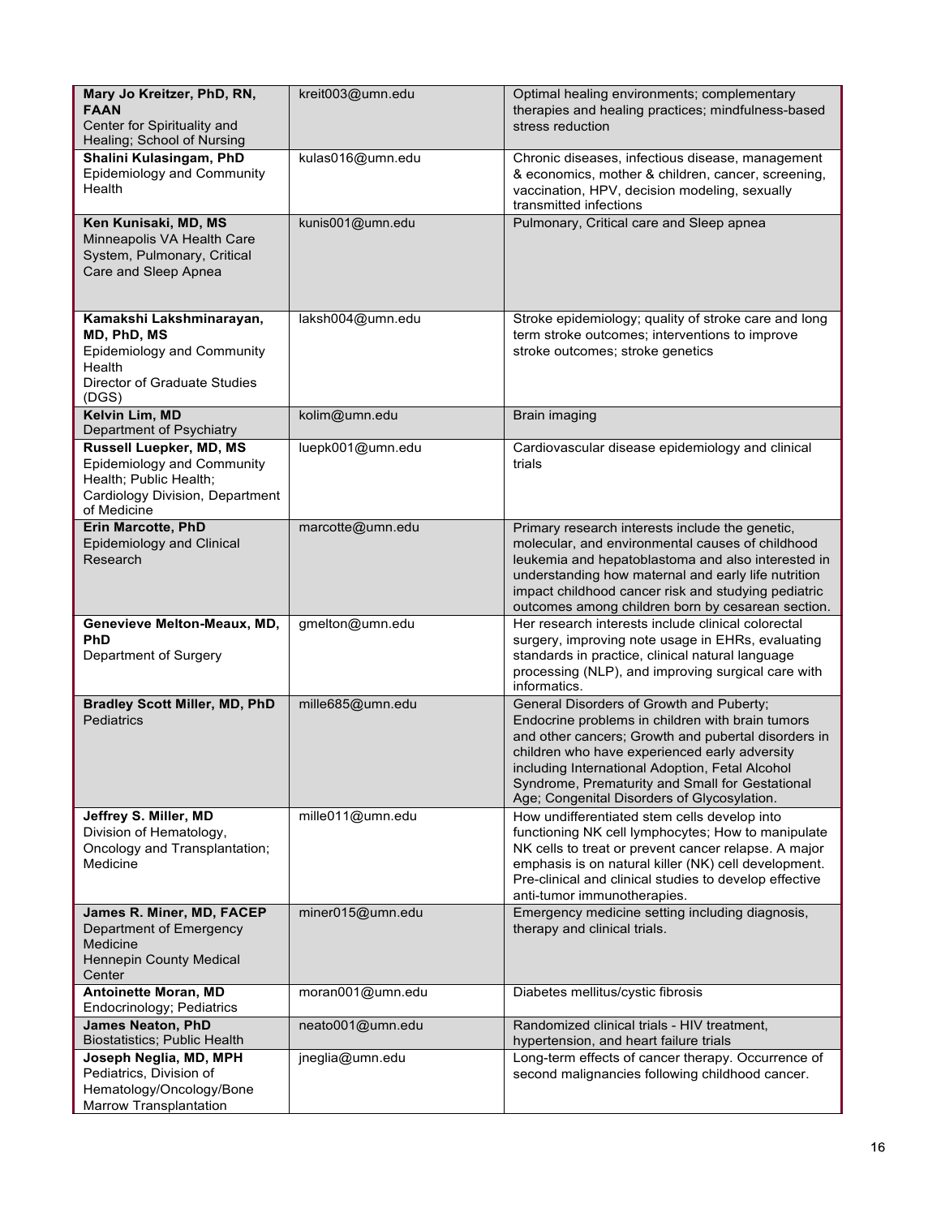| | | |
|---|---|---|
| **Mary Jo Kreitzer, PhD, RN, FAAN**<br>Center for Spirituality and Healing; School of Nursing | kreit003@umn.edu | Optimal healing environments; complementary therapies and healing practices; mindfulness-based stress reduction |
| **Shalini Kulasingam, PhD**<br>Epidemiology and Community Health | kulas016@umn.edu | Chronic diseases, infectious disease, management & economics, mother & children, cancer, screening, vaccination, HPV, decision modeling, sexually transmitted infections |
| **Ken Kunisaki, MD, MS**<br>Minneapolis VA Health Care System, Pulmonary, Critical Care and Sleep Apnea | kunis001@umn.edu | Pulmonary, Critical care and Sleep apnea |
| **Kamakshi Lakshminarayan, MD, PhD, MS**<br>Epidemiology and Community Health<br>Director of Graduate Studies (DGS) | laksh004@umn.edu | Stroke epidemiology; quality of stroke care and long term stroke outcomes; interventions to improve stroke outcomes; stroke genetics |
| **Kelvin Lim, MD**<br>Department of Psychiatry | kolim@umn.edu | Brain imaging |
| **Russell Luepker, MD, MS**<br>Epidemiology and Community Health; Public Health; Cardiology Division, Department of Medicine | luepk001@umn.edu | Cardiovascular disease epidemiology and clinical trials |
| **Erin Marcotte, PhD**<br>Epidemiology and Clinical Research | marcotte@umn.edu | Primary research interests include the genetic, molecular, and environmental causes of childhood leukemia and hepatoblastoma and also interested in understanding how maternal and early life nutrition impact childhood cancer risk and studying pediatric outcomes among children born by cesarean section. |
| **Genevieve Melton-Meaux, MD, PhD**<br>Department of Surgery | gmelton@umn.edu | Her research interests include clinical colorectal surgery, improving note usage in EHRs, evaluating standards in practice, clinical natural language processing (NLP), and improving surgical care with informatics. |
| **Bradley Scott Miller, MD, PhD**<br>Pediatrics | mille685@umn.edu | General Disorders of Growth and Puberty; Endocrine problems in children with brain tumors and other cancers; Growth and pubertal disorders in children who have experienced early adversity including International Adoption, Fetal Alcohol Syndrome, Prematurity and Small for Gestational Age; Congenital Disorders of Glycosylation. |
| **Jeffrey S. Miller, MD**<br>Division of Hematology, Oncology and Transplantation; Medicine | mille011@umn.edu | How undifferentiated stem cells develop into functioning NK cell lymphocytes; How to manipulate NK cells to treat or prevent cancer relapse. A major emphasis is on natural killer (NK) cell development. Pre-clinical and clinical studies to develop effective anti-tumor immunotherapies. |
| **James R. Miner, MD, FACEP**<br>Department of Emergency Medicine<br>Hennepin County Medical Center | miner015@umn.edu | Emergency medicine setting including diagnosis, therapy and clinical trials. |
| **Antoinette Moran, MD**<br>Endocrinology; Pediatrics | moran001@umn.edu | Diabetes mellitus/cystic fibrosis |
| **James Neaton, PhD**<br>Biostatistics; Public Health | neato001@umn.edu | Randomized clinical trials - HIV treatment, hypertension, and heart failure trials |
| **Joseph Neglia, MD, MPH**<br>Pediatrics, Division of Hematology/Oncology/Bone Marrow Transplantation | jneglia@umn.edu | Long-term effects of cancer therapy. Occurrence of second malignancies following childhood cancer. |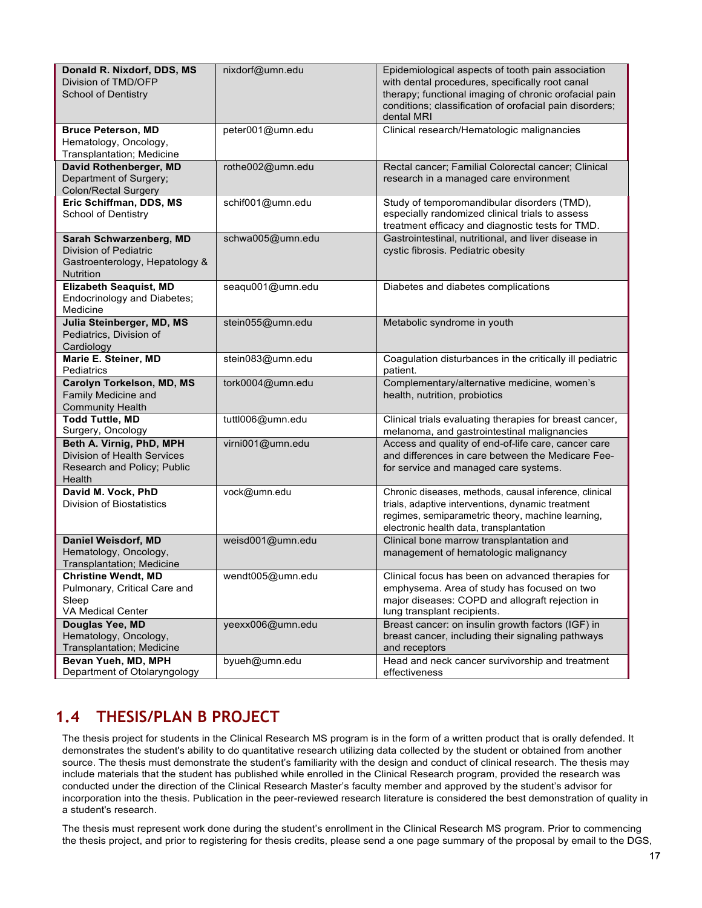| | | |
|---|---|---|
| **Donald R. Nixdorf, DDS, MS**<br>Division of TMD/OFP<br>School of Dentistry | nixdorf@umn.edu | Epidemiological aspects of tooth pain association with dental procedures, specifically root canal therapy; functional imaging of chronic orofacial pain conditions; classification of orofacial pain disorders; dental MRI |
| **Bruce Peterson, MD**<br>Hematology, Oncology, Transplantation; Medicine | peter001@umn.edu | Clinical research/Hematologic malignancies |
| **David Rothenberger, MD**<br>Department of Surgery; Colon/Rectal Surgery | rothe002@umn.edu | Rectal cancer; Familial Colorectal cancer; Clinical research in a managed care environment |
| **Eric Schiffman, DDS, MS**<br>School of Dentistry | schif001@umn.edu | Study of temporomandibular disorders (TMD), especially randomized clinical trials to assess treatment efficacy and diagnostic tests for TMD. |
| **Sarah Schwarzenberg, MD**<br>Division of Pediatric Gastroenterology, Hepatology & Nutrition | schwa005@umn.edu | Gastrointestinal, nutritional, and liver disease in cystic fibrosis. Pediatric obesity |
| **Elizabeth Seaquist, MD**<br>Endocrinology and Diabetes; Medicine | seaqu001@umn.edu | Diabetes and diabetes complications |
| **Julia Steinberger, MD, MS**<br>Pediatrics, Division of Cardiology | stein055@umn.edu | Metabolic syndrome in youth |
| **Marie E. Steiner, MD**<br>Pediatrics | stein083@umn.edu | Coagulation disturbances in the critically ill pediatric patient. |
| **Carolyn Torkelson, MD, MS**<br>Family Medicine and Community Health | tork0004@umn.edu | Complementary/alternative medicine, women's health, nutrition, probiotics |
| **Todd Tuttle, MD**<br>Surgery, Oncology | tuttl006@umn.edu | Clinical trials evaluating therapies for breast cancer, melanoma, and gastrointestinal malignancies |
| **Beth A. Virnig, PhD, MPH**<br>Division of Health Services Research and Policy; Public Health | virni001@umn.edu | Access and quality of end-of-life care, cancer care and differences in care between the Medicare Fee-for service and managed care systems. |
| **David M. Vock, PhD**<br>Division of Biostatistics | vock@umn.edu | Chronic diseases, methods, causal inference, clinical trials, adaptive interventions, dynamic treatment regimes, semiparametric theory, machine learning, electronic health data, transplantation |
| **Daniel Weisdorf, MD**<br>Hematology, Oncology, Transplantation; Medicine | weisd001@umn.edu | Clinical bone marrow transplantation and management of hematologic malignancy |
| **Christine Wendt, MD**<br>Pulmonary, Critical Care and Sleep<br>VA Medical Center | wendt005@umn.edu | Clinical focus has been on advanced therapies for emphysema. Area of study has focused on two major diseases: COPD and allograft rejection in lung transplant recipients. |
| **Douglas Yee, MD**<br>Hematology, Oncology, Transplantation; Medicine | yeexx006@umn.edu | Breast cancer: on insulin growth factors (IGF) in breast cancer, including their signaling pathways and receptors |
| **Bevan Yueh, MD, MPH**<br>Department of Otolaryngology | byueh@umn.edu | Head and neck cancer survivorship and treatment effectiveness |

## 1.4 THESIS/PLAN B PROJECT

The thesis project for students in the Clinical Research MS program is in the form of a written product that is orally defended. It demonstrates the student's ability to do quantitative research utilizing data collected by the student or obtained from another source. The thesis must demonstrate the student's familiarity with the design and conduct of clinical research. The thesis may include materials that the student has published while enrolled in the Clinical Research program, provided the research was conducted under the direction of the Clinical Research Master's faculty member and approved by the student's advisor for incorporation into the thesis. Publication in the peer-reviewed research literature is considered the best demonstration of quality in a student's research.

The thesis must represent work done during the student's enrollment in the Clinical Research MS program. Prior to commencing the thesis project, and prior to registering for thesis credits, please send a one page summary of the proposal by email to the DGS,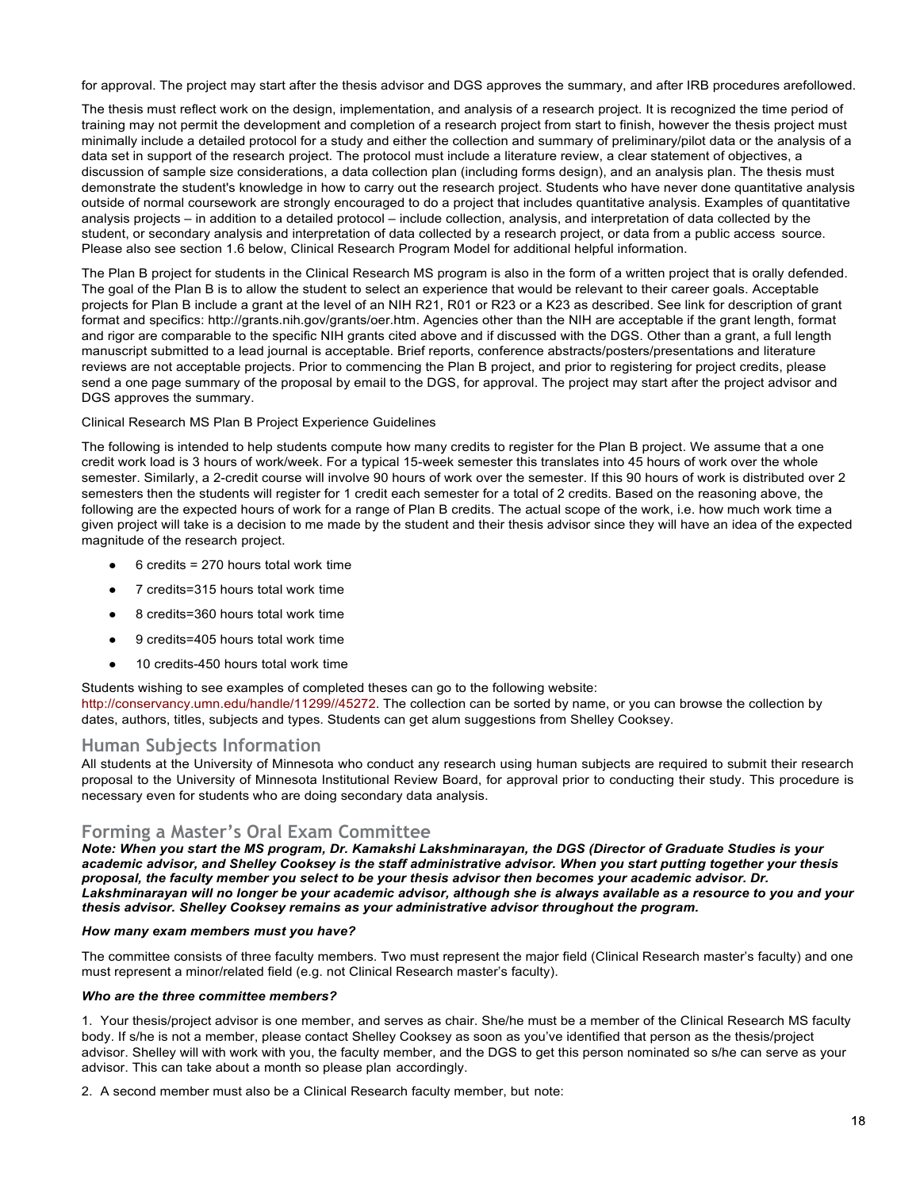for approval. The project may start after the thesis advisor and DGS approves the summary, and after IRB procedures arefollowed.

The thesis must reflect work on the design, implementation, and analysis of a research project. It is recognized the time period of training may not permit the development and completion of a research project from start to finish, however the thesis project must minimally include a detailed protocol for a study and either the collection and summary of preliminary/pilot data or the analysis of a data set in support of the research project. The protocol must include a literature review, a clear statement of objectives, a discussion of sample size considerations, a data collection plan (including forms design), and an analysis plan. The thesis must demonstrate the student's knowledge in how to carry out the research project. Students who have never done quantitative analysis outside of normal coursework are strongly encouraged to do a project that includes quantitative analysis. Examples of quantitative analysis projects – in addition to a detailed protocol – include collection, analysis, and interpretation of data collected by the student, or secondary analysis and interpretation of data collected by a research project, or data from a public access source. Please also see section 1.6 below, Clinical Research Program Model for additional helpful information.

The Plan B project for students in the Clinical Research MS program is also in the form of a written project that is orally defended. The goal of the Plan B is to allow the student to select an experience that would be relevant to their career goals. Acceptable projects for Plan B include a grant at the level of an NIH R21, R01 or R23 or a K23 as described. See link for description of grant format and specifics: http://grants.nih.gov/grants/oer.htm. Agencies other than the NIH are acceptable if the grant length, format and rigor are comparable to the specific NIH grants cited above and if discussed with the DGS. Other than a grant, a full length manuscript submitted to a lead journal is acceptable. Brief reports, conference abstracts/posters/presentations and literature reviews are not acceptable projects. Prior to commencing the Plan B project, and prior to registering for project credits, please send a one page summary of the proposal by email to the DGS, for approval. The project may start after the project advisor and DGS approves the summary.

Clinical Research MS Plan B Project Experience Guidelines

The following is intended to help students compute how many credits to register for the Plan B project. We assume that a one credit work load is 3 hours of work/week. For a typical 15-week semester this translates into 45 hours of work over the whole semester. Similarly, a 2-credit course will involve 90 hours of work over the semester. If this 90 hours of work is distributed over 2 semesters then the students will register for 1 credit each semester for a total of 2 credits. Based on the reasoning above, the following are the expected hours of work for a range of Plan B credits. The actual scope of the work, i.e. how much work time a given project will take is a decision to me made by the student and their thesis advisor since they will have an idea of the expected magnitude of the research project.

- 6 credits = 270 hours total work time
- 7 credits=315 hours total work time
- 8 credits=360 hours total work time
- 9 credits=405 hours total work time
- 10 credits-450 hours total work time

Students wishing to see examples of completed theses can go to the following website: http://conservancy.umn.edu/handle/11299//45272. The collection can be sorted by name, or you can browse the collection by dates, authors, titles, subjects and types. Students can get alum suggestions from Shelley Cooksey.

## Human Subjects Information

All students at the University of Minnesota who conduct any research using human subjects are required to submit their research proposal to the University of Minnesota Institutional Review Board, for approval prior to conducting their study. This procedure is necessary even for students who are doing secondary data analysis.

## Forming a Master's Oral Exam Committee

***Note: When you start the MS program, Dr. Kamakshi Lakshminarayan, the DGS (Director of Graduate Studies is your academic advisor, and Shelley Cooksey is the staff administrative advisor. When you start putting together your thesis proposal, the faculty member you select to be your thesis advisor then becomes your academic advisor. Dr. Lakshminarayan will no longer be your academic advisor, although she is always available as a resource to you and your thesis advisor. Shelley Cooksey remains as your administrative advisor throughout the program.***

***How many exam members must you have?***

The committee consists of three faculty members. Two must represent the major field (Clinical Research master's faculty) and one must represent a minor/related field (e.g. not Clinical Research master's faculty).

***Who are the three committee members?***

1. Your thesis/project advisor is one member, and serves as chair. She/he must be a member of the Clinical Research MS faculty body. If s/he is not a member, please contact Shelley Cooksey as soon as you've identified that person as the thesis/project advisor. Shelley will with work with you, the faculty member, and the DGS to get this person nominated so s/he can serve as your advisor. This can take about a month so please plan accordingly.

2. A second member must also be a Clinical Research faculty member, but note: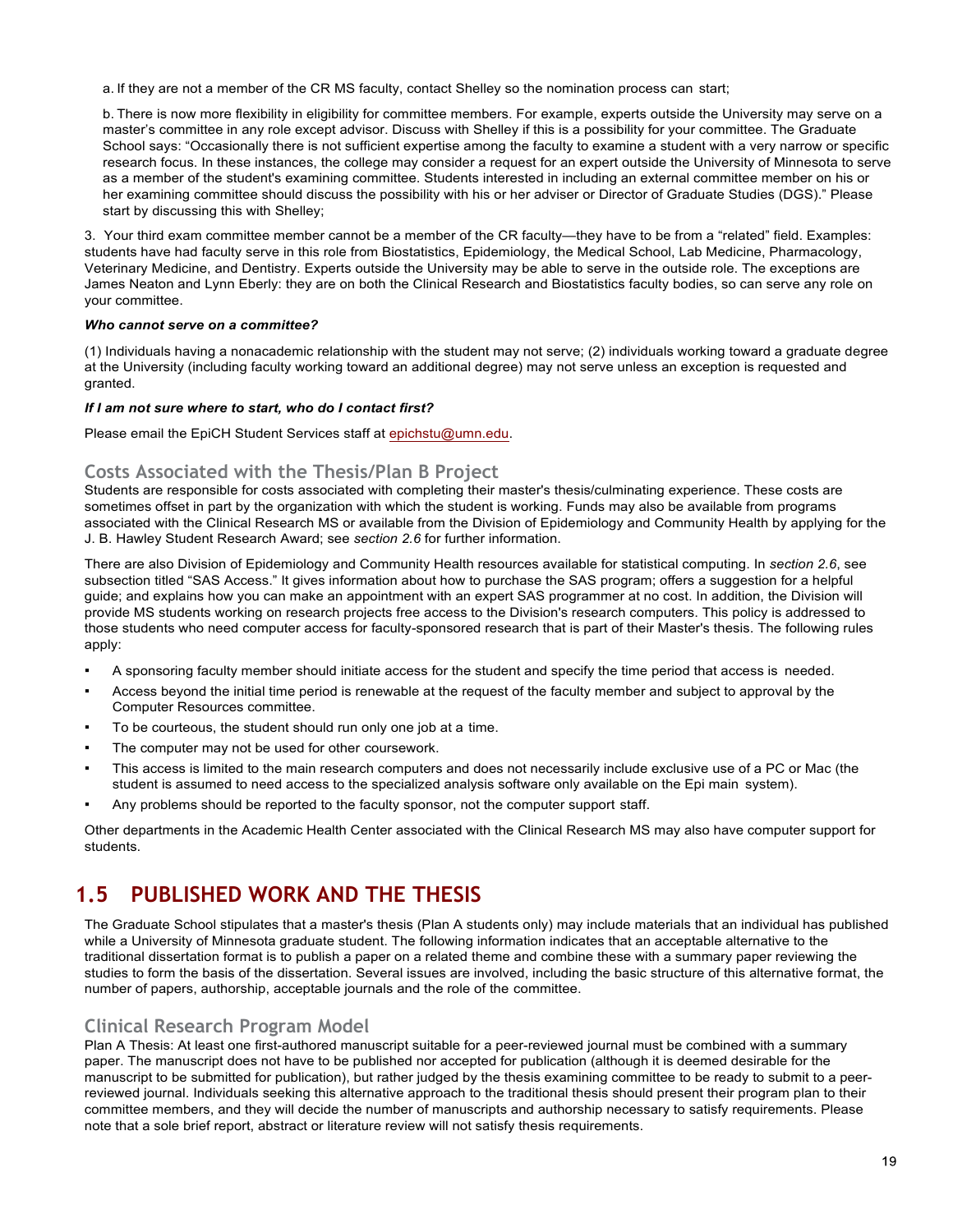a. If they are not a member of the CR MS faculty, contact Shelley so the nomination process can start;

b. There is now more flexibility in eligibility for committee members. For example, experts outside the University may serve on a master's committee in any role except advisor. Discuss with Shelley if this is a possibility for your committee. The Graduate School says: "Occasionally there is not sufficient expertise among the faculty to examine a student with a very narrow or specific research focus. In these instances, the college may consider a request for an expert outside the University of Minnesota to serve as a member of the student's examining committee. Students interested in including an external committee member on his or her examining committee should discuss the possibility with his or her adviser or Director of Graduate Studies (DGS)." Please start by discussing this with Shelley;

3. Your third exam committee member cannot be a member of the CR faculty—they have to be from a "related" field. Examples: students have had faculty serve in this role from Biostatistics, Epidemiology, the Medical School, Lab Medicine, Pharmacology, Veterinary Medicine, and Dentistry. Experts outside the University may be able to serve in the outside role. The exceptions are James Neaton and Lynn Eberly: they are on both the Clinical Research and Biostatistics faculty bodies, so can serve any role on your committee.

***Who cannot serve on a committee?***

(1) Individuals having a nonacademic relationship with the student may not serve; (2) individuals working toward a graduate degree at the University (including faculty working toward an additional degree) may not serve unless an exception is requested and granted.

***If I am not sure where to start, who do I contact first?***

Please email the EpiCH Student Services staff at epichstu@umn.edu.

### Costs Associated with the Thesis/Plan B Project

Students are responsible for costs associated with completing their master's thesis/culminating experience. These costs are sometimes offset in part by the organization with which the student is working. Funds may also be available from programs associated with the Clinical Research MS or available from the Division of Epidemiology and Community Health by applying for the J. B. Hawley Student Research Award; see *section 2.6* for further information.

There are also Division of Epidemiology and Community Health resources available for statistical computing. In *section 2.6*, see subsection titled "SAS Access." It gives information about how to purchase the SAS program; offers a suggestion for a helpful guide; and explains how you can make an appointment with an expert SAS programmer at no cost. In addition, the Division will provide MS students working on research projects free access to the Division's research computers. This policy is addressed to those students who need computer access for faculty-sponsored research that is part of their Master's thesis. The following rules apply:

- A sponsoring faculty member should initiate access for the student and specify the time period that access is needed.
- Access beyond the initial time period is renewable at the request of the faculty member and subject to approval by the Computer Resources committee.
- To be courteous, the student should run only one job at a time.
- The computer may not be used for other coursework.
- This access is limited to the main research computers and does not necessarily include exclusive use of a PC or Mac (the student is assumed to need access to the specialized analysis software only available on the Epi main system).
- Any problems should be reported to the faculty sponsor, not the computer support staff.

Other departments in the Academic Health Center associated with the Clinical Research MS may also have computer support for students.

## 1.5 PUBLISHED WORK AND THE THESIS

The Graduate School stipulates that a master's thesis (Plan A students only) may include materials that an individual has published while a University of Minnesota graduate student. The following information indicates that an acceptable alternative to the traditional dissertation format is to publish a paper on a related theme and combine these with a summary paper reviewing the studies to form the basis of the dissertation. Several issues are involved, including the basic structure of this alternative format, the number of papers, authorship, acceptable journals and the role of the committee.

### Clinical Research Program Model

Plan A Thesis: At least one first-authored manuscript suitable for a peer-reviewed journal must be combined with a summary paper. The manuscript does not have to be published nor accepted for publication (although it is deemed desirable for the manuscript to be submitted for publication), but rather judged by the thesis examining committee to be ready to submit to a peer-reviewed journal. Individuals seeking this alternative approach to the traditional thesis should present their program plan to their committee members, and they will decide the number of manuscripts and authorship necessary to satisfy requirements. Please note that a sole brief report, abstract or literature review will not satisfy thesis requirements.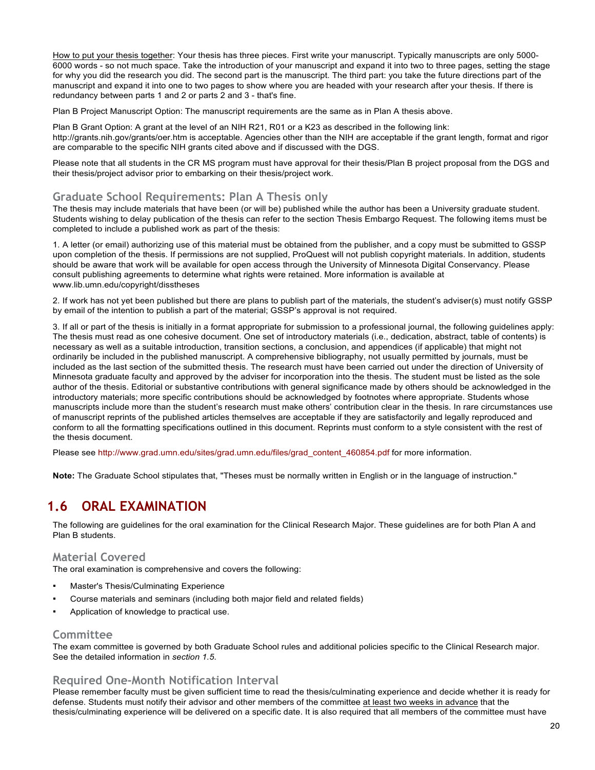How to put your thesis together: Your thesis has three pieces. First write your manuscript. Typically manuscripts are only 5000-6000 words - so not much space. Take the introduction of your manuscript and expand it into two to three pages, setting the stage for why you did the research you did. The second part is the manuscript. The third part: you take the future directions part of the manuscript and expand it into one to two pages to show where you are headed with your research after your thesis. If there is redundancy between parts 1 and 2 or parts 2 and 3 - that's fine.

Plan B Project Manuscript Option: The manuscript requirements are the same as in Plan A thesis above.

Plan B Grant Option: A grant at the level of an NIH R21, R01 or a K23 as described in the following link: http://grants.nih.gov/grants/oer.htm is acceptable. Agencies other than the NIH are acceptable if the grant length, format and rigor are comparable to the specific NIH grants cited above and if discussed with the DGS.

Please note that all students in the CR MS program must have approval for their thesis/Plan B project proposal from the DGS and their thesis/project advisor prior to embarking on their thesis/project work.

### Graduate School Requirements: Plan A Thesis only

The thesis may include materials that have been (or will be) published while the author has been a University graduate student. Students wishing to delay publication of the thesis can refer to the section Thesis Embargo Request. The following items must be completed to include a published work as part of the thesis:

1. A letter (or email) authorizing use of this material must be obtained from the publisher, and a copy must be submitted to GSSP upon completion of the thesis. If permissions are not supplied, ProQuest will not publish copyright materials. In addition, students should be aware that work will be available for open access through the University of Minnesota Digital Conservancy. Please consult publishing agreements to determine what rights were retained. More information is available at www.lib.umn.edu/copyright/disstheses

2. If work has not yet been published but there are plans to publish part of the materials, the student's adviser(s) must notify GSSP by email of the intention to publish a part of the material; GSSP's approval is not required.

3. If all or part of the thesis is initially in a format appropriate for submission to a professional journal, the following guidelines apply: The thesis must read as one cohesive document. One set of introductory materials (i.e., dedication, abstract, table of contents) is necessary as well as a suitable introduction, transition sections, a conclusion, and appendices (if applicable) that might not ordinarily be included in the published manuscript. A comprehensive bibliography, not usually permitted by journals, must be included as the last section of the submitted thesis. The research must have been carried out under the direction of University of Minnesota graduate faculty and approved by the adviser for incorporation into the thesis. The student must be listed as the sole author of the thesis. Editorial or substantive contributions with general significance made by others should be acknowledged in the introductory materials; more specific contributions should be acknowledged by footnotes where appropriate. Students whose manuscripts include more than the student's research must make others' contribution clear in the thesis. In rare circumstances use of manuscript reprints of the published articles themselves are acceptable if they are satisfactorily and legally reproduced and conform to all the formatting specifications outlined in this document. Reprints must conform to a style consistent with the rest of the thesis document.

Please see http://www.grad.umn.edu/sites/grad.umn.edu/files/grad_content_460854.pdf for more information.

**Note:** The Graduate School stipulates that, "Theses must be normally written in English or in the language of instruction."

## 1.6 ORAL EXAMINATION

The following are guidelines for the oral examination for the Clinical Research Major. These guidelines are for both Plan A and Plan B students.

### Material Covered

The oral examination is comprehensive and covers the following:

- Master's Thesis/Culminating Experience
- Course materials and seminars (including both major field and related fields)
- Application of knowledge to practical use.

### Committee

The exam committee is governed by both Graduate School rules and additional policies specific to the Clinical Research major. See the detailed information in *section 1.5*.

### Required One-Month Notification Interval

Please remember faculty must be given sufficient time to read the thesis/culminating experience and decide whether it is ready for defense. Students must notify their advisor and other members of the committee at least two weeks in advance that the thesis/culminating experience will be delivered on a specific date. It is also required that all members of the committee must have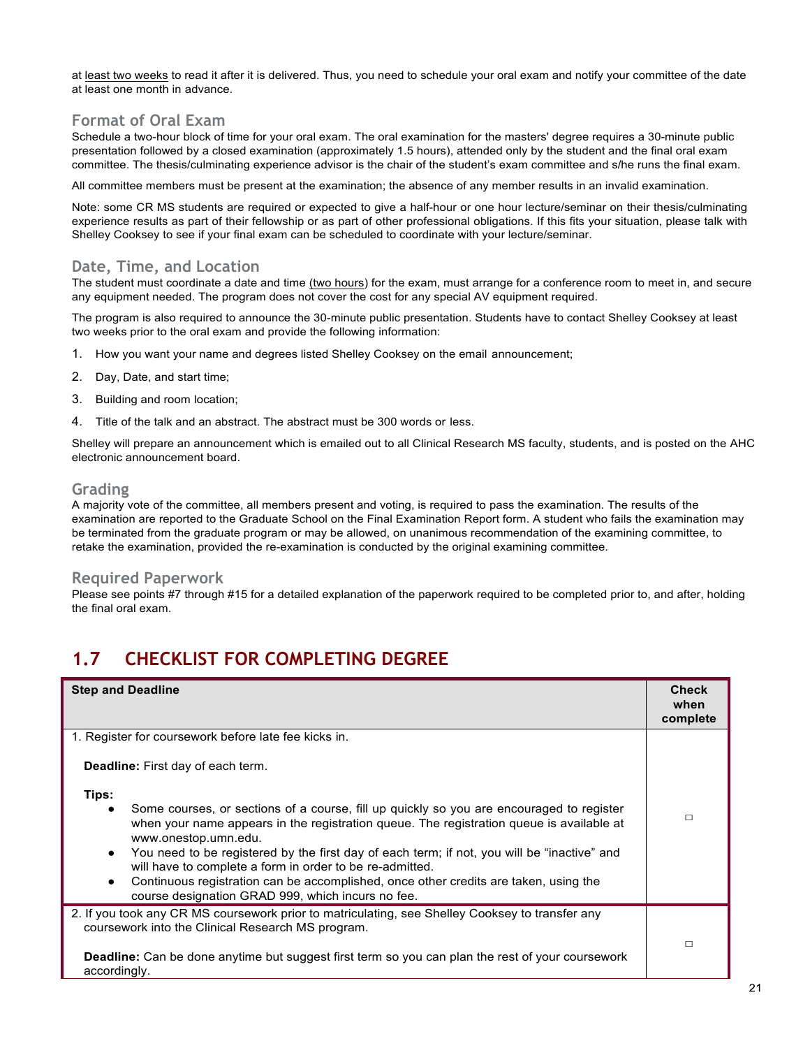at least two weeks to read it after it is delivered. Thus, you need to schedule your oral exam and notify your committee of the date at least one month in advance.

### Format of Oral Exam

Schedule a two-hour block of time for your oral exam. The oral examination for the masters' degree requires a 30-minute public presentation followed by a closed examination (approximately 1.5 hours), attended only by the student and the final oral exam committee. The thesis/culminating experience advisor is the chair of the student's exam committee and s/he runs the final exam.

All committee members must be present at the examination; the absence of any member results in an invalid examination.

Note: some CR MS students are required or expected to give a half-hour or one hour lecture/seminar on their thesis/culminating experience results as part of their fellowship or as part of other professional obligations. If this fits your situation, please talk with Shelley Cooksey to see if your final exam can be scheduled to coordinate with your lecture/seminar.

### Date, Time, and Location

The student must coordinate a date and time (two hours) for the exam, must arrange for a conference room to meet in, and secure any equipment needed. The program does not cover the cost for any special AV equipment required.

The program is also required to announce the 30-minute public presentation. Students have to contact Shelley Cooksey at least two weeks prior to the oral exam and provide the following information:

1. How you want your name and degrees listed Shelley Cooksey on the email announcement;
2. Day, Date, and start time;
3. Building and room location;
4. Title of the talk and an abstract. The abstract must be 300 words or less.

Shelley will prepare an announcement which is emailed out to all Clinical Research MS faculty, students, and is posted on the AHC electronic announcement board.

### Grading

A majority vote of the committee, all members present and voting, is required to pass the examination. The results of the examination are reported to the Graduate School on the Final Examination Report form. A student who fails the examination may be terminated from the graduate program or may be allowed, on unanimous recommendation of the examining committee, to retake the examination, provided the re-examination is conducted by the original examining committee.

### Required Paperwork

Please see points #7 through #15 for a detailed explanation of the paperwork required to be completed prior to, and after, holding the final oral exam.

## 1.7 CHECKLIST FOR COMPLETING DEGREE

| Step and Deadline | Check when complete |
|---|---|
| 1. Register for coursework before late fee kicks in.<br><br>**Deadline:** First day of each term.<br><br>**Tips:**<br>• Some courses, or sections of a course, fill up quickly so you are encouraged to register when your name appears in the registration queue. The registration queue is available at www.onestop.umn.edu.<br>• You need to be registered by the first day of each term; if not, you will be "inactive" and will have to complete a form in order to be re-admitted.<br>• Continuous registration can be accomplished, once other credits are taken, using the course designation GRAD 999, which incurs no fee. | □ |
| 2. If you took any CR MS coursework prior to matriculating, see Shelley Cooksey to transfer any coursework into the Clinical Research MS program.<br><br>**Deadline:** Can be done anytime but suggest first term so you can plan the rest of your coursework accordingly. | □ |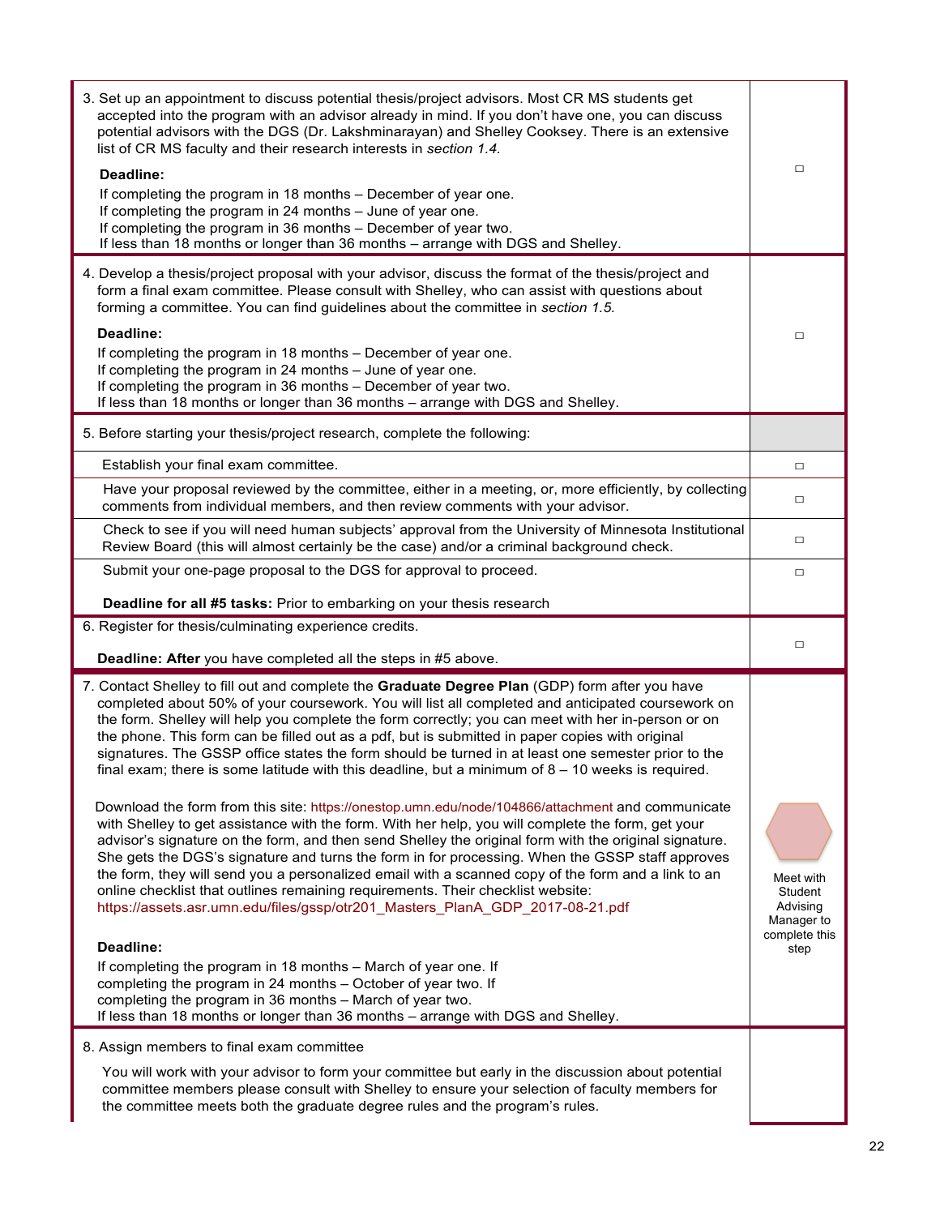| | |
|---|---|
| 3. Set up an appointment to discuss potential thesis/project advisors. Most CR MS students get accepted into the program with an advisor already in mind. If you don't have one, you can discuss potential advisors with the DGS (Dr. Lakshminarayan) and Shelley Cooksey. There is an extensive list of CR MS faculty and their research interests in *section 1.4.*<br><br>**Deadline:**<br>If completing the program in 18 months – December of year one.<br>If completing the program in 24 months – June of year one.<br>If completing the program in 36 months – December of year two.<br>If less than 18 months or longer than 36 months – arrange with DGS and Shelley. | ☐ |
| 4. Develop a thesis/project proposal with your advisor, discuss the format of the thesis/project and form a final exam committee. Please consult with Shelley, who can assist with questions about forming a committee. You can find guidelines about the committee in *section 1.5.*<br><br>**Deadline:**<br>If completing the program in 18 months – December of year one.<br>If completing the program in 24 months – June of year one.<br>If completing the program in 36 months – December of year two.<br>If less than 18 months or longer than 36 months – arrange with DGS and Shelley. | ☐ |
| 5. Before starting your thesis/project research, complete the following: | |
| Establish your final exam committee. | ☐ |
| Have your proposal reviewed by the committee, either in a meeting, or, more efficiently, by collecting comments from individual members, and then review comments with your advisor. | ☐ |
| Check to see if you will need human subjects' approval from the University of Minnesota Institutional Review Board (this will almost certainly be the case) and/or a criminal background check. | ☐ |
| Submit your one-page proposal to the DGS for approval to proceed.<br><br>**Deadline for all #5 tasks:** Prior to embarking on your thesis research | ☐ |
| 6. Register for thesis/culminating experience credits.<br><br>**Deadline: After** you have completed all the steps in #5 above. | ☐ |
| 7. Contact Shelley to fill out and complete the **Graduate Degree Plan** (GDP) form after you have completed about 50% of your coursework. You will list all completed and anticipated coursework on the form. Shelley will help you complete the form correctly; you can meet with her in-person or on the phone. This form can be filled out as a pdf, but is submitted in paper copies with original signatures. The GSSP office states the form should be turned in at least one semester prior to the final exam; there is some latitude with this deadline, but a minimum of 8 – 10 weeks is required.<br><br>Download the form from this site: https://onestop.umn.edu/node/104866/attachment and communicate with Shelley to get assistance with the form. With her help, you will complete the form, get your advisor's signature on the form, and then send Shelley the original form with the original signature. She gets the DGS's signature and turns the form in for processing. When the GSSP staff approves the form, they will send you a personalized email with a scanned copy of the form and a link to an online checklist that outlines remaining requirements. Their checklist website: https://assets.asr.umn.edu/files/gssp/otr201_Masters_PlanA_GDP_2017-08-21.pdf<br><br>**Deadline:**<br>If completing the program in 18 months – March of year one. If completing the program in 24 months – October of year two. If completing the program in 36 months – March of year two.<br>If less than 18 months or longer than 36 months – arrange with DGS and Shelley. | Meet with Student Advising Manager to complete this step |
| 8. Assign members to final exam committee<br><br>You will work with your advisor to form your committee but early in the discussion about potential committee members please consult with Shelley to ensure your selection of faculty members for the committee meets both the graduate degree rules and the program's rules. | |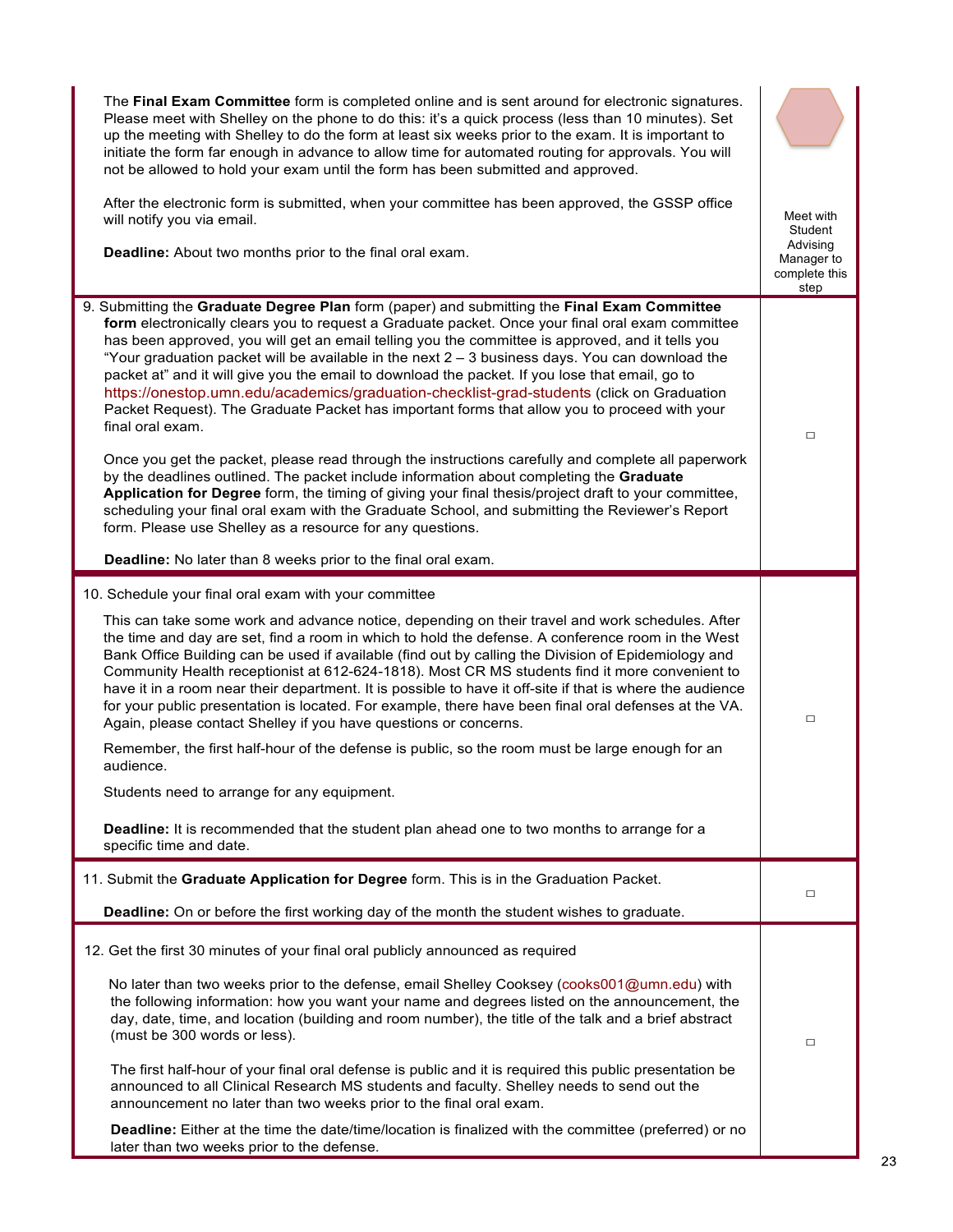| | |
|---|---|
| The **Final Exam Committee** form is completed online and is sent around for electronic signatures. Please meet with Shelley on the phone to do this: it's a quick process (less than 10 minutes). Set up the meeting with Shelley to do the form at least six weeks prior to the exam. It is important to initiate the form far enough in advance to allow time for automated routing for approvals. You will not be allowed to hold your exam until the form has been submitted and approved.<br><br>After the electronic form is submitted, when your committee has been approved, the GSSP office will notify you via email.<br><br>**Deadline:** About two months prior to the final oral exam. | Meet with Student Advising Manager to complete this step |
| 9. Submitting the **Graduate Degree Plan** form (paper) and submitting the **Final Exam Committee form** electronically clears you to request a Graduate packet. Once your final oral exam committee has been approved, you will get an email telling you the committee is approved, and it tells you "Your graduation packet will be available in the next 2 – 3 business days. You can download the packet at" and it will give you the email to download the packet. If you lose that email, go to https://onestop.umn.edu/academics/graduation-checklist-grad-students (click on Graduation Packet Request). The Graduate Packet has important forms that allow you to proceed with your final oral exam.<br><br>Once you get the packet, please read through the instructions carefully and complete all paperwork by the deadlines outlined. The packet include information about completing the **Graduate Application for Degree** form, the timing of giving your final thesis/project draft to your committee, scheduling your final oral exam with the Graduate School, and submitting the Reviewer's Report form. Please use Shelley as a resource for any questions.<br><br>**Deadline:** No later than 8 weeks prior to the final oral exam. | ☐ |
| 10. Schedule your final oral exam with your committee<br><br>This can take some work and advance notice, depending on their travel and work schedules. After the time and day are set, find a room in which to hold the defense. A conference room in the West Bank Office Building can be used if available (find out by calling the Division of Epidemiology and Community Health receptionist at 612-624-1818). Most CR MS students find it more convenient to have it in a room near their department. It is possible to have it off-site if that is where the audience for your public presentation is located. For example, there have been final oral defenses at the VA. Again, please contact Shelley if you have questions or concerns.<br><br>Remember, the first half-hour of the defense is public, so the room must be large enough for an audience.<br><br>Students need to arrange for any equipment.<br><br>**Deadline:** It is recommended that the student plan ahead one to two months to arrange for a specific time and date. | ☐ |
| 11. Submit the **Graduate Application for Degree** form. This is in the Graduation Packet.<br><br>**Deadline:** On or before the first working day of the month the student wishes to graduate. | ☐ |
| 12. Get the first 30 minutes of your final oral publicly announced as required<br><br>No later than two weeks prior to the defense, email Shelley Cooksey (cooks001@umn.edu) with the following information: how you want your name and degrees listed on the announcement, the day, date, time, and location (building and room number), the title of the talk and a brief abstract (must be 300 words or less).<br><br>The first half-hour of your final oral defense is public and it is required this public presentation be announced to all Clinical Research MS students and faculty. Shelley needs to send out the announcement no later than two weeks prior to the final oral exam.<br><br>**Deadline:** Either at the time the date/time/location is finalized with the committee (preferred) or no later than two weeks prior to the defense. | ☐ |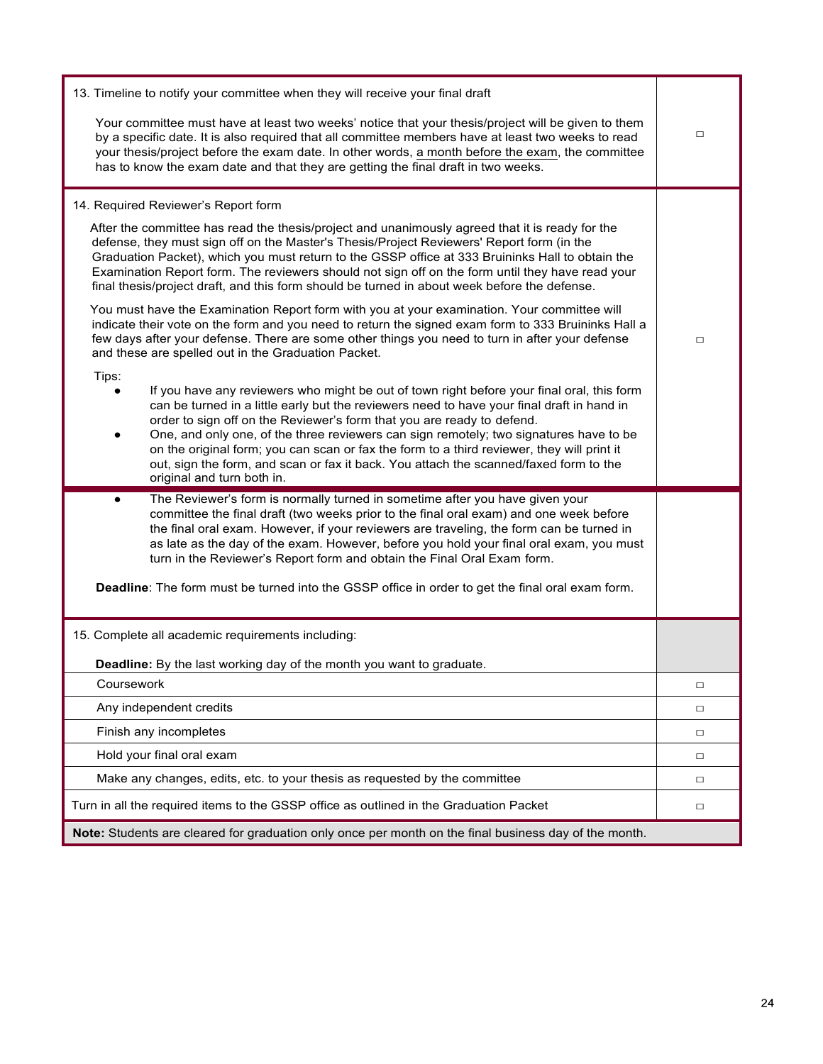| | |
|---|---|
| 13. Timeline to notify your committee when they will receive your final draft<br><br>Your committee must have at least two weeks' notice that your thesis/project will be given to them by a specific date. It is also required that all committee members have at least two weeks to read your thesis/project before the exam date. In other words, a month before the exam, the committee has to know the exam date and that they are getting the final draft in two weeks. | □ |
| 14. Required Reviewer's Report form<br><br>After the committee has read the thesis/project and unanimously agreed that it is ready for the defense, they must sign off on the Master's Thesis/Project Reviewers' Report form (in the Graduation Packet), which you must return to the GSSP office at 333 Bruininks Hall to obtain the Examination Report form. The reviewers should not sign off on the form until they have read your final thesis/project draft, and this form should be turned in about week before the defense.<br><br>You must have the Examination Report form with you at your examination. Your committee will indicate their vote on the form and you need to return the signed exam form to 333 Bruininks Hall a few days after your defense. There are some other things you need to turn in after your defense and these are spelled out in the Graduation Packet.<br><br>Tips:<br>● If you have any reviewers who might be out of town right before your final oral, this form can be turned in a little early but the reviewers need to have your final draft in hand in order to sign off on the Reviewer's form that you are ready to defend.<br>● One, and only one, of the three reviewers can sign remotely; two signatures have to be on the original form; you can scan or fax the form to a third reviewer, they will print it out, sign the form, and scan or fax it back. You attach the scanned/faxed form to the original and turn both in.<br>● The Reviewer's form is normally turned in sometime after you have given your committee the final draft (two weeks prior to the final oral exam) and one week before the final oral exam. However, if your reviewers are traveling, the form can be turned in as late as the day of the exam. However, before you hold your final oral exam, you must turn in the Reviewer's Report form and obtain the Final Oral Exam form.<br><br>**Deadline**: The form must be turned into the GSSP office in order to get the final oral exam form. | □ |
| 15. Complete all academic requirements including:<br><br>**Deadline:** By the last working day of the month you want to graduate. | |
| Coursework | □ |
| Any independent credits | □ |
| Finish any incompletes | □ |
| Hold your final oral exam | □ |
| Make any changes, edits, etc. to your thesis as requested by the committee | □ |
| Turn in all the required items to the GSSP office as outlined in the Graduation Packet | □ |
| **Note:** Students are cleared for graduation only once per month on the final business day of the month. | |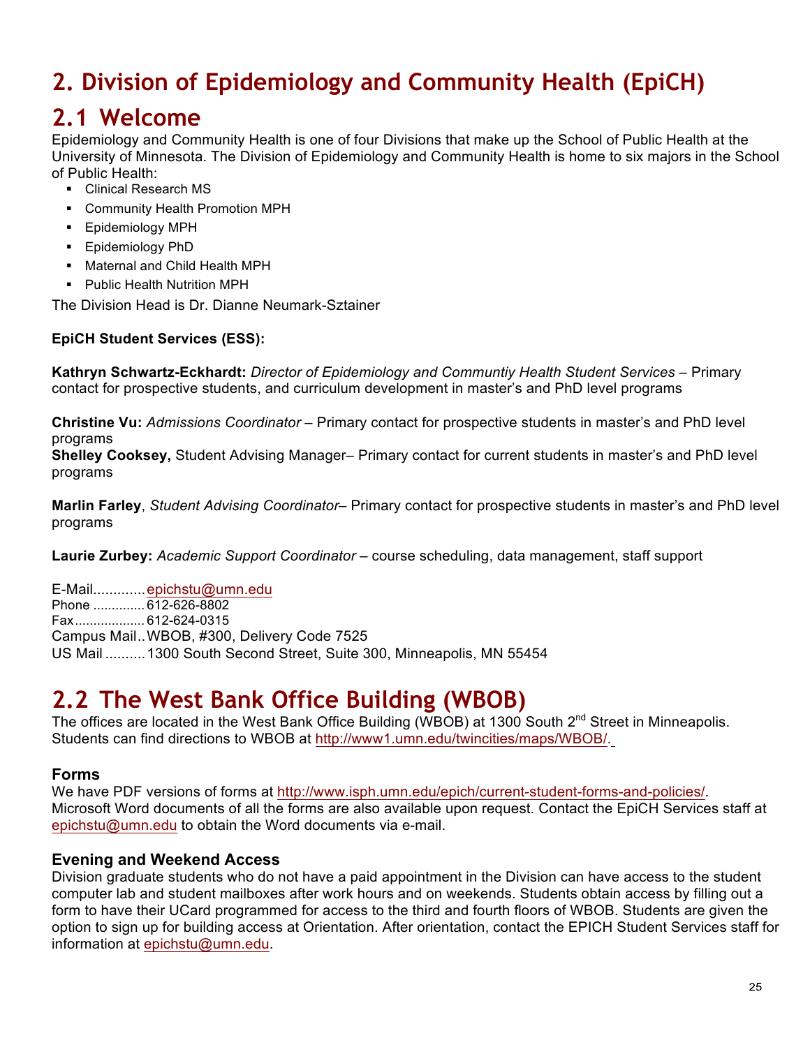# 2. Division of Epidemiology and Community Health (EpiCH)

## 2.1 Welcome

Epidemiology and Community Health is one of four Divisions that make up the School of Public Health at the University of Minnesota. The Division of Epidemiology and Community Health is home to six majors in the School of Public Health:

- Clinical Research MS
- Community Health Promotion MPH
- Epidemiology MPH
- Epidemiology PhD
- Maternal and Child Health MPH
- Public Health Nutrition MPH

The Division Head is Dr. Dianne Neumark-Sztainer

**EpiCH Student Services (ESS):**

**Kathryn Schwartz-Eckhardt:** *Director of Epidemiology and Communtiy Health Student Services* – Primary contact for prospective students, and curriculum development in master's and PhD level programs

**Christine Vu:** *Admissions Coordinator* – Primary contact for prospective students in master's and PhD level programs

**Shelley Cooksey,** Student Advising Manager– Primary contact for current students in master's and PhD level programs

**Marlin Farley**, *Student Advising Coordinator*– Primary contact for prospective students in master's and PhD level programs

**Laurie Zurbey:** *Academic Support Coordinator* – course scheduling, data management, staff support

E-Mail............. epichstu@umn.edu
Phone ............. 612-626-8802
Fax.................. 612-624-0315
Campus Mail.. WBOB, #300, Delivery Code 7525
US Mail .......... 1300 South Second Street, Suite 300, Minneapolis, MN 55454

## 2.2 The West Bank Office Building (WBOB)

The offices are located in the West Bank Office Building (WBOB) at 1300 South 2nd Street in Minneapolis. Students can find directions to WBOB at http://www1.umn.edu/twincities/maps/WBOB/.

### Forms

We have PDF versions of forms at http://www.isph.umn.edu/epich/current-student-forms-and-policies/. Microsoft Word documents of all the forms are also available upon request. Contact the EpiCH Services staff at epichstu@umn.edu to obtain the Word documents via e-mail.

### Evening and Weekend Access

Division graduate students who do not have a paid appointment in the Division can have access to the student computer lab and student mailboxes after work hours and on weekends. Students obtain access by filling out a form to have their UCard programmed for access to the third and fourth floors of WBOB. Students are given the option to sign up for building access at Orientation. After orientation, contact the EPICH Student Services staff for information at epichstu@umn.edu.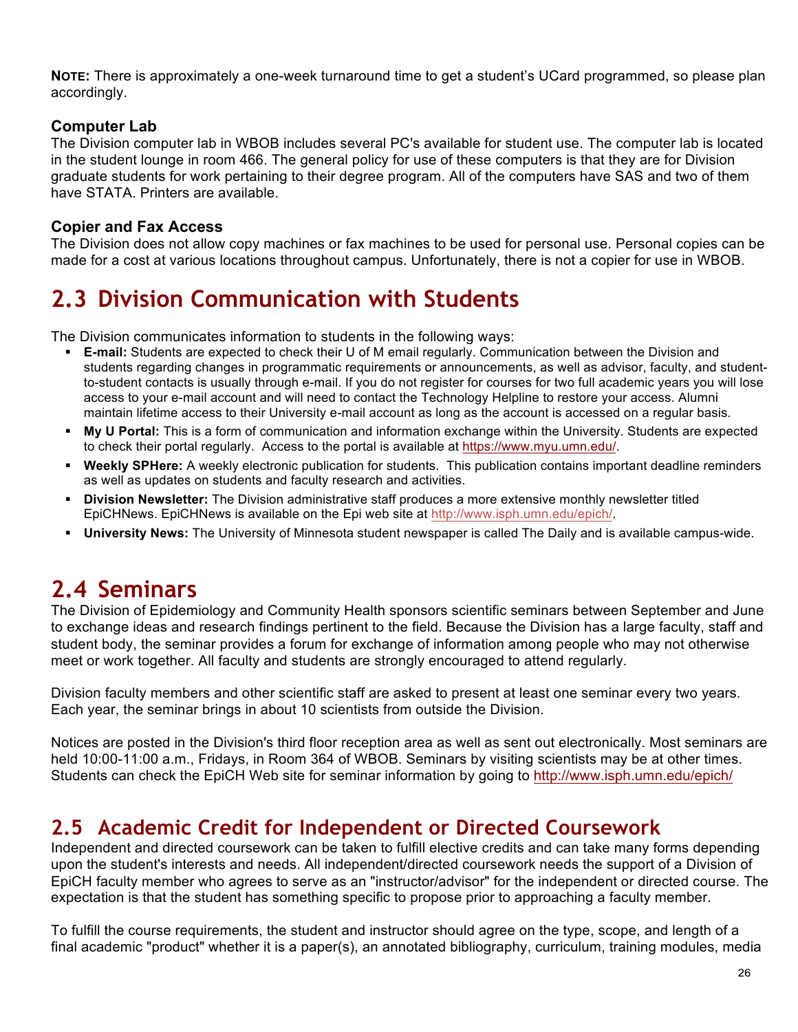**NOTE:** There is approximately a one-week turnaround time to get a student's UCard programmed, so please plan accordingly.

### Computer Lab

The Division computer lab in WBOB includes several PC's available for student use. The computer lab is located in the student lounge in room 466. The general policy for use of these computers is that they are for Division graduate students for work pertaining to their degree program. All of the computers have SAS and two of them have STATA. Printers are available.

### Copier and Fax Access

The Division does not allow copy machines or fax machines to be used for personal use. Personal copies can be made for a cost at various locations throughout campus. Unfortunately, there is not a copier for use in WBOB.

## 2.3 Division Communication with Students

The Division communicates information to students in the following ways:

- **E-mail:** Students are expected to check their U of M email regularly. Communication between the Division and students regarding changes in programmatic requirements or announcements, as well as advisor, faculty, and student-to-student contacts is usually through e-mail. If you do not register for courses for two full academic years you will lose access to your e-mail account and will need to contact the Technology Helpline to restore your access. Alumni maintain lifetime access to their University e-mail account as long as the account is accessed on a regular basis.
- **My U Portal:** This is a form of communication and information exchange within the University. Students are expected to check their portal regularly. Access to the portal is available at https://www.myu.umn.edu/.
- **Weekly SPHere:** A weekly electronic publication for students. This publication contains important deadline reminders as well as updates on students and faculty research and activities.
- **Division Newsletter:** The Division administrative staff produces a more extensive monthly newsletter titled EpiCHNews. EpiCHNews is available on the Epi web site at http://www.isph.umn.edu/epich/.
- **University News:** The University of Minnesota student newspaper is called The Daily and is available campus-wide.

## 2.4 Seminars

The Division of Epidemiology and Community Health sponsors scientific seminars between September and June to exchange ideas and research findings pertinent to the field. Because the Division has a large faculty, staff and student body, the seminar provides a forum for exchange of information among people who may not otherwise meet or work together. All faculty and students are strongly encouraged to attend regularly.

Division faculty members and other scientific staff are asked to present at least one seminar every two years. Each year, the seminar brings in about 10 scientists from outside the Division.

Notices are posted in the Division's third floor reception area as well as sent out electronically. Most seminars are held 10:00-11:00 a.m., Fridays, in Room 364 of WBOB. Seminars by visiting scientists may be at other times. Students can check the EpiCH Web site for seminar information by going to http://www.isph.umn.edu/epich/

## 2.5 Academic Credit for Independent or Directed Coursework

Independent and directed coursework can be taken to fulfill elective credits and can take many forms depending upon the student's interests and needs. All independent/directed coursework needs the support of a Division of EpiCH faculty member who agrees to serve as an "instructor/advisor" for the independent or directed course. The expectation is that the student has something specific to propose prior to approaching a faculty member.

To fulfill the course requirements, the student and instructor should agree on the type, scope, and length of a final academic "product" whether it is a paper(s), an annotated bibliography, curriculum, training modules, media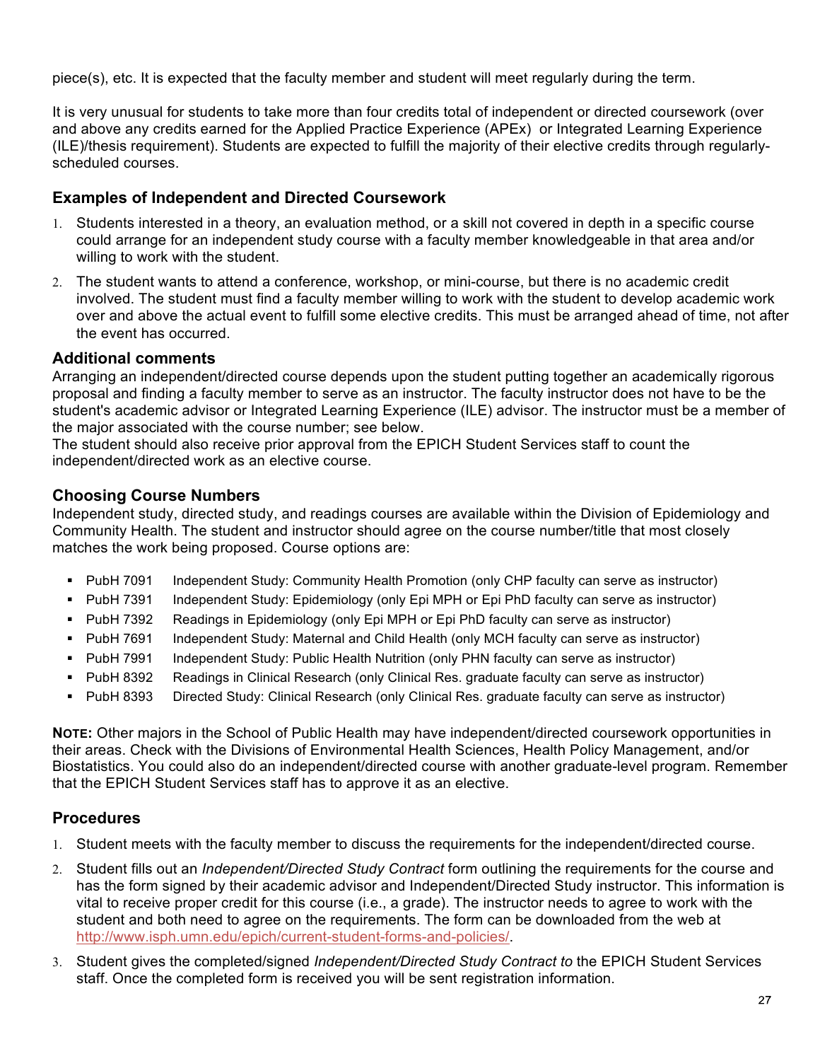piece(s), etc. It is expected that the faculty member and student will meet regularly during the term.

It is very unusual for students to take more than four credits total of independent or directed coursework (over and above any credits earned for the Applied Practice Experience (APEx) or Integrated Learning Experience (ILE)/thesis requirement). Students are expected to fulfill the majority of their elective credits through regularly-scheduled courses.

### Examples of Independent and Directed Coursework

1. Students interested in a theory, an evaluation method, or a skill not covered in depth in a specific course could arrange for an independent study course with a faculty member knowledgeable in that area and/or willing to work with the student.
2. The student wants to attend a conference, workshop, or mini-course, but there is no academic credit involved. The student must find a faculty member willing to work with the student to develop academic work over and above the actual event to fulfill some elective credits. This must be arranged ahead of time, not after the event has occurred.

### Additional comments

Arranging an independent/directed course depends upon the student putting together an academically rigorous proposal and finding a faculty member to serve as an instructor. The faculty instructor does not have to be the student's academic advisor or Integrated Learning Experience (ILE) advisor. The instructor must be a member of the major associated with the course number; see below.
The student should also receive prior approval from the EPICH Student Services staff to count the independent/directed work as an elective course.

### Choosing Course Numbers

Independent study, directed study, and readings courses are available within the Division of Epidemiology and Community Health. The student and instructor should agree on the course number/title that most closely matches the work being proposed. Course options are:

- PubH 7091 Independent Study: Community Health Promotion (only CHP faculty can serve as instructor)
- PubH 7391 Independent Study: Epidemiology (only Epi MPH or Epi PhD faculty can serve as instructor)
- PubH 7392 Readings in Epidemiology (only Epi MPH or Epi PhD faculty can serve as instructor)
- PubH 7691 Independent Study: Maternal and Child Health (only MCH faculty can serve as instructor)
- PubH 7991 Independent Study: Public Health Nutrition (only PHN faculty can serve as instructor)
- PubH 8392 Readings in Clinical Research (only Clinical Res. graduate faculty can serve as instructor)
- PubH 8393 Directed Study: Clinical Research (only Clinical Res. graduate faculty can serve as instructor)

**NOTE:** Other majors in the School of Public Health may have independent/directed coursework opportunities in their areas. Check with the Divisions of Environmental Health Sciences, Health Policy Management, and/or Biostatistics. You could also do an independent/directed course with another graduate-level program. Remember that the EPICH Student Services staff has to approve it as an elective.

### Procedures

1. Student meets with the faculty member to discuss the requirements for the independent/directed course.
2. Student fills out an *Independent/Directed Study Contract* form outlining the requirements for the course and has the form signed by their academic advisor and Independent/Directed Study instructor. This information is vital to receive proper credit for this course (i.e., a grade). The instructor needs to agree to work with the student and both need to agree on the requirements. The form can be downloaded from the web at http://www.isph.umn.edu/epich/current-student-forms-and-policies/.
3. Student gives the completed/signed *Independent/Directed Study Contract to* the EPICH Student Services staff. Once the completed form is received you will be sent registration information.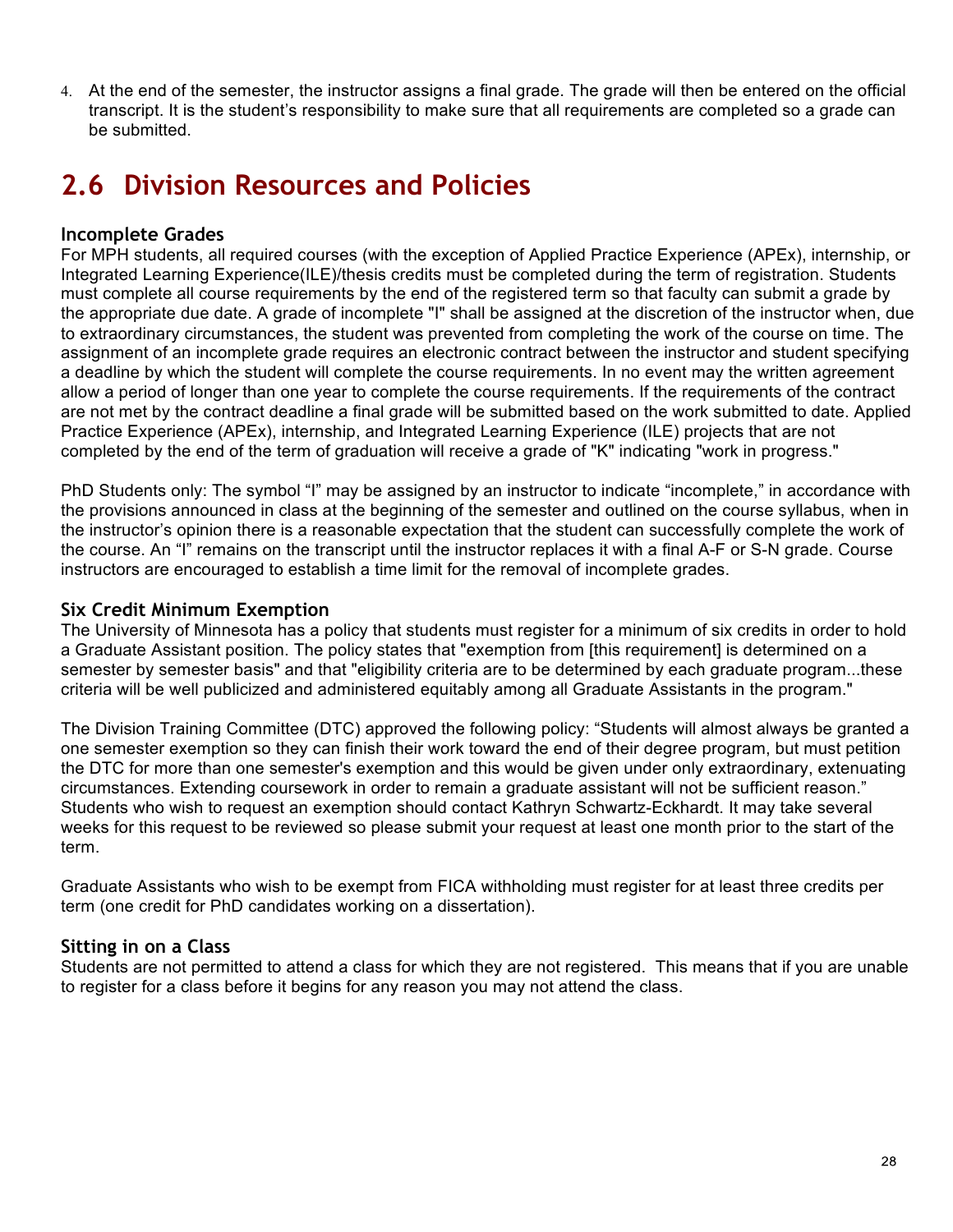4. At the end of the semester, the instructor assigns a final grade. The grade will then be entered on the official transcript. It is the student's responsibility to make sure that all requirements are completed so a grade can be submitted.

## 2.6 Division Resources and Policies

### Incomplete Grades

For MPH students, all required courses (with the exception of Applied Practice Experience (APEx), internship, or Integrated Learning Experience(ILE)/thesis credits must be completed during the term of registration. Students must complete all course requirements by the end of the registered term so that faculty can submit a grade by the appropriate due date. A grade of incomplete "I" shall be assigned at the discretion of the instructor when, due to extraordinary circumstances, the student was prevented from completing the work of the course on time. The assignment of an incomplete grade requires an electronic contract between the instructor and student specifying a deadline by which the student will complete the course requirements. In no event may the written agreement allow a period of longer than one year to complete the course requirements. If the requirements of the contract are not met by the contract deadline a final grade will be submitted based on the work submitted to date. Applied Practice Experience (APEx), internship, and Integrated Learning Experience (ILE) projects that are not completed by the end of the term of graduation will receive a grade of "K" indicating "work in progress."

PhD Students only: The symbol "I" may be assigned by an instructor to indicate "incomplete," in accordance with the provisions announced in class at the beginning of the semester and outlined on the course syllabus, when in the instructor's opinion there is a reasonable expectation that the student can successfully complete the work of the course. An "I" remains on the transcript until the instructor replaces it with a final A-F or S-N grade. Course instructors are encouraged to establish a time limit for the removal of incomplete grades.

### Six Credit Minimum Exemption

The University of Minnesota has a policy that students must register for a minimum of six credits in order to hold a Graduate Assistant position. The policy states that "exemption from [this requirement] is determined on a semester by semester basis" and that "eligibility criteria are to be determined by each graduate program...these criteria will be well publicized and administered equitably among all Graduate Assistants in the program."

The Division Training Committee (DTC) approved the following policy: "Students will almost always be granted a one semester exemption so they can finish their work toward the end of their degree program, but must petition the DTC for more than one semester's exemption and this would be given under only extraordinary, extenuating circumstances. Extending coursework in order to remain a graduate assistant will not be sufficient reason." Students who wish to request an exemption should contact Kathryn Schwartz-Eckhardt. It may take several weeks for this request to be reviewed so please submit your request at least one month prior to the start of the term.

Graduate Assistants who wish to be exempt from FICA withholding must register for at least three credits per term (one credit for PhD candidates working on a dissertation).

### Sitting in on a Class

Students are not permitted to attend a class for which they are not registered. This means that if you are unable to register for a class before it begins for any reason you may not attend the class.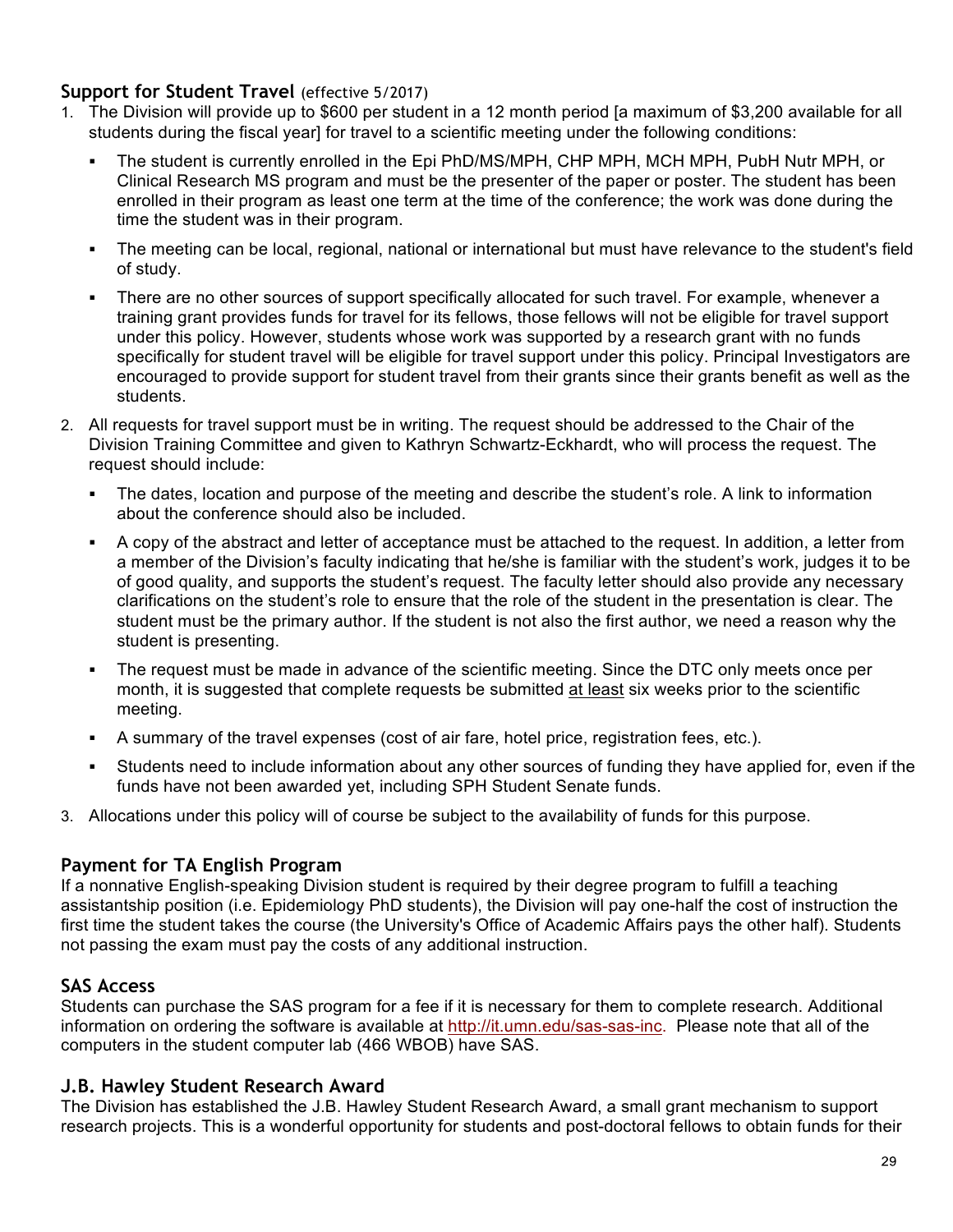## Support for Student Travel (effective 5/2017)

1. The Division will provide up to $600 per student in a 12 month period [a maximum of $3,200 available for all students during the fiscal year] for travel to a scientific meeting under the following conditions:
   - The student is currently enrolled in the Epi PhD/MS/MPH, CHP MPH, MCH MPH, PubH Nutr MPH, or Clinical Research MS program and must be the presenter of the paper or poster. The student has been enrolled in their program as least one term at the time of the conference; the work was done during the time the student was in their program.
   - The meeting can be local, regional, national or international but must have relevance to the student's field of study.
   - There are no other sources of support specifically allocated for such travel. For example, whenever a training grant provides funds for travel for its fellows, those fellows will not be eligible for travel support under this policy. However, students whose work was supported by a research grant with no funds specifically for student travel will be eligible for travel support under this policy. Principal Investigators are encouraged to provide support for student travel from their grants since their grants benefit as well as the students.
2. All requests for travel support must be in writing. The request should be addressed to the Chair of the Division Training Committee and given to Kathryn Schwartz-Eckhardt, who will process the request. The request should include:
   - The dates, location and purpose of the meeting and describe the student's role. A link to information about the conference should also be included.
   - A copy of the abstract and letter of acceptance must be attached to the request. In addition, a letter from a member of the Division's faculty indicating that he/she is familiar with the student's work, judges it to be of good quality, and supports the student's request. The faculty letter should also provide any necessary clarifications on the student's role to ensure that the role of the student in the presentation is clear. The student must be the primary author. If the student is not also the first author, we need a reason why the student is presenting.
   - The request must be made in advance of the scientific meeting. Since the DTC only meets once per month, it is suggested that complete requests be submitted at least six weeks prior to the scientific meeting.
   - A summary of the travel expenses (cost of air fare, hotel price, registration fees, etc.).
   - Students need to include information about any other sources of funding they have applied for, even if the funds have not been awarded yet, including SPH Student Senate funds.
3. Allocations under this policy will of course be subject to the availability of funds for this purpose.

## Payment for TA English Program

If a nonnative English-speaking Division student is required by their degree program to fulfill a teaching assistantship position (i.e. Epidemiology PhD students), the Division will pay one-half the cost of instruction the first time the student takes the course (the University's Office of Academic Affairs pays the other half). Students not passing the exam must pay the costs of any additional instruction.

## SAS Access

Students can purchase the SAS program for a fee if it is necessary for them to complete research. Additional information on ordering the software is available at http://it.umn.edu/sas-sas-inc. Please note that all of the computers in the student computer lab (466 WBOB) have SAS.

## J.B. Hawley Student Research Award

The Division has established the J.B. Hawley Student Research Award, a small grant mechanism to support research projects. This is a wonderful opportunity for students and post-doctoral fellows to obtain funds for their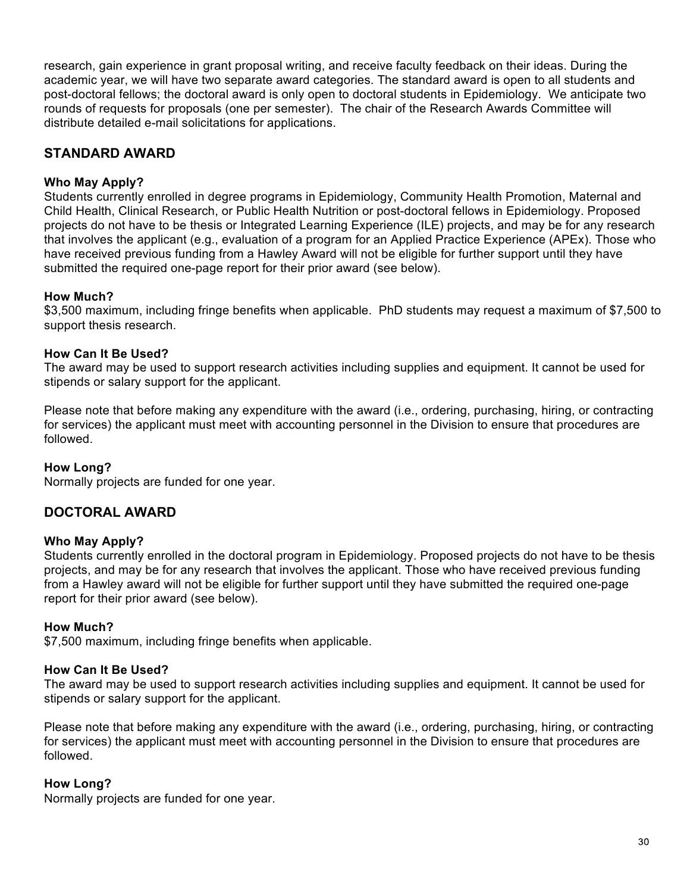research, gain experience in grant proposal writing, and receive faculty feedback on their ideas. During the academic year, we will have two separate award categories. The standard award is open to all students and post-doctoral fellows; the doctoral award is only open to doctoral students in Epidemiology. We anticipate two rounds of requests for proposals (one per semester). The chair of the Research Awards Committee will distribute detailed e-mail solicitations for applications.

## STANDARD AWARD

**Who May Apply?**

Students currently enrolled in degree programs in Epidemiology, Community Health Promotion, Maternal and Child Health, Clinical Research, or Public Health Nutrition or post-doctoral fellows in Epidemiology. Proposed projects do not have to be thesis or Integrated Learning Experience (ILE) projects, and may be for any research that involves the applicant (e.g., evaluation of a program for an Applied Practice Experience (APEx). Those who have received previous funding from a Hawley Award will not be eligible for further support until they have submitted the required one-page report for their prior award (see below).

**How Much?**

$3,500 maximum, including fringe benefits when applicable. PhD students may request a maximum of $7,500 to support thesis research.

**How Can It Be Used?**

The award may be used to support research activities including supplies and equipment. It cannot be used for stipends or salary support for the applicant.

Please note that before making any expenditure with the award (i.e., ordering, purchasing, hiring, or contracting for services) the applicant must meet with accounting personnel in the Division to ensure that procedures are followed.

**How Long?**

Normally projects are funded for one year.

## DOCTORAL AWARD

**Who May Apply?**

Students currently enrolled in the doctoral program in Epidemiology. Proposed projects do not have to be thesis projects, and may be for any research that involves the applicant. Those who have received previous funding from a Hawley award will not be eligible for further support until they have submitted the required one-page report for their prior award (see below).

**How Much?**

$7,500 maximum, including fringe benefits when applicable.

**How Can It Be Used?**

The award may be used to support research activities including supplies and equipment. It cannot be used for stipends or salary support for the applicant.

Please note that before making any expenditure with the award (i.e., ordering, purchasing, hiring, or contracting for services) the applicant must meet with accounting personnel in the Division to ensure that procedures are followed.

**How Long?**

Normally projects are funded for one year.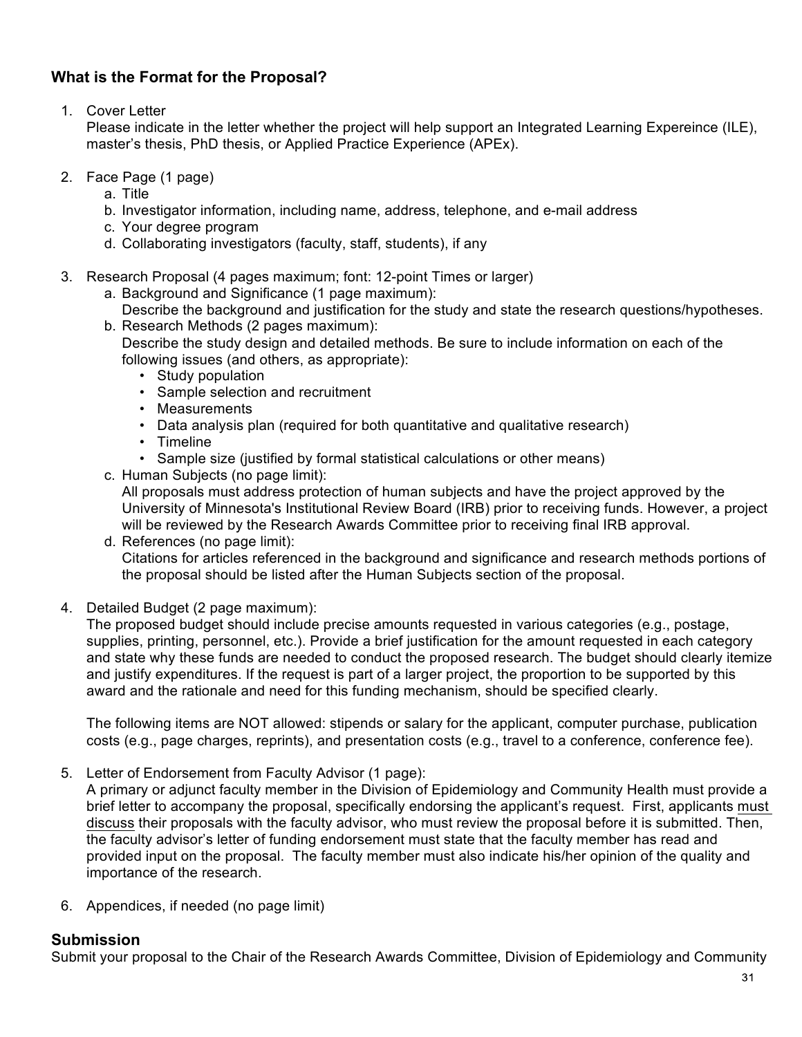## What is the Format for the Proposal?

1. Cover Letter
   Please indicate in the letter whether the project will help support an Integrated Learning Expereince (ILE), master's thesis, PhD thesis, or Applied Practice Experience (APEx).

2. Face Page (1 page)
   a. Title
   b. Investigator information, including name, address, telephone, and e-mail address
   c. Your degree program
   d. Collaborating investigators (faculty, staff, students), if any

3. Research Proposal (4 pages maximum; font: 12-point Times or larger)
   a. Background and Significance (1 page maximum):
      Describe the background and justification for the study and state the research questions/hypotheses.
   b. Research Methods (2 pages maximum):
      Describe the study design and detailed methods. Be sure to include information on each of the following issues (and others, as appropriate):
      - Study population
      - Sample selection and recruitment
      - Measurements
      - Data analysis plan (required for both quantitative and qualitative research)
      - Timeline
      - Sample size (justified by formal statistical calculations or other means)
   c. Human Subjects (no page limit):
      All proposals must address protection of human subjects and have the project approved by the University of Minnesota's Institutional Review Board (IRB) prior to receiving funds. However, a project will be reviewed by the Research Awards Committee prior to receiving final IRB approval.
   d. References (no page limit):
      Citations for articles referenced in the background and significance and research methods portions of the proposal should be listed after the Human Subjects section of the proposal.

4. Detailed Budget (2 page maximum):
   The proposed budget should include precise amounts requested in various categories (e.g., postage, supplies, printing, personnel, etc.). Provide a brief justification for the amount requested in each category and state why these funds are needed to conduct the proposed research. The budget should clearly itemize and justify expenditures. If the request is part of a larger project, the proportion to be supported by this award and the rationale and need for this funding mechanism, should be specified clearly.

   The following items are NOT allowed: stipends or salary for the applicant, computer purchase, publication costs (e.g., page charges, reprints), and presentation costs (e.g., travel to a conference, conference fee).

5. Letter of Endorsement from Faculty Advisor (1 page):
   A primary or adjunct faculty member in the Division of Epidemiology and Community Health must provide a brief letter to accompany the proposal, specifically endorsing the applicant's request. First, applicants <u>must discuss</u> their proposals with the faculty advisor, who must review the proposal before it is submitted. Then, the faculty advisor's letter of funding endorsement must state that the faculty member has read and provided input on the proposal. The faculty member must also indicate his/her opinion of the quality and importance of the research.

6. Appendices, if needed (no page limit)

## Submission

Submit your proposal to the Chair of the Research Awards Committee, Division of Epidemiology and Community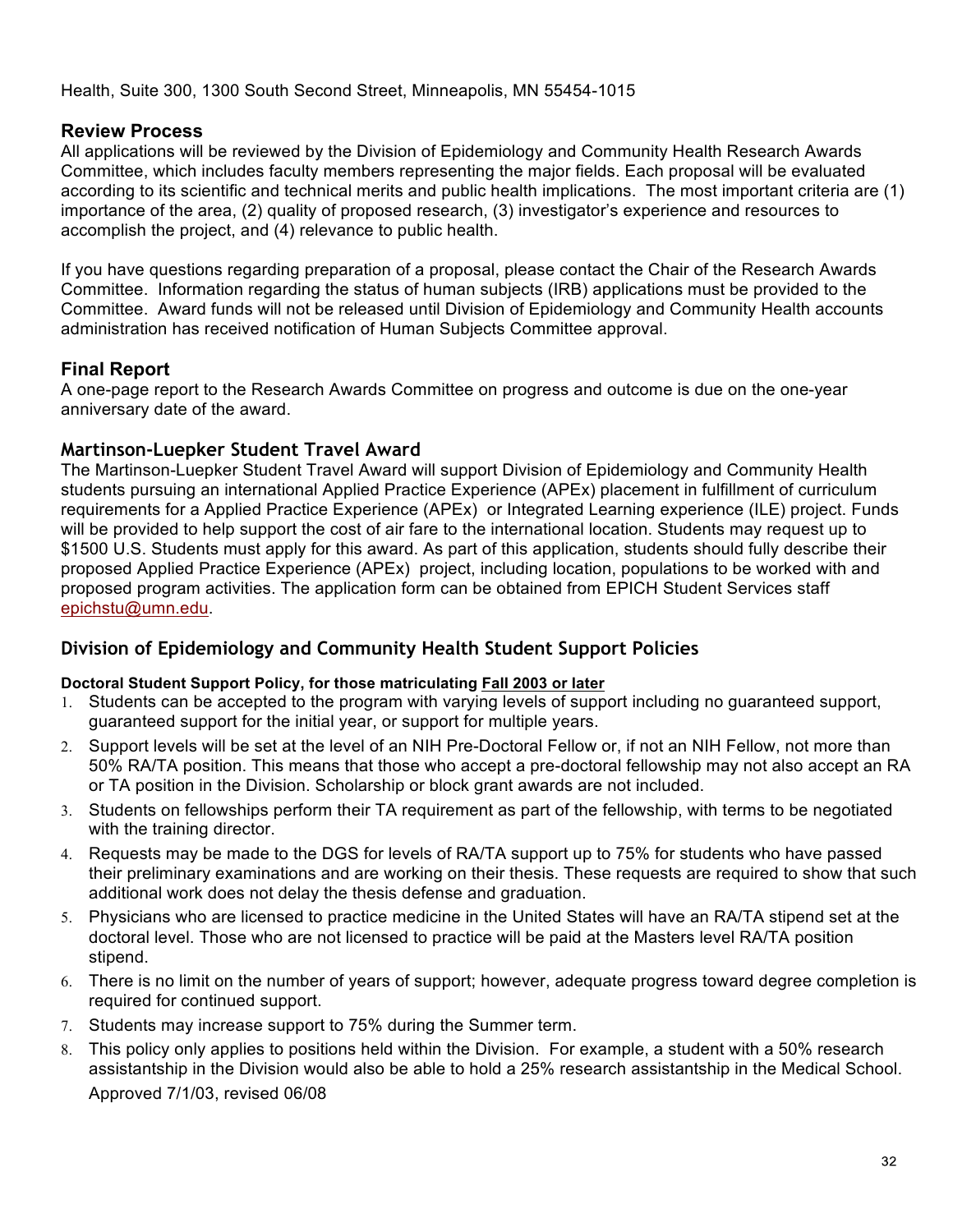Health, Suite 300, 1300 South Second Street, Minneapolis, MN 55454-1015

### Review Process

All applications will be reviewed by the Division of Epidemiology and Community Health Research Awards Committee, which includes faculty members representing the major fields. Each proposal will be evaluated according to its scientific and technical merits and public health implications. The most important criteria are (1) importance of the area, (2) quality of proposed research, (3) investigator's experience and resources to accomplish the project, and (4) relevance to public health.

If you have questions regarding preparation of a proposal, please contact the Chair of the Research Awards Committee. Information regarding the status of human subjects (IRB) applications must be provided to the Committee. Award funds will not be released until Division of Epidemiology and Community Health accounts administration has received notification of Human Subjects Committee approval.

### Final Report

A one-page report to the Research Awards Committee on progress and outcome is due on the one-year anniversary date of the award.

### Martinson-Luepker Student Travel Award

The Martinson-Luepker Student Travel Award will support Division of Epidemiology and Community Health students pursuing an international Applied Practice Experience (APEx) placement in fulfillment of curriculum requirements for a Applied Practice Experience (APEx) or Integrated Learning experience (ILE) project. Funds will be provided to help support the cost of air fare to the international location. Students may request up to $1500 U.S. Students must apply for this award. As part of this application, students should fully describe their proposed Applied Practice Experience (APEx) project, including location, populations to be worked with and proposed program activities. The application form can be obtained from EPICH Student Services staff epichstu@umn.edu.

## Division of Epidemiology and Community Health Student Support Policies

**Doctoral Student Support Policy, for those matriculating Fall 2003 or later**

1. Students can be accepted to the program with varying levels of support including no guaranteed support, guaranteed support for the initial year, or support for multiple years.
2. Support levels will be set at the level of an NIH Pre-Doctoral Fellow or, if not an NIH Fellow, not more than 50% RA/TA position. This means that those who accept a pre-doctoral fellowship may not also accept an RA or TA position in the Division. Scholarship or block grant awards are not included.
3. Students on fellowships perform their TA requirement as part of the fellowship, with terms to be negotiated with the training director.
4. Requests may be made to the DGS for levels of RA/TA support up to 75% for students who have passed their preliminary examinations and are working on their thesis. These requests are required to show that such additional work does not delay the thesis defense and graduation.
5. Physicians who are licensed to practice medicine in the United States will have an RA/TA stipend set at the doctoral level. Those who are not licensed to practice will be paid at the Masters level RA/TA position stipend.
6. There is no limit on the number of years of support; however, adequate progress toward degree completion is required for continued support.
7. Students may increase support to 75% during the Summer term.
8. This policy only applies to positions held within the Division. For example, a student with a 50% research assistantship in the Division would also be able to hold a 25% research assistantship in the Medical School.

Approved 7/1/03, revised 06/08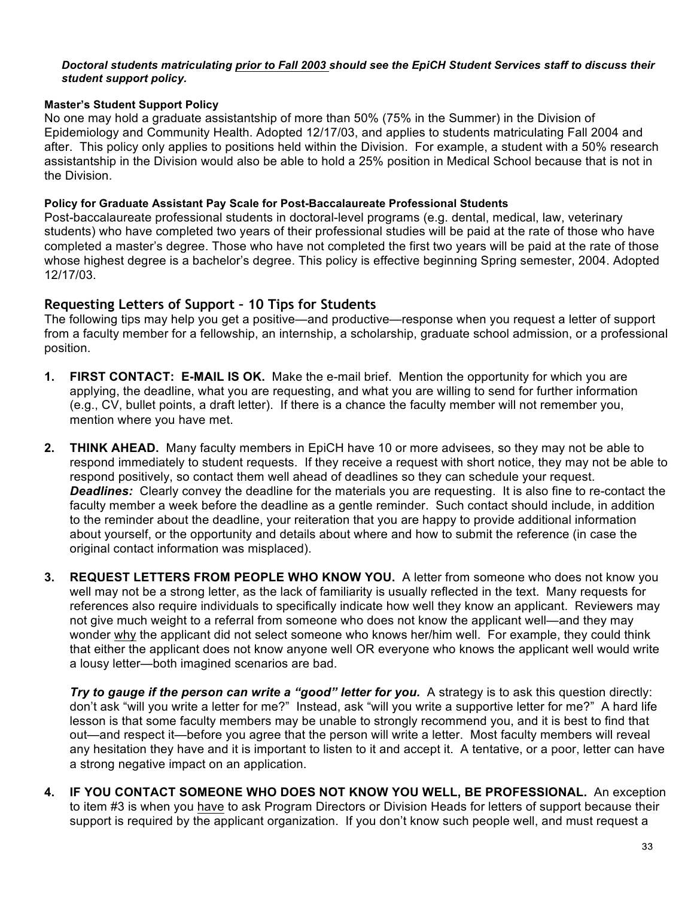***Doctoral students matriculating prior to Fall 2003 should see the EpiCH Student Services staff to discuss their student support policy.***

**Master's Student Support Policy**

No one may hold a graduate assistantship of more than 50% (75% in the Summer) in the Division of Epidemiology and Community Health. Adopted 12/17/03, and applies to students matriculating Fall 2004 and after. This policy only applies to positions held within the Division. For example, a student with a 50% research assistantship in the Division would also be able to hold a 25% position in Medical School because that is not in the Division.

**Policy for Graduate Assistant Pay Scale for Post-Baccalaureate Professional Students**

Post-baccalaureate professional students in doctoral-level programs (e.g. dental, medical, law, veterinary students) who have completed two years of their professional studies will be paid at the rate of those who have completed a master's degree. Those who have not completed the first two years will be paid at the rate of those whose highest degree is a bachelor's degree. This policy is effective beginning Spring semester, 2004. Adopted 12/17/03.

## Requesting Letters of Support – 10 Tips for Students

The following tips may help you get a positive—and productive—response when you request a letter of support from a faculty member for a fellowship, an internship, a scholarship, graduate school admission, or a professional position.

1. **FIRST CONTACT: E-MAIL IS OK.** Make the e-mail brief. Mention the opportunity for which you are applying, the deadline, what you are requesting, and what you are willing to send for further information (e.g., CV, bullet points, a draft letter). If there is a chance the faculty member will not remember you, mention where you have met.

2. **THINK AHEAD.** Many faculty members in EpiCH have 10 or more advisees, so they may not be able to respond immediately to student requests. If they receive a request with short notice, they may not be able to respond positively, so contact them well ahead of deadlines so they can schedule your request. ***Deadlines:*** Clearly convey the deadline for the materials you are requesting. It is also fine to re-contact the faculty member a week before the deadline as a gentle reminder. Such contact should include, in addition to the reminder about the deadline, your reiteration that you are happy to provide additional information about yourself, or the opportunity and details about where and how to submit the reference (in case the original contact information was misplaced).

3. **REQUEST LETTERS FROM PEOPLE WHO KNOW YOU.** A letter from someone who does not know you well may not be a strong letter, as the lack of familiarity is usually reflected in the text. Many requests for references also require individuals to specifically indicate how well they know an applicant. Reviewers may not give much weight to a referral from someone who does not know the applicant well—and they may wonder why the applicant did not select someone who knows her/him well. For example, they could think that either the applicant does not know anyone well OR everyone who knows the applicant well would write a lousy letter—both imagined scenarios are bad.

   ***Try to gauge if the person can write a "good" letter for you.*** A strategy is to ask this question directly: don't ask "will you write a letter for me?" Instead, ask "will you write a supportive letter for me?" A hard life lesson is that some faculty members may be unable to strongly recommend you, and it is best to find that out—and respect it—before you agree that the person will write a letter. Most faculty members will reveal any hesitation they have and it is important to listen to it and accept it. A tentative, or a poor, letter can have a strong negative impact on an application.

4. **IF YOU CONTACT SOMEONE WHO DOES NOT KNOW YOU WELL, BE PROFESSIONAL.** An exception to item #3 is when you have to ask Program Directors or Division Heads for letters of support because their support is required by the applicant organization. If you don't know such people well, and must request a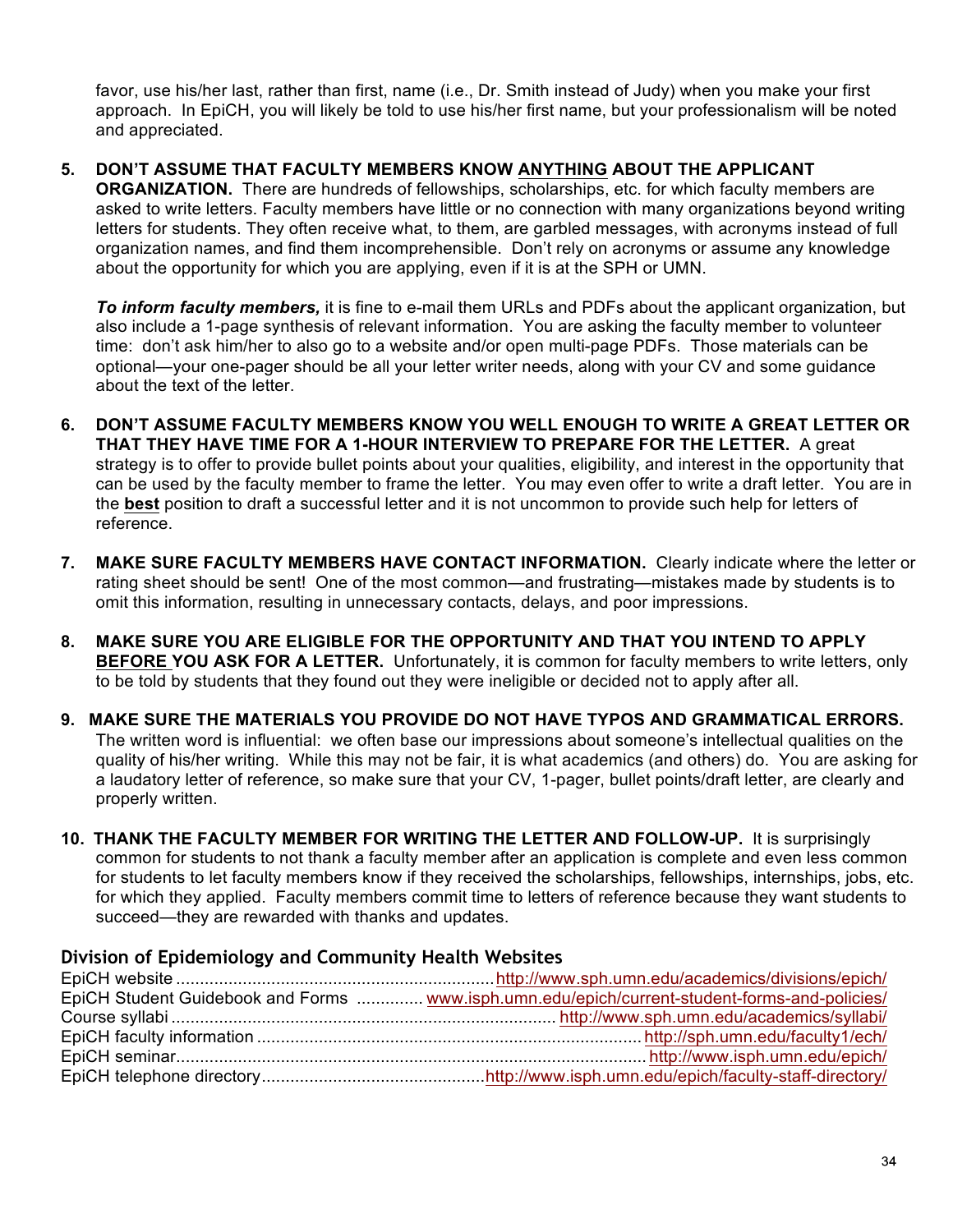favor, use his/her last, rather than first, name (i.e., Dr. Smith instead of Judy) when you make your first approach. In EpiCH, you will likely be told to use his/her first name, but your professionalism will be noted and appreciated.

5. **DON'T ASSUME THAT FACULTY MEMBERS KNOW ANYTHING ABOUT THE APPLICANT ORGANIZATION.** There are hundreds of fellowships, scholarships, etc. for which faculty members are asked to write letters. Faculty members have little or no connection with many organizations beyond writing letters for students. They often receive what, to them, are garbled messages, with acronyms instead of full organization names, and find them incomprehensible. Don't rely on acronyms or assume any knowledge about the opportunity for which you are applying, even if it is at the SPH or UMN.

   ***To inform faculty members,*** it is fine to e-mail them URLs and PDFs about the applicant organization, but also include a 1-page synthesis of relevant information. You are asking the faculty member to volunteer time: don't ask him/her to also go to a website and/or open multi-page PDFs. Those materials can be optional—your one-pager should be all your letter writer needs, along with your CV and some guidance about the text of the letter.

6. **DON'T ASSUME FACULTY MEMBERS KNOW YOU WELL ENOUGH TO WRITE A GREAT LETTER OR THAT THEY HAVE TIME FOR A 1-HOUR INTERVIEW TO PREPARE FOR THE LETTER.** A great strategy is to offer to provide bullet points about your qualities, eligibility, and interest in the opportunity that can be used by the faculty member to frame the letter. You may even offer to write a draft letter. You are in the **best** position to draft a successful letter and it is not uncommon to provide such help for letters of reference.

7. **MAKE SURE FACULTY MEMBERS HAVE CONTACT INFORMATION.** Clearly indicate where the letter or rating sheet should be sent! One of the most common—and frustrating—mistakes made by students is to omit this information, resulting in unnecessary contacts, delays, and poor impressions.

8. **MAKE SURE YOU ARE ELIGIBLE FOR THE OPPORTUNITY AND THAT YOU INTEND TO APPLY BEFORE YOU ASK FOR A LETTER.** Unfortunately, it is common for faculty members to write letters, only to be told by students that they found out they were ineligible or decided not to apply after all.

9. **MAKE SURE THE MATERIALS YOU PROVIDE DO NOT HAVE TYPOS AND GRAMMATICAL ERRORS.** The written word is influential: we often base our impressions about someone's intellectual qualities on the quality of his/her writing. While this may not be fair, it is what academics (and others) do. You are asking for a laudatory letter of reference, so make sure that your CV, 1-pager, bullet points/draft letter, are clearly and properly written.

10. **THANK THE FACULTY MEMBER FOR WRITING THE LETTER AND FOLLOW-UP.** It is surprisingly common for students to not thank a faculty member after an application is complete and even less common for students to let faculty members know if they received the scholarships, fellowships, internships, jobs, etc. for which they applied. Faculty members commit time to letters of reference because they want students to succeed—they are rewarded with thanks and updates.

## Division of Epidemiology and Community Health Websites

| | |
|---|---|
| EpiCH website | http://www.sph.umn.edu/academics/divisions/epich/ |
| EpiCH Student Guidebook and Forms | www.isph.umn.edu/epich/current-student-forms-and-policies/ |
| Course syllabi | http://www.sph.umn.edu/academics/syllabi/ |
| EpiCH faculty information | http://sph.umn.edu/faculty1/ech/ |
| EpiCH seminar | http://www.isph.umn.edu/epich/ |
| EpiCH telephone directory | http://www.isph.umn.edu/epich/faculty-staff-directory/ |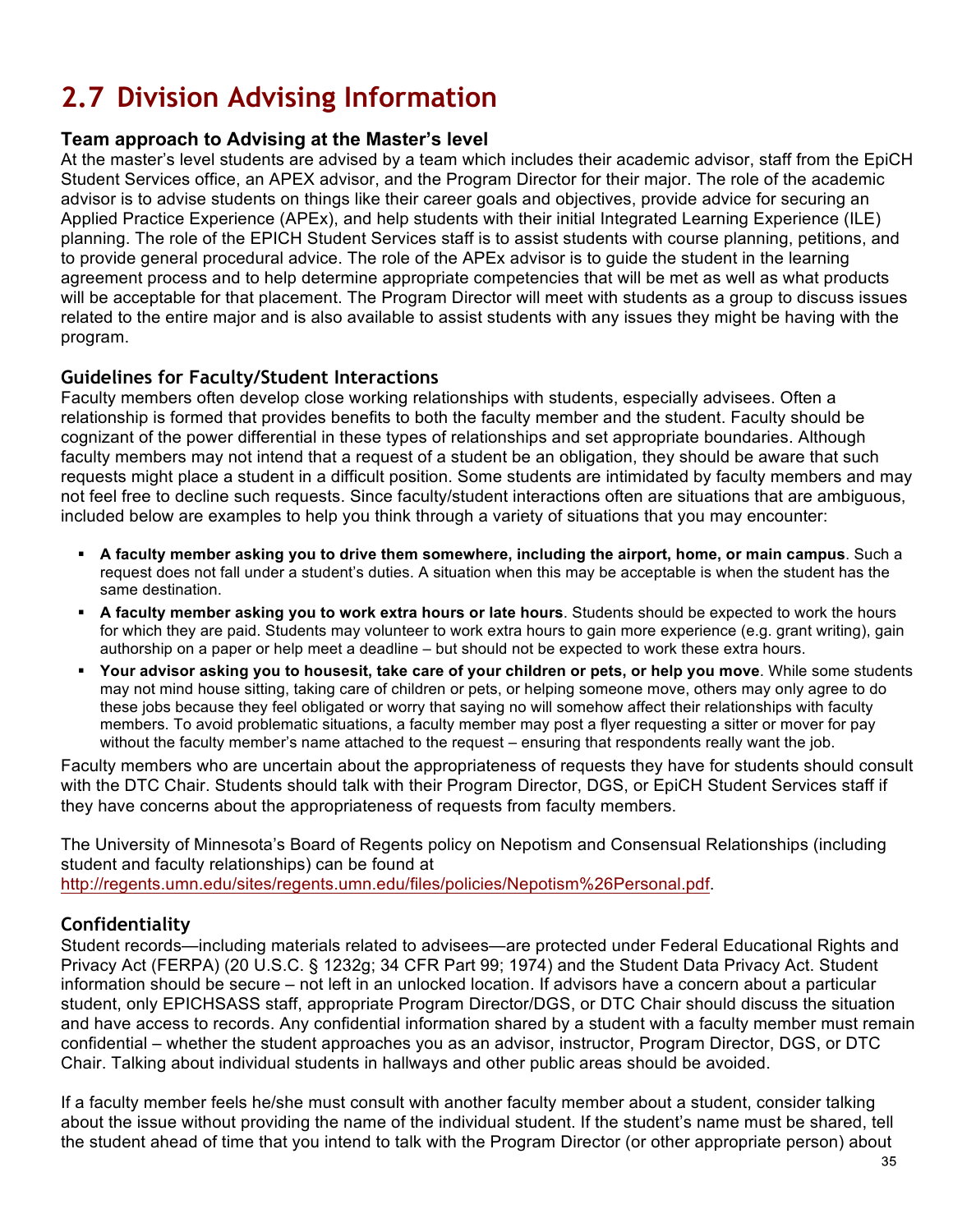# 2.7 Division Advising Information

### Team approach to Advising at the Master's level

At the master's level students are advised by a team which includes their academic advisor, staff from the EpiCH Student Services office, an APEX advisor, and the Program Director for their major. The role of the academic advisor is to advise students on things like their career goals and objectives, provide advice for securing an Applied Practice Experience (APEx), and help students with their initial Integrated Learning Experience (ILE) planning. The role of the EPICH Student Services staff is to assist students with course planning, petitions, and to provide general procedural advice. The role of the APEx advisor is to guide the student in the learning agreement process and to help determine appropriate competencies that will be met as well as what products will be acceptable for that placement. The Program Director will meet with students as a group to discuss issues related to the entire major and is also available to assist students with any issues they might be having with the program.

### Guidelines for Faculty/Student Interactions

Faculty members often develop close working relationships with students, especially advisees. Often a relationship is formed that provides benefits to both the faculty member and the student. Faculty should be cognizant of the power differential in these types of relationships and set appropriate boundaries. Although faculty members may not intend that a request of a student be an obligation, they should be aware that such requests might place a student in a difficult position. Some students are intimidated by faculty members and may not feel free to decline such requests. Since faculty/student interactions often are situations that are ambiguous, included below are examples to help you think through a variety of situations that you may encounter:

- **A faculty member asking you to drive them somewhere, including the airport, home, or main campus**. Such a request does not fall under a student's duties. A situation when this may be acceptable is when the student has the same destination.
- **A faculty member asking you to work extra hours or late hours**. Students should be expected to work the hours for which they are paid. Students may volunteer to work extra hours to gain more experience (e.g. grant writing), gain authorship on a paper or help meet a deadline – but should not be expected to work these extra hours.
- **Your advisor asking you to housesit, take care of your children or pets, or help you move**. While some students may not mind house sitting, taking care of children or pets, or helping someone move, others may only agree to do these jobs because they feel obligated or worry that saying no will somehow affect their relationships with faculty members. To avoid problematic situations, a faculty member may post a flyer requesting a sitter or mover for pay without the faculty member's name attached to the request – ensuring that respondents really want the job.

Faculty members who are uncertain about the appropriateness of requests they have for students should consult with the DTC Chair. Students should talk with their Program Director, DGS, or EpiCH Student Services staff if they have concerns about the appropriateness of requests from faculty members.

The University of Minnesota's Board of Regents policy on Nepotism and Consensual Relationships (including student and faculty relationships) can be found at http://regents.umn.edu/sites/regents.umn.edu/files/policies/Nepotism%26Personal.pdf.

### Confidentiality

Student records—including materials related to advisees—are protected under Federal Educational Rights and Privacy Act (FERPA) (20 U.S.C. § 1232g; 34 CFR Part 99; 1974) and the Student Data Privacy Act. Student information should be secure – not left in an unlocked location. If advisors have a concern about a particular student, only EPICHSASS staff, appropriate Program Director/DGS, or DTC Chair should discuss the situation and have access to records. Any confidential information shared by a student with a faculty member must remain confidential – whether the student approaches you as an advisor, instructor, Program Director, DGS, or DTC Chair. Talking about individual students in hallways and other public areas should be avoided.

If a faculty member feels he/she must consult with another faculty member about a student, consider talking about the issue without providing the name of the individual student. If the student's name must be shared, tell the student ahead of time that you intend to talk with the Program Director (or other appropriate person) about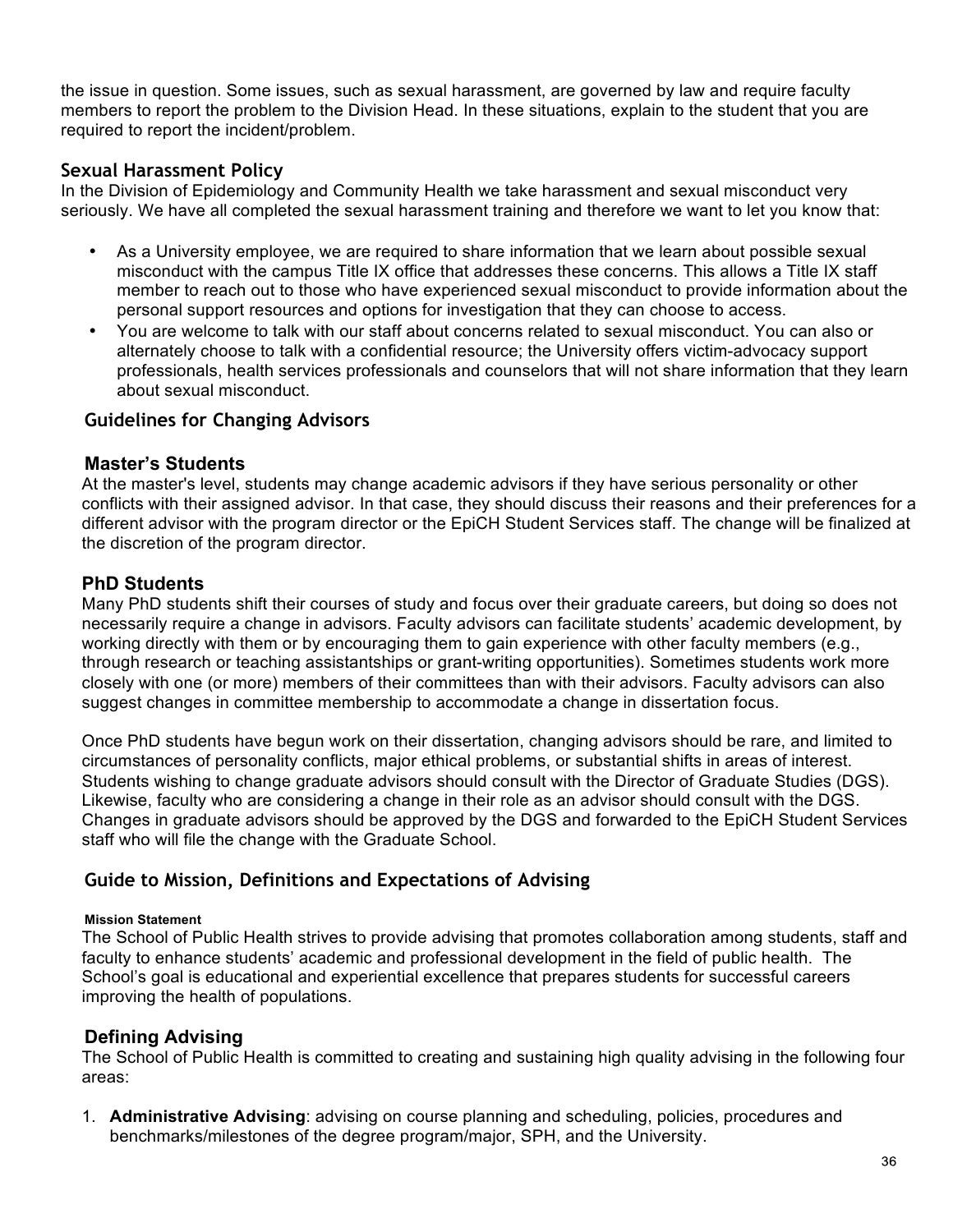the issue in question. Some issues, such as sexual harassment, are governed by law and require faculty members to report the problem to the Division Head. In these situations, explain to the student that you are required to report the incident/problem.

## Sexual Harassment Policy

In the Division of Epidemiology and Community Health we take harassment and sexual misconduct very seriously. We have all completed the sexual harassment training and therefore we want to let you know that:

- As a University employee, we are required to share information that we learn about possible sexual misconduct with the campus Title IX office that addresses these concerns. This allows a Title IX staff member to reach out to those who have experienced sexual misconduct to provide information about the personal support resources and options for investigation that they can choose to access.
- You are welcome to talk with our staff about concerns related to sexual misconduct. You can also or alternately choose to talk with a confidential resource; the University offers victim-advocacy support professionals, health services professionals and counselors that will not share information that they learn about sexual misconduct.

## Guidelines for Changing Advisors

### Master's Students

At the master's level, students may change academic advisors if they have serious personality or other conflicts with their assigned advisor. In that case, they should discuss their reasons and their preferences for a different advisor with the program director or the EpiCH Student Services staff. The change will be finalized at the discretion of the program director.

### PhD Students

Many PhD students shift their courses of study and focus over their graduate careers, but doing so does not necessarily require a change in advisors. Faculty advisors can facilitate students' academic development, by working directly with them or by encouraging them to gain experience with other faculty members (e.g., through research or teaching assistantships or grant-writing opportunities). Sometimes students work more closely with one (or more) members of their committees than with their advisors. Faculty advisors can also suggest changes in committee membership to accommodate a change in dissertation focus.

Once PhD students have begun work on their dissertation, changing advisors should be rare, and limited to circumstances of personality conflicts, major ethical problems, or substantial shifts in areas of interest. Students wishing to change graduate advisors should consult with the Director of Graduate Studies (DGS). Likewise, faculty who are considering a change in their role as an advisor should consult with the DGS. Changes in graduate advisors should be approved by the DGS and forwarded to the EpiCH Student Services staff who will file the change with the Graduate School.

## Guide to Mission, Definitions and Expectations of Advising

#### Mission Statement

The School of Public Health strives to provide advising that promotes collaboration among students, staff and faculty to enhance students' academic and professional development in the field of public health. The School's goal is educational and experiential excellence that prepares students for successful careers improving the health of populations.

### Defining Advising

The School of Public Health is committed to creating and sustaining high quality advising in the following four areas:

1. **Administrative Advising**: advising on course planning and scheduling, policies, procedures and benchmarks/milestones of the degree program/major, SPH, and the University.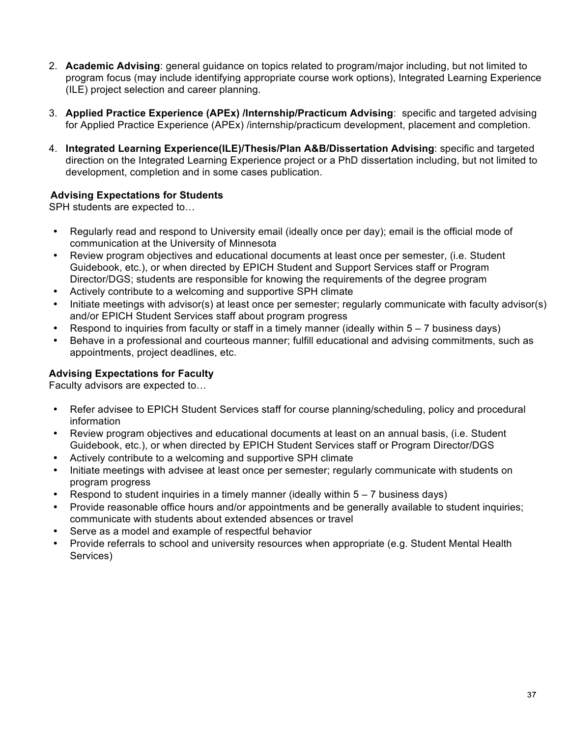2. **Academic Advising**: general guidance on topics related to program/major including, but not limited to program focus (may include identifying appropriate course work options), Integrated Learning Experience (ILE) project selection and career planning.
3. **Applied Practice Experience (APEx) /Internship/Practicum Advising**: specific and targeted advising for Applied Practice Experience (APEx) /internship/practicum development, placement and completion.
4. **Integrated Learning Experience(ILE)/Thesis/Plan A&B/Dissertation Advising**: specific and targeted direction on the Integrated Learning Experience project or a PhD dissertation including, but not limited to development, completion and in some cases publication.

**Advising Expectations for Students**

SPH students are expected to…

- Regularly read and respond to University email (ideally once per day); email is the official mode of communication at the University of Minnesota
- Review program objectives and educational documents at least once per semester, (i.e. Student Guidebook, etc.), or when directed by EPICH Student and Support Services staff or Program Director/DGS; students are responsible for knowing the requirements of the degree program
- Actively contribute to a welcoming and supportive SPH climate
- Initiate meetings with advisor(s) at least once per semester; regularly communicate with faculty advisor(s) and/or EPICH Student Services staff about program progress
- Respond to inquiries from faculty or staff in a timely manner (ideally within 5 – 7 business days)
- Behave in a professional and courteous manner; fulfill educational and advising commitments, such as appointments, project deadlines, etc.

**Advising Expectations for Faculty**

Faculty advisors are expected to…

- Refer advisee to EPICH Student Services staff for course planning/scheduling, policy and procedural information
- Review program objectives and educational documents at least on an annual basis, (i.e. Student Guidebook, etc.), or when directed by EPICH Student Services staff or Program Director/DGS
- Actively contribute to a welcoming and supportive SPH climate
- Initiate meetings with advisee at least once per semester; regularly communicate with students on program progress
- Respond to student inquiries in a timely manner (ideally within 5 – 7 business days)
- Provide reasonable office hours and/or appointments and be generally available to student inquiries; communicate with students about extended absences or travel
- Serve as a model and example of respectful behavior
- Provide referrals to school and university resources when appropriate (e.g. Student Mental Health Services)